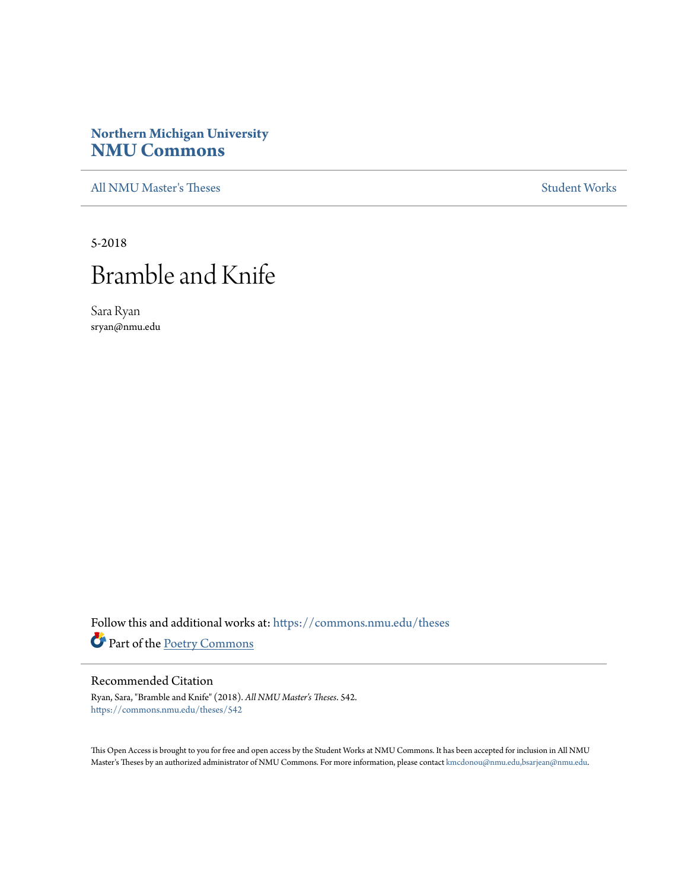**Northern Michigan University**
# NMU Commons

All NMU Master's Theses | Student Works

5-2018

# Bramble and Knife

Sara Ryan
sryan@nmu.edu

Follow this and additional works at: https://commons.nmu.edu/theses

Part of the Poetry Commons

## Recommended Citation

Ryan, Sara, "Bramble and Knife" (2018). *All NMU Master's Theses*. 542.
https://commons.nmu.edu/theses/542

This Open Access is brought to you for free and open access by the Student Works at NMU Commons. It has been accepted for inclusion in All NMU Master's Theses by an authorized administrator of NMU Commons. For more information, please contact kmcdonou@nmu.edu,bsarjean@nmu.edu.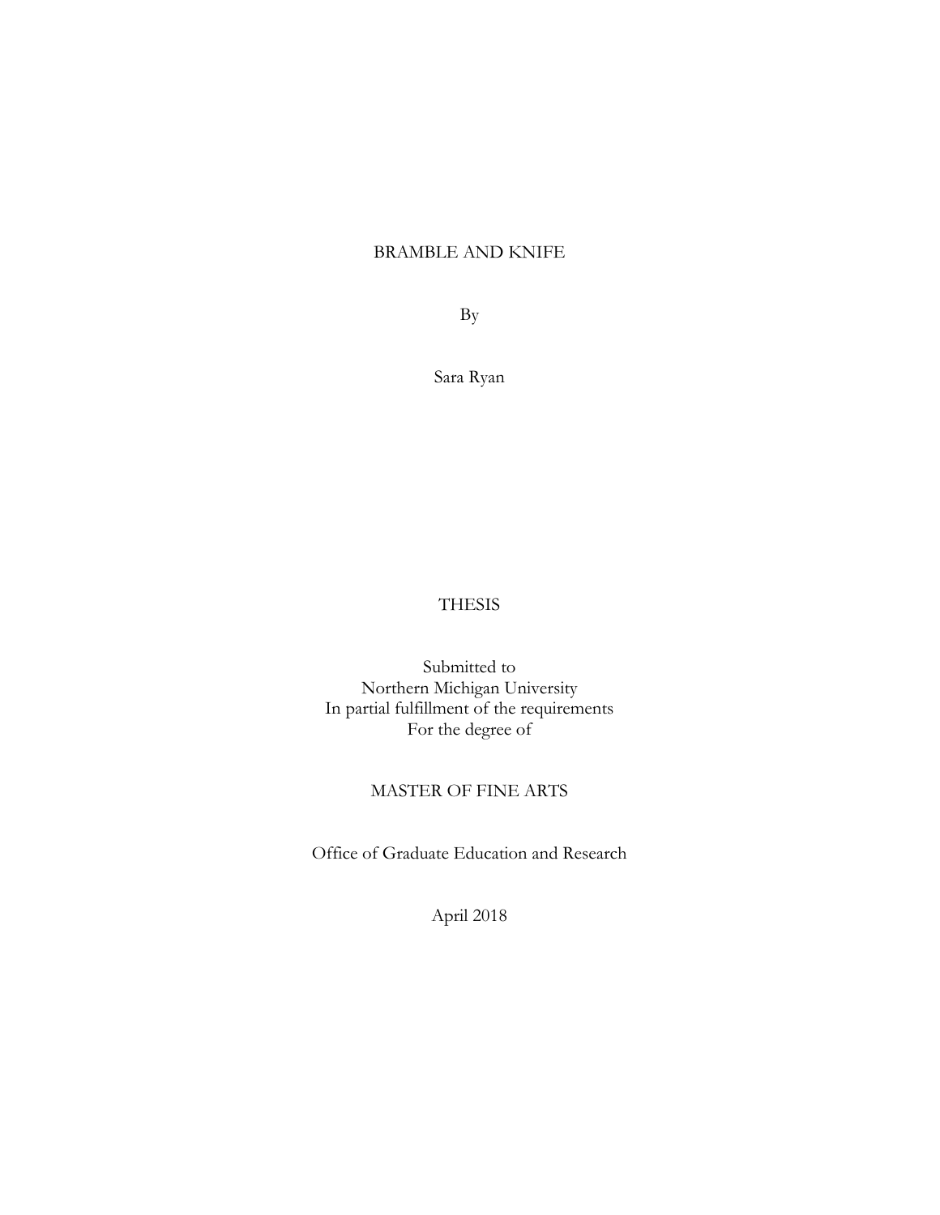# BRAMBLE AND KNIFE

By

Sara Ryan

THESIS

Submitted to
Northern Michigan University
In partial fulfillment of the requirements
For the degree of

MASTER OF FINE ARTS

Office of Graduate Education and Research

April 2018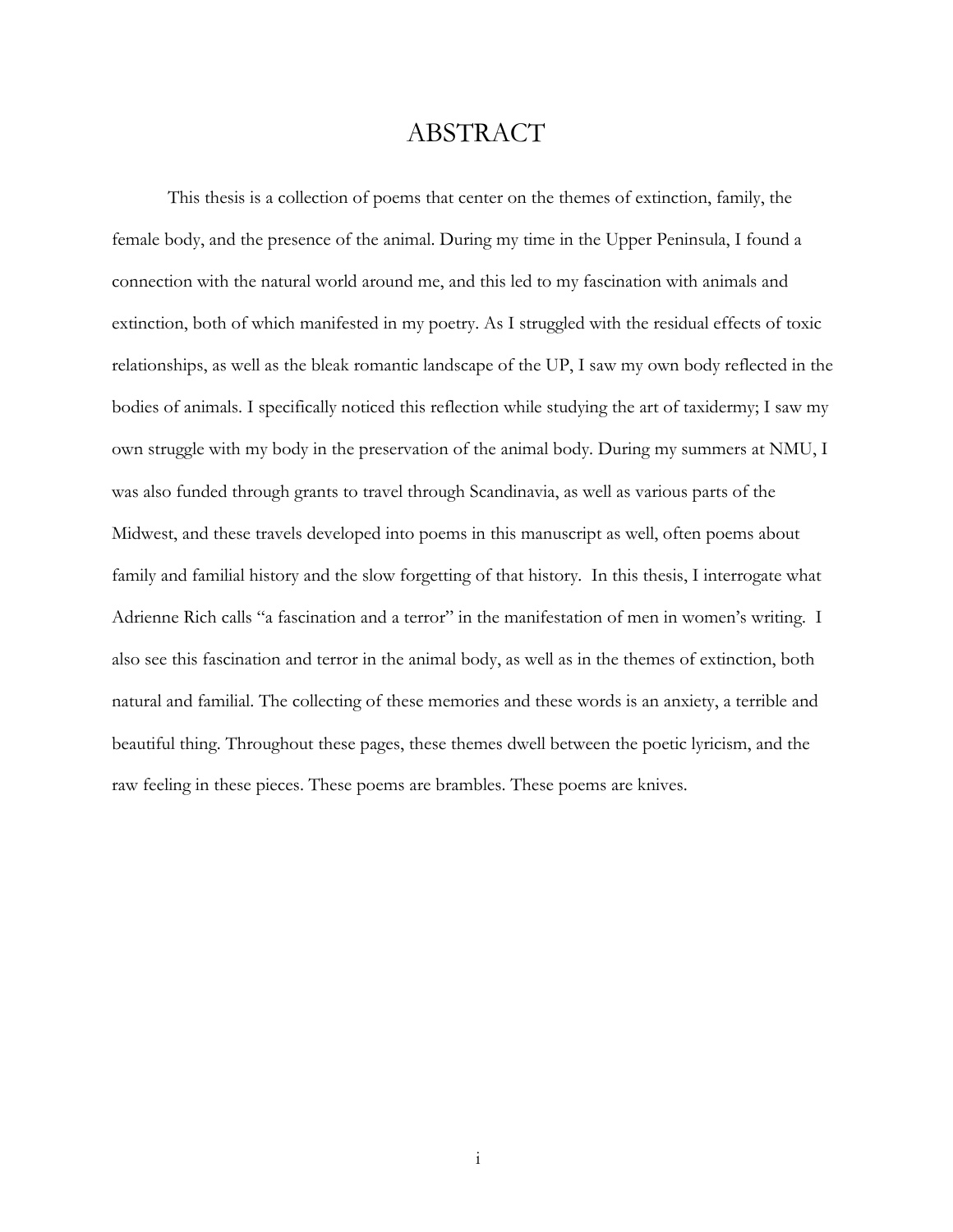# ABSTRACT

This thesis is a collection of poems that center on the themes of extinction, family, the female body, and the presence of the animal. During my time in the Upper Peninsula, I found a connection with the natural world around me, and this led to my fascination with animals and extinction, both of which manifested in my poetry. As I struggled with the residual effects of toxic relationships, as well as the bleak romantic landscape of the UP, I saw my own body reflected in the bodies of animals. I specifically noticed this reflection while studying the art of taxidermy; I saw my own struggle with my body in the preservation of the animal body. During my summers at NMU, I was also funded through grants to travel through Scandinavia, as well as various parts of the Midwest, and these travels developed into poems in this manuscript as well, often poems about family and familial history and the slow forgetting of that history. In this thesis, I interrogate what Adrienne Rich calls "a fascination and a terror" in the manifestation of men in women's writing. I also see this fascination and terror in the animal body, as well as in the themes of extinction, both natural and familial. The collecting of these memories and these words is an anxiety, a terrible and beautiful thing. Throughout these pages, these themes dwell between the poetic lyricism, and the raw feeling in these pieces. These poems are brambles. These poems are knives.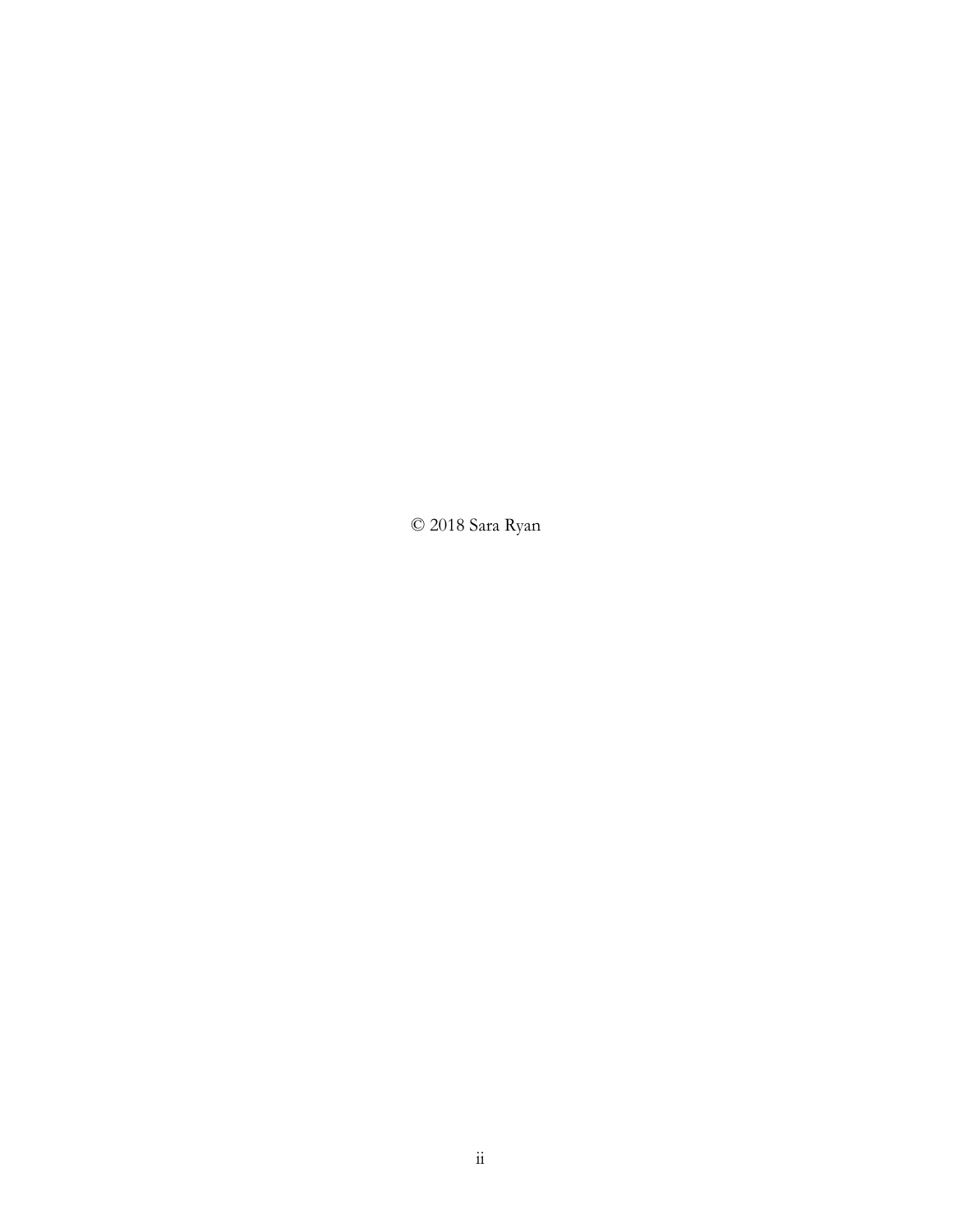© 2018 Sara Ryan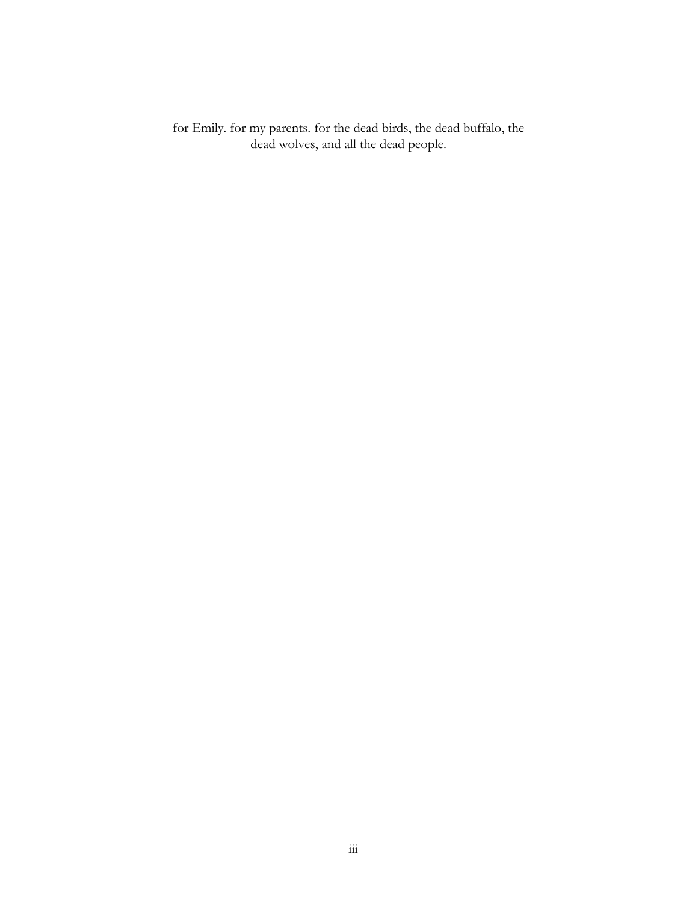for Emily. for my parents. for the dead birds, the dead buffalo, the dead wolves, and all the dead people.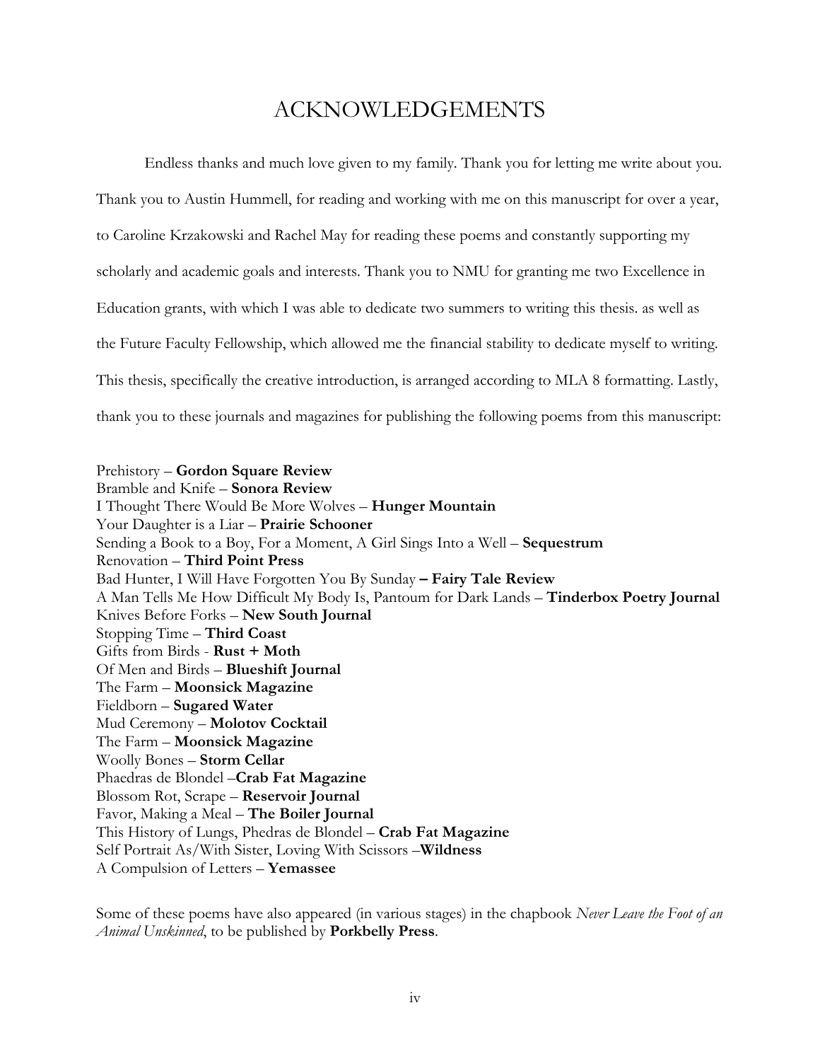# ACKNOWLEDGEMENTS

Endless thanks and much love given to my family. Thank you for letting me write about you. Thank you to Austin Hummell, for reading and working with me on this manuscript for over a year, to Caroline Krzakowski and Rachel May for reading these poems and constantly supporting my scholarly and academic goals and interests. Thank you to NMU for granting me two Excellence in Education grants, with which I was able to dedicate two summers to writing this thesis. as well as the Future Faculty Fellowship, which allowed me the financial stability to dedicate myself to writing. This thesis, specifically the creative introduction, is arranged according to MLA 8 formatting. Lastly, thank you to these journals and magazines for publishing the following poems from this manuscript:

Prehistory – **Gordon Square Review**
Bramble and Knife – **Sonora Review**
I Thought There Would Be More Wolves – **Hunger Mountain**
Your Daughter is a Liar – **Prairie Schooner**
Sending a Book to a Boy, For a Moment, A Girl Sings Into a Well – **Sequestrum**
Renovation – **Third Point Press**
Bad Hunter, I Will Have Forgotten You By Sunday **– Fairy Tale Review**
A Man Tells Me How Difficult My Body Is, Pantoum for Dark Lands – **Tinderbox Poetry Journal**
Knives Before Forks – **New South Journal**
Stopping Time – **Third Coast**
Gifts from Birds - **Rust + Moth**
Of Men and Birds – **Blueshift Journal**
The Farm – **Moonsick Magazine**
Fieldborn – **Sugared Water**
Mud Ceremony – **Molotov Cocktail**
The Farm – **Moonsick Magazine**
Woolly Bones – **Storm Cellar**
Phaedras de Blondel –**Crab Fat Magazine**
Blossom Rot, Scrape – **Reservoir Journal**
Favor, Making a Meal – **The Boiler Journal**
This History of Lungs, Phedras de Blondel – **Crab Fat Magazine**
Self Portrait As/With Sister, Loving With Scissors –**Wildness**
A Compulsion of Letters – **Yemassee**

Some of these poems have also appeared (in various stages) in the chapbook *Never Leave the Foot of an Animal Unskinned*, to be published by **Porkbelly Press**.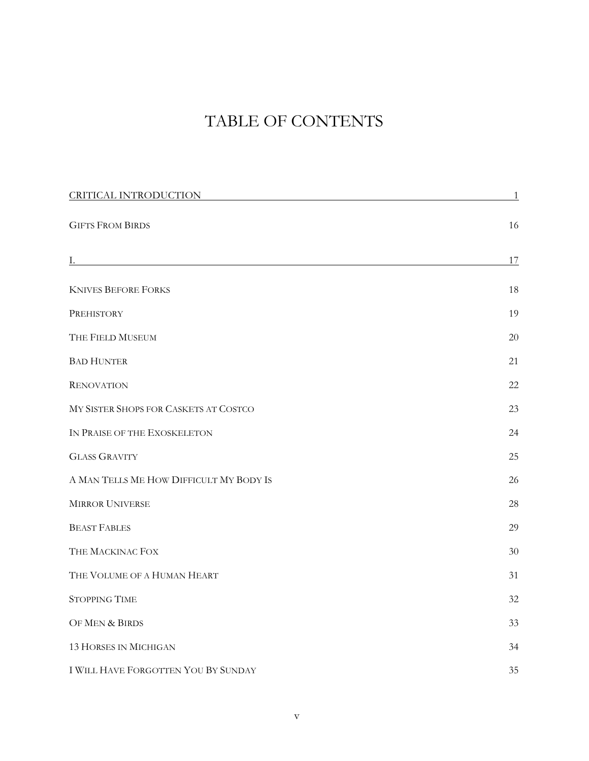# TABLE OF CONTENTS

| | |
|---|---|
| CRITICAL INTRODUCTION | 1 |
| GIFTS FROM BIRDS | 16 |
| I. | 17 |
| KNIVES BEFORE FORKS | 18 |
| PREHISTORY | 19 |
| THE FIELD MUSEUM | 20 |
| BAD HUNTER | 21 |
| RENOVATION | 22 |
| MY SISTER SHOPS FOR CASKETS AT COSTCO | 23 |
| IN PRAISE OF THE EXOSKELETON | 24 |
| GLASS GRAVITY | 25 |
| A MAN TELLS ME HOW DIFFICULT MY BODY IS | 26 |
| MIRROR UNIVERSE | 28 |
| BEAST FABLES | 29 |
| THE MACKINAC FOX | 30 |
| THE VOLUME OF A HUMAN HEART | 31 |
| STOPPING TIME | 32 |
| OF MEN & BIRDS | 33 |
| 13 HORSES IN MICHIGAN | 34 |
| I WILL HAVE FORGOTTEN YOU BY SUNDAY | 35 |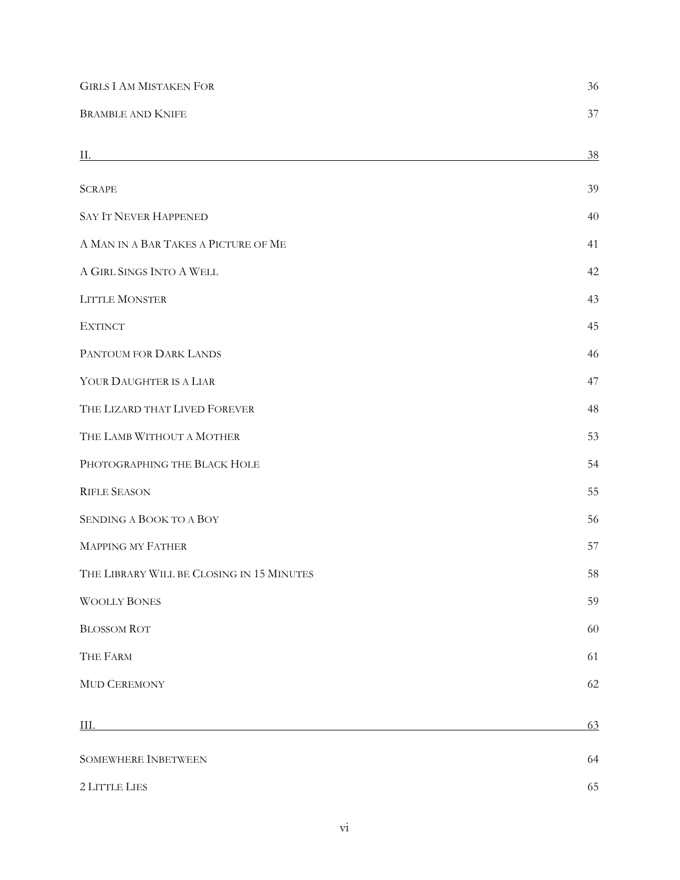| | |
|---|---|
| Girls I Am Mistaken For | 36 |
| Bramble and Knife | 37 |
| II. | 38 |
| Scrape | 39 |
| Say It Never Happened | 40 |
| A Man in a Bar Takes a Picture of Me | 41 |
| A Girl Sings Into A Well | 42 |
| Little Monster | 43 |
| Extinct | 45 |
| Pantoum for Dark Lands | 46 |
| Your Daughter is a Liar | 47 |
| The Lizard that Lived Forever | 48 |
| The Lamb Without a Mother | 53 |
| Photographing the Black Hole | 54 |
| Rifle Season | 55 |
| Sending a Book to a Boy | 56 |
| Mapping my Father | 57 |
| The Library Will be Closing in 15 Minutes | 58 |
| Woolly Bones | 59 |
| Blossom Rot | 60 |
| The Farm | 61 |
| Mud Ceremony | 62 |
| III. | 63 |
| Somewhere Inbetween | 64 |
| 2 Little Lies | 65 |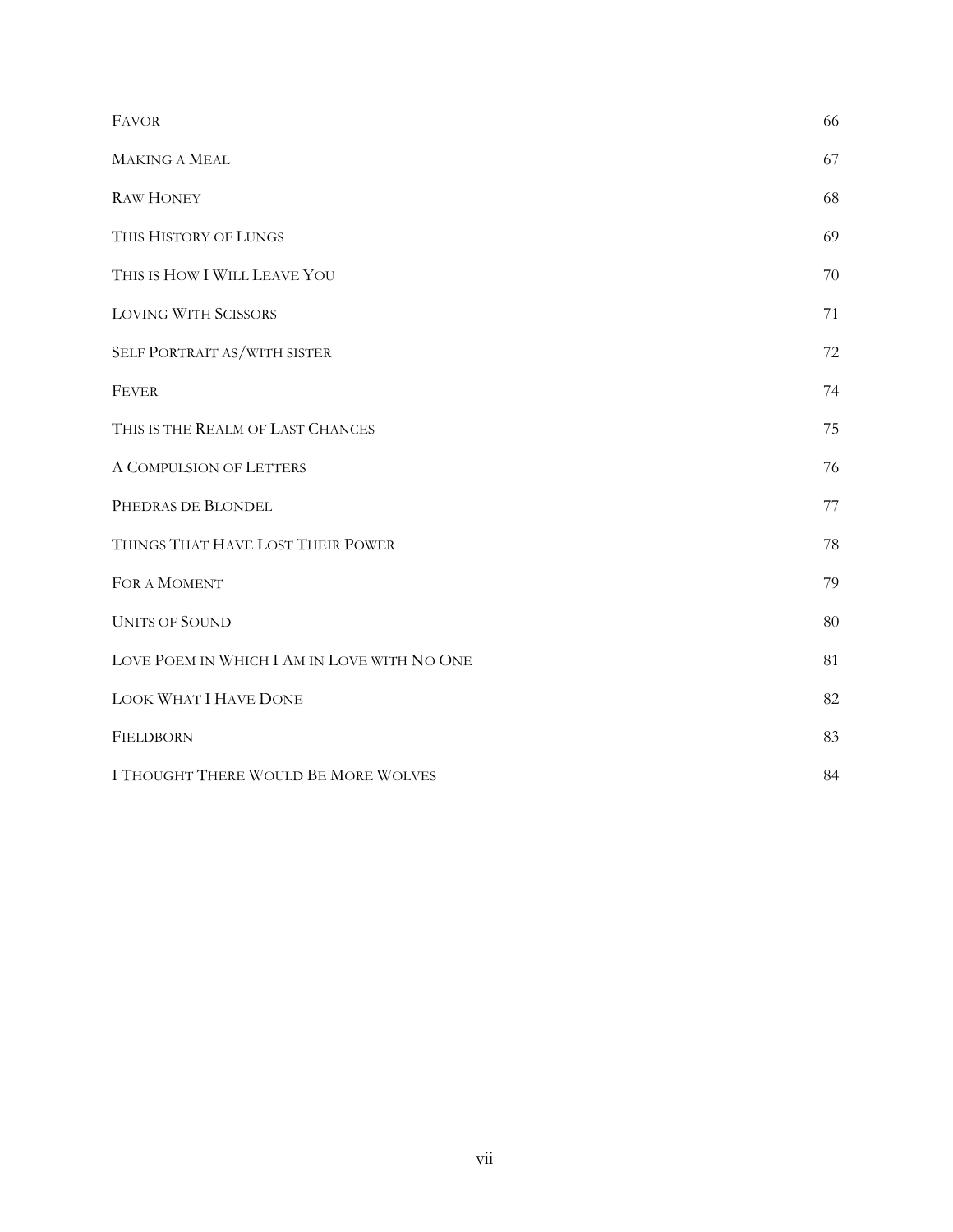| | |
|---|---|
| FAVOR | 66 |
| MAKING A MEAL | 67 |
| RAW HONEY | 68 |
| THIS HISTORY OF LUNGS | 69 |
| THIS IS HOW I WILL LEAVE YOU | 70 |
| LOVING WITH SCISSORS | 71 |
| SELF PORTRAIT AS/WITH SISTER | 72 |
| FEVER | 74 |
| THIS IS THE REALM OF LAST CHANCES | 75 |
| A COMPULSION OF LETTERS | 76 |
| PHEDRAS DE BLONDEL | 77 |
| THINGS THAT HAVE LOST THEIR POWER | 78 |
| FOR A MOMENT | 79 |
| UNITS OF SOUND | 80 |
| LOVE POEM IN WHICH I AM IN LOVE WITH NO ONE | 81 |
| LOOK WHAT I HAVE DONE | 82 |
| FIELDBORN | 83 |
| I THOUGHT THERE WOULD BE MORE WOLVES | 84 |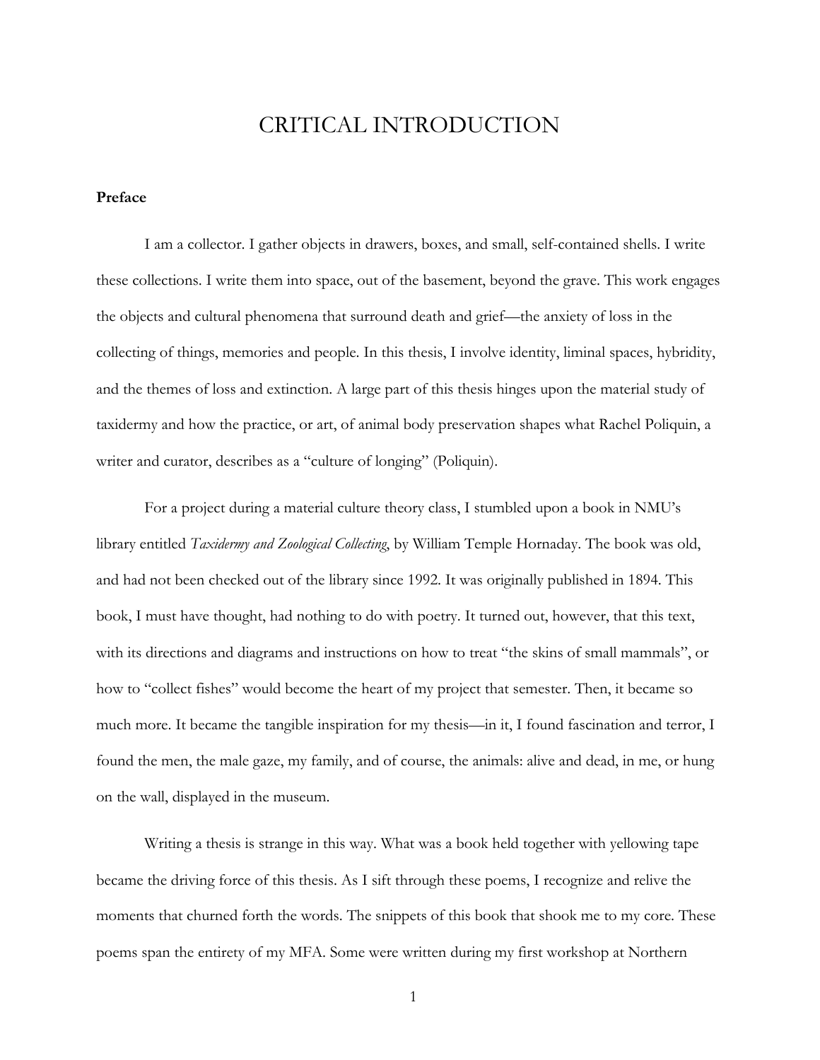# CRITICAL INTRODUCTION

### Preface

I am a collector. I gather objects in drawers, boxes, and small, self-contained shells. I write these collections. I write them into space, out of the basement, beyond the grave. This work engages the objects and cultural phenomena that surround death and grief—the anxiety of loss in the collecting of things, memories and people. In this thesis, I involve identity, liminal spaces, hybridity, and the themes of loss and extinction. A large part of this thesis hinges upon the material study of taxidermy and how the practice, or art, of animal body preservation shapes what Rachel Poliquin, a writer and curator, describes as a "culture of longing" (Poliquin).

For a project during a material culture theory class, I stumbled upon a book in NMU's library entitled *Taxidermy and Zoological Collecting*, by William Temple Hornaday. The book was old, and had not been checked out of the library since 1992. It was originally published in 1894. This book, I must have thought, had nothing to do with poetry. It turned out, however, that this text, with its directions and diagrams and instructions on how to treat "the skins of small mammals", or how to "collect fishes" would become the heart of my project that semester. Then, it became so much more. It became the tangible inspiration for my thesis—in it, I found fascination and terror, I found the men, the male gaze, my family, and of course, the animals: alive and dead, in me, or hung on the wall, displayed in the museum.

Writing a thesis is strange in this way. What was a book held together with yellowing tape became the driving force of this thesis. As I sift through these poems, I recognize and relive the moments that churned forth the words. The snippets of this book that shook me to my core. These poems span the entirety of my MFA. Some were written during my first workshop at Northern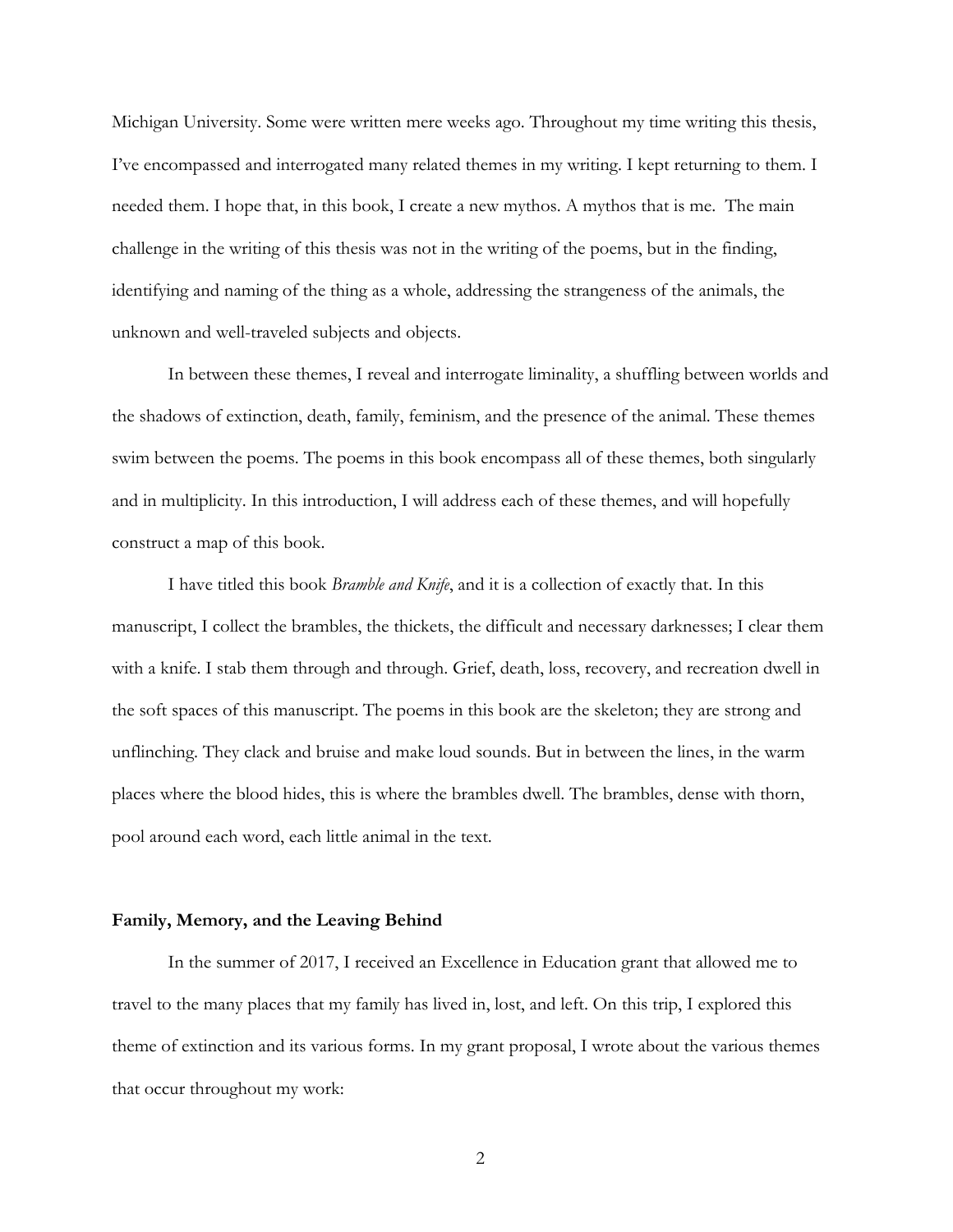Michigan University. Some were written mere weeks ago. Throughout my time writing this thesis, I've encompassed and interrogated many related themes in my writing. I kept returning to them. I needed them. I hope that, in this book, I create a new mythos. A mythos that is me. The main challenge in the writing of this thesis was not in the writing of the poems, but in the finding, identifying and naming of the thing as a whole, addressing the strangeness of the animals, the unknown and well-traveled subjects and objects.

In between these themes, I reveal and interrogate liminality, a shuffling between worlds and the shadows of extinction, death, family, feminism, and the presence of the animal. These themes swim between the poems. The poems in this book encompass all of these themes, both singularly and in multiplicity. In this introduction, I will address each of these themes, and will hopefully construct a map of this book.

I have titled this book *Bramble and Knife*, and it is a collection of exactly that. In this manuscript, I collect the brambles, the thickets, the difficult and necessary darknesses; I clear them with a knife. I stab them through and through. Grief, death, loss, recovery, and recreation dwell in the soft spaces of this manuscript. The poems in this book are the skeleton; they are strong and unflinching. They clack and bruise and make loud sounds. But in between the lines, in the warm places where the blood hides, this is where the brambles dwell. The brambles, dense with thorn, pool around each word, each little animal in the text.

**Family, Memory, and the Leaving Behind**

In the summer of 2017, I received an Excellence in Education grant that allowed me to travel to the many places that my family has lived in, lost, and left. On this trip, I explored this theme of extinction and its various forms. In my grant proposal, I wrote about the various themes that occur throughout my work: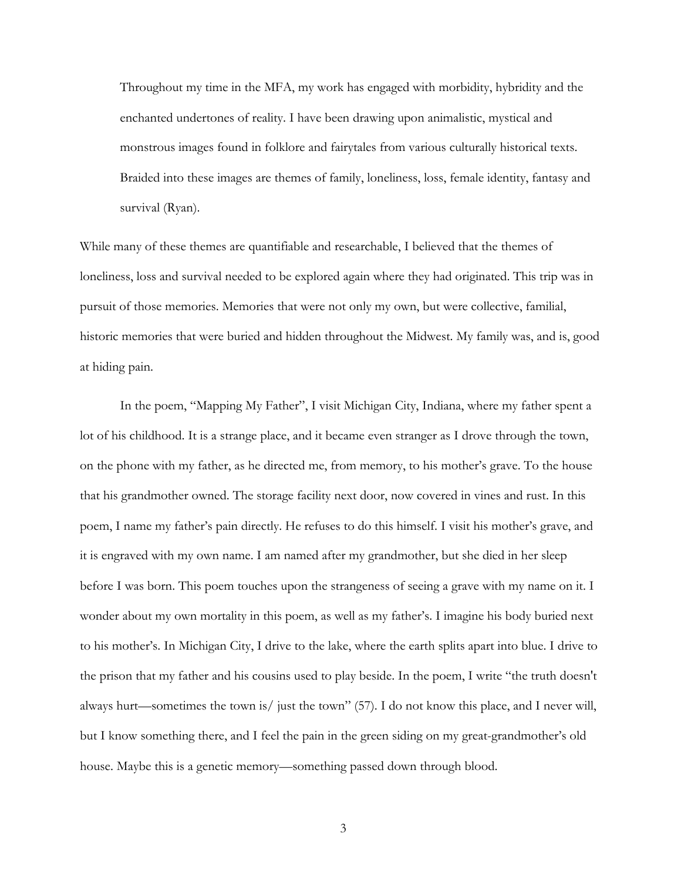> Throughout my time in the MFA, my work has engaged with morbidity, hybridity and the enchanted undertones of reality. I have been drawing upon animalistic, mystical and monstrous images found in folklore and fairytales from various culturally historical texts. Braided into these images are themes of family, loneliness, loss, female identity, fantasy and survival (Ryan).

While many of these themes are quantifiable and researchable, I believed that the themes of loneliness, loss and survival needed to be explored again where they had originated. This trip was in pursuit of those memories. Memories that were not only my own, but were collective, familial, historic memories that were buried and hidden throughout the Midwest. My family was, and is, good at hiding pain.

In the poem, "Mapping My Father", I visit Michigan City, Indiana, where my father spent a lot of his childhood. It is a strange place, and it became even stranger as I drove through the town, on the phone with my father, as he directed me, from memory, to his mother's grave. To the house that his grandmother owned. The storage facility next door, now covered in vines and rust. In this poem, I name my father's pain directly. He refuses to do this himself. I visit his mother's grave, and it is engraved with my own name. I am named after my grandmother, but she died in her sleep before I was born. This poem touches upon the strangeness of seeing a grave with my name on it. I wonder about my own mortality in this poem, as well as my father's. I imagine his body buried next to his mother's. In Michigan City, I drive to the lake, where the earth splits apart into blue. I drive to the prison that my father and his cousins used to play beside. In the poem, I write "the truth doesn't always hurt—sometimes the town is/ just the town" (57). I do not know this place, and I never will, but I know something there, and I feel the pain in the green siding on my great-grandmother's old house. Maybe this is a genetic memory—something passed down through blood.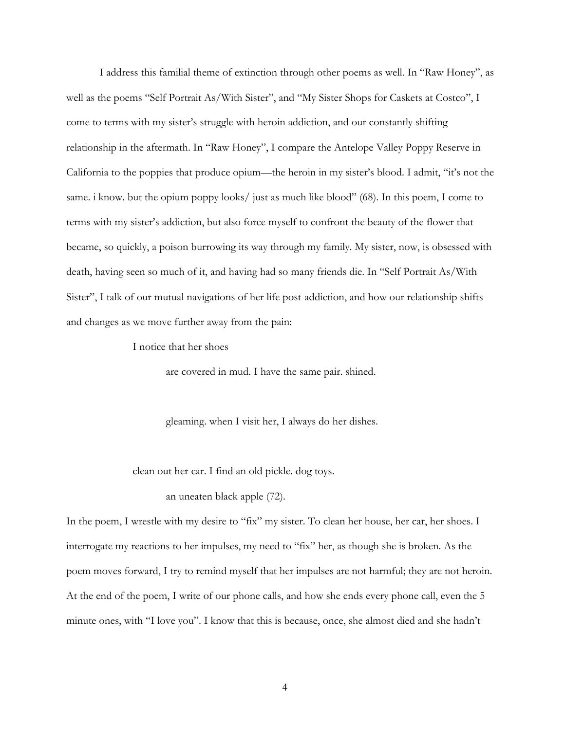I address this familial theme of extinction through other poems as well. In "Raw Honey", as well as the poems "Self Portrait As/With Sister", and "My Sister Shops for Caskets at Costco", I come to terms with my sister's struggle with heroin addiction, and our constantly shifting relationship in the aftermath. In "Raw Honey", I compare the Antelope Valley Poppy Reserve in California to the poppies that produce opium—the heroin in my sister's blood. I admit, "it's not the same. i know. but the opium poppy looks/ just as much like blood" (68). In this poem, I come to terms with my sister's addiction, but also force myself to confront the beauty of the flower that became, so quickly, a poison burrowing its way through my family. My sister, now, is obsessed with death, having seen so much of it, and having had so many friends die. In "Self Portrait As/With Sister", I talk of our mutual navigations of her life post-addiction, and how our relationship shifts and changes as we move further away from the pain:

> I notice that her shoes
>
> are covered in mud. I have the same pair. shined.
>
>
> gleaming. when I visit her, I always do her dishes.
>
>
> clean out her car. I find an old pickle. dog toys.
>
> an uneaten black apple (72).

In the poem, I wrestle with my desire to "fix" my sister. To clean her house, her car, her shoes. I interrogate my reactions to her impulses, my need to "fix" her, as though she is broken. As the poem moves forward, I try to remind myself that her impulses are not harmful; they are not heroin. At the end of the poem, I write of our phone calls, and how she ends every phone call, even the 5 minute ones, with "I love you". I know that this is because, once, she almost died and she hadn't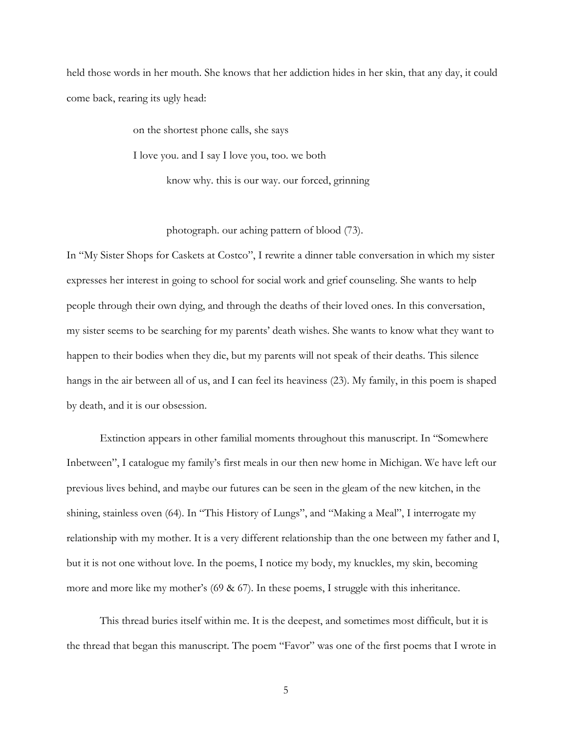held those words in her mouth. She knows that her addiction hides in her skin, that any day, it could come back, rearing its ugly head:

> on the shortest phone calls, she says
>
> I love you. and I say I love you, too. we both
>
> &nbsp;&nbsp;&nbsp;&nbsp;&nbsp;&nbsp;&nbsp;&nbsp;know why. this is our way. our forced, grinning
>
> &nbsp;&nbsp;&nbsp;&nbsp;&nbsp;&nbsp;&nbsp;&nbsp;photograph. our aching pattern of blood (73).

In "My Sister Shops for Caskets at Costco", I rewrite a dinner table conversation in which my sister expresses her interest in going to school for social work and grief counseling. She wants to help people through their own dying, and through the deaths of their loved ones. In this conversation, my sister seems to be searching for my parents' death wishes. She wants to know what they want to happen to their bodies when they die, but my parents will not speak of their deaths. This silence hangs in the air between all of us, and I can feel its heaviness (23). My family, in this poem is shaped by death, and it is our obsession.

Extinction appears in other familial moments throughout this manuscript. In "Somewhere Inbetween", I catalogue my family's first meals in our then new home in Michigan. We have left our previous lives behind, and maybe our futures can be seen in the gleam of the new kitchen, in the shining, stainless oven (64). In "This History of Lungs", and "Making a Meal", I interrogate my relationship with my mother. It is a very different relationship than the one between my father and I, but it is not one without love. In the poems, I notice my body, my knuckles, my skin, becoming more and more like my mother's (69 & 67). In these poems, I struggle with this inheritance.

This thread buries itself within me. It is the deepest, and sometimes most difficult, but it is the thread that began this manuscript. The poem "Favor" was one of the first poems that I wrote in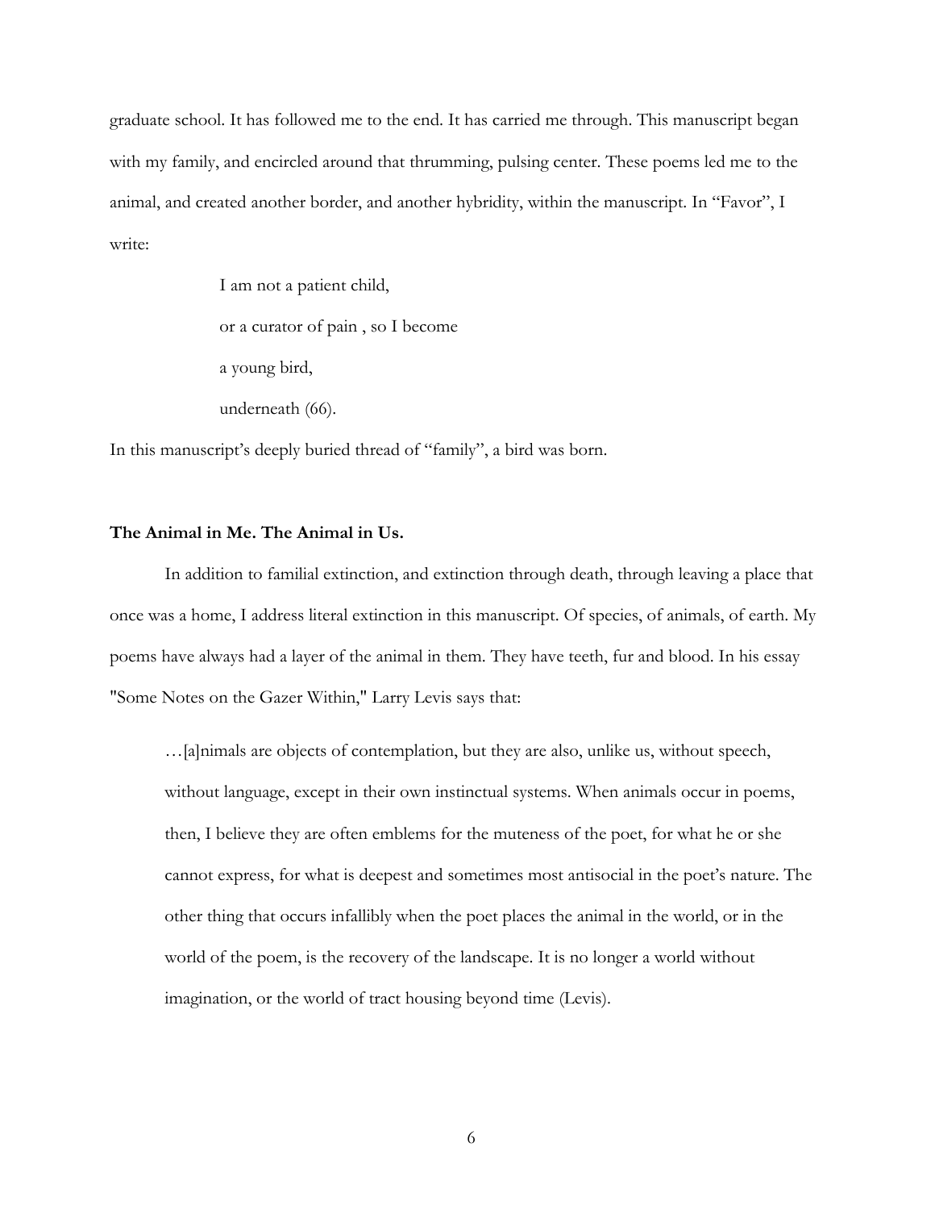graduate school. It has followed me to the end. It has carried me through. This manuscript began with my family, and encircled around that thrumming, pulsing center. These poems led me to the animal, and created another border, and another hybridity, within the manuscript. In "Favor", I write:

> I am not a patient child,
>
> or a curator of pain , so I become
>
> a young bird,
>
> underneath (66).

In this manuscript's deeply buried thread of "family", a bird was born.

**The Animal in Me. The Animal in Us.**

In addition to familial extinction, and extinction through death, through leaving a place that once was a home, I address literal extinction in this manuscript. Of species, of animals, of earth. My poems have always had a layer of the animal in them. They have teeth, fur and blood. In his essay "Some Notes on the Gazer Within," Larry Levis says that:

> …[a]nimals are objects of contemplation, but they are also, unlike us, without speech, without language, except in their own instinctual systems. When animals occur in poems, then, I believe they are often emblems for the muteness of the poet, for what he or she cannot express, for what is deepest and sometimes most antisocial in the poet's nature. The other thing that occurs infallibly when the poet places the animal in the world, or in the world of the poem, is the recovery of the landscape. It is no longer a world without imagination, or the world of tract housing beyond time (Levis).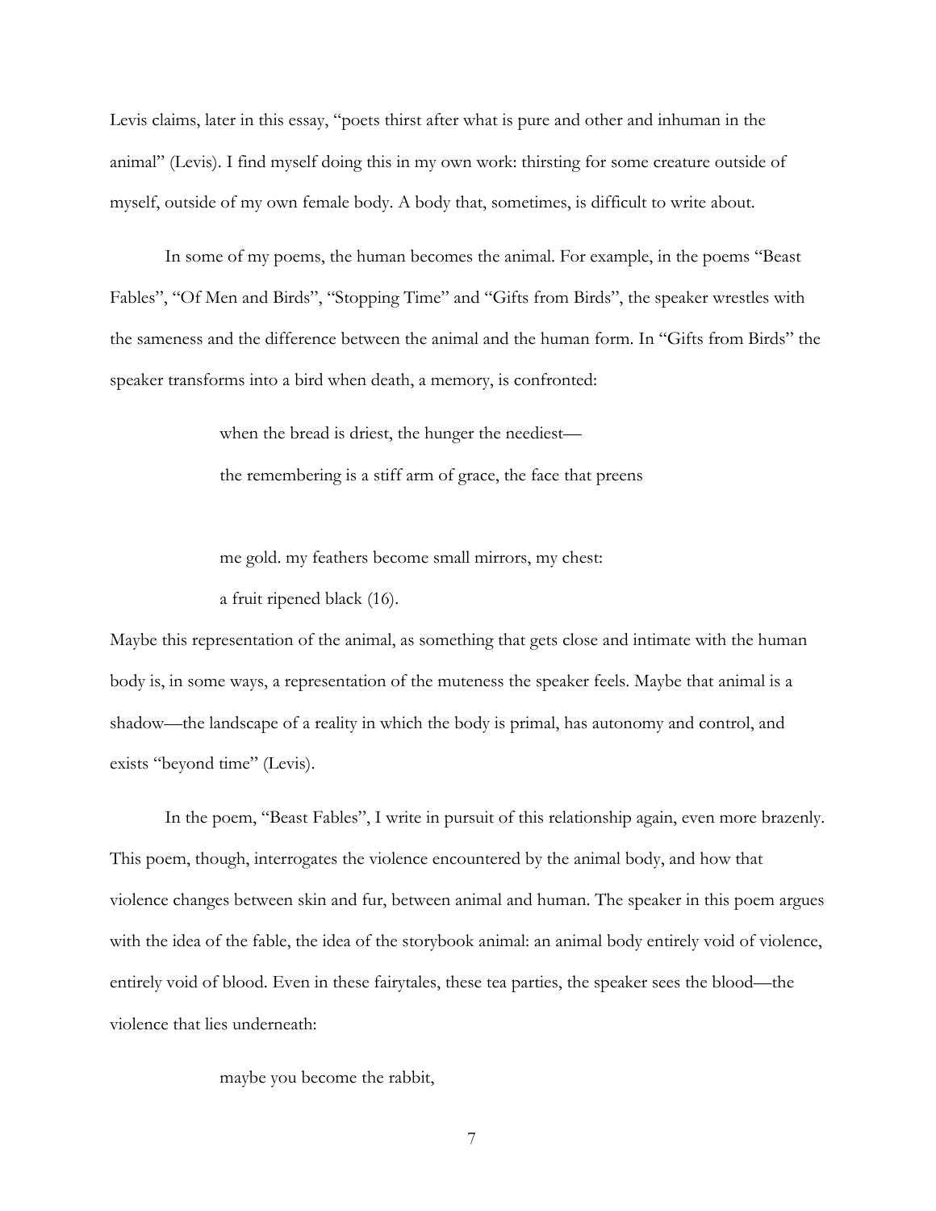Levis claims, later in this essay, "poets thirst after what is pure and other and inhuman in the animal" (Levis). I find myself doing this in my own work: thirsting for some creature outside of myself, outside of my own female body. A body that, sometimes, is difficult to write about.

In some of my poems, the human becomes the animal. For example, in the poems "Beast Fables", "Of Men and Birds", "Stopping Time" and "Gifts from Birds", the speaker wrestles with the sameness and the difference between the animal and the human form. In "Gifts from Birds" the speaker transforms into a bird when death, a memory, is confronted:

> when the bread is driest, the hunger the neediest—
>
> the remembering is a stiff arm of grace, the face that preens
>
> me gold. my feathers become small mirrors, my chest:
>
> a fruit ripened black (16).

Maybe this representation of the animal, as something that gets close and intimate with the human body is, in some ways, a representation of the muteness the speaker feels. Maybe that animal is a shadow—the landscape of a reality in which the body is primal, has autonomy and control, and exists "beyond time" (Levis).

In the poem, "Beast Fables", I write in pursuit of this relationship again, even more brazenly. This poem, though, interrogates the violence encountered by the animal body, and how that violence changes between skin and fur, between animal and human. The speaker in this poem argues with the idea of the fable, the idea of the storybook animal: an animal body entirely void of violence, entirely void of blood. Even in these fairytales, these tea parties, the speaker sees the blood—the violence that lies underneath:

> maybe you become the rabbit,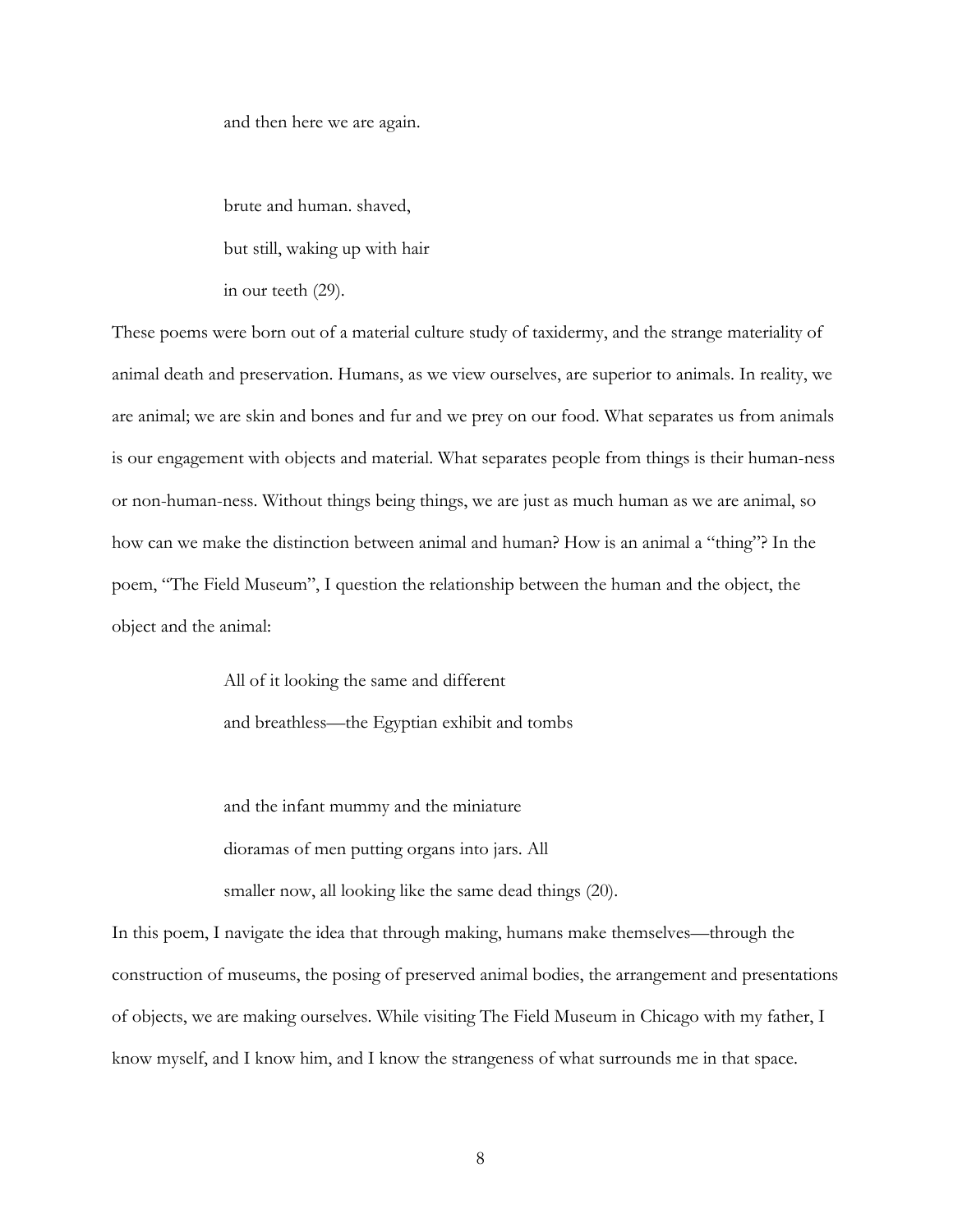> and then here we are again.
>
> brute and human. shaved,
>
> but still, waking up with hair
>
> in our teeth (29).

These poems were born out of a material culture study of taxidermy, and the strange materiality of animal death and preservation. Humans, as we view ourselves, are superior to animals. In reality, we are animal; we are skin and bones and fur and we prey on our food. What separates us from animals is our engagement with objects and material. What separates people from things is their human-ness or non-human-ness. Without things being things, we are just as much human as we are animal, so how can we make the distinction between animal and human? How is an animal a "thing"? In the poem, "The Field Museum", I question the relationship between the human and the object, the object and the animal:

> All of it looking the same and different
>
> and breathless—the Egyptian exhibit and tombs
>
> and the infant mummy and the miniature
>
> dioramas of men putting organs into jars. All
>
> smaller now, all looking like the same dead things (20).

In this poem, I navigate the idea that through making, humans make themselves—through the construction of museums, the posing of preserved animal bodies, the arrangement and presentations of objects, we are making ourselves. While visiting The Field Museum in Chicago with my father, I know myself, and I know him, and I know the strangeness of what surrounds me in that space.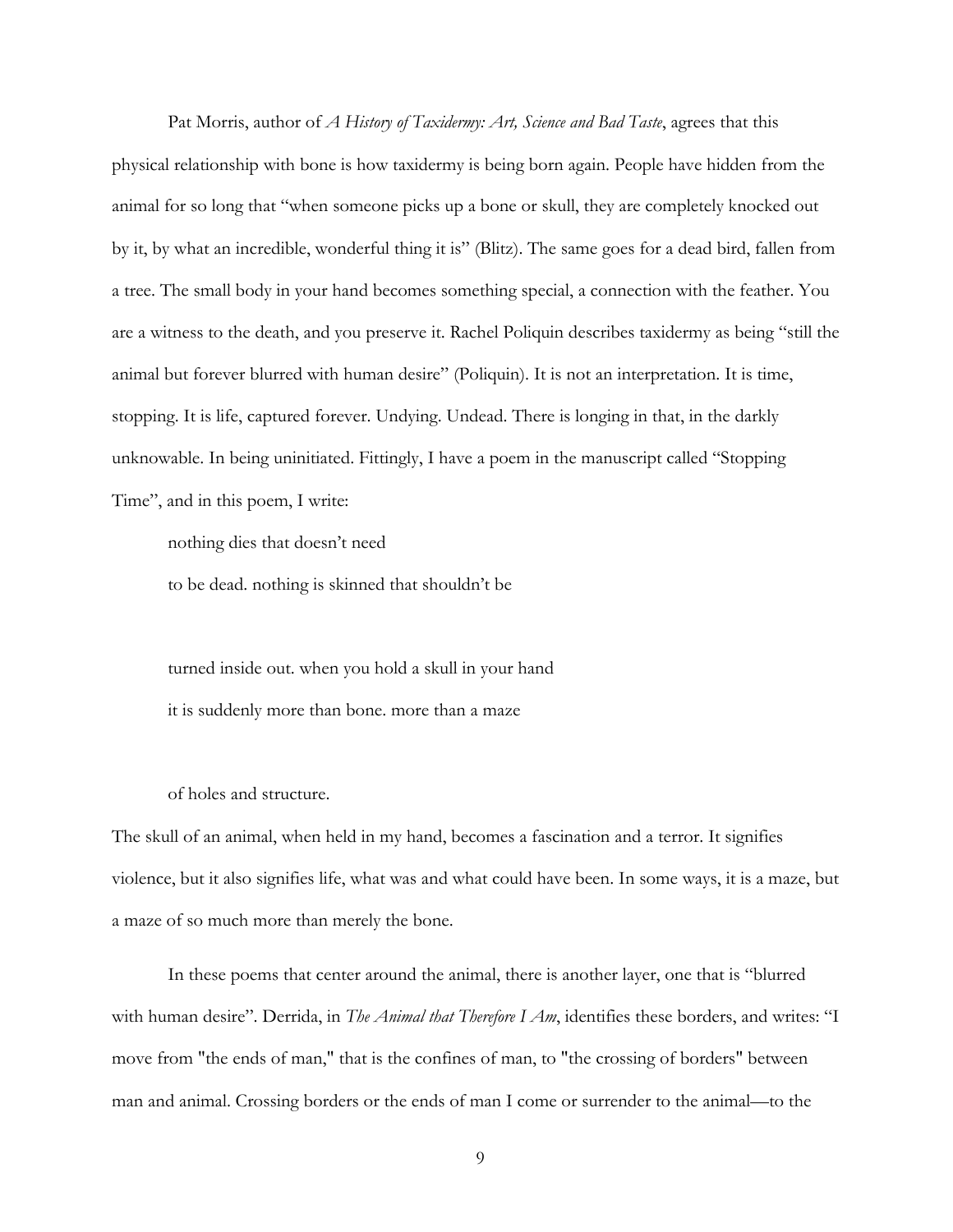Pat Morris, author of *A History of Taxidermy: Art, Science and Bad Taste*, agrees that this physical relationship with bone is how taxidermy is being born again. People have hidden from the animal for so long that "when someone picks up a bone or skull, they are completely knocked out by it, by what an incredible, wonderful thing it is" (Blitz). The same goes for a dead bird, fallen from a tree. The small body in your hand becomes something special, a connection with the feather. You are a witness to the death, and you preserve it. Rachel Poliquin describes taxidermy as being "still the animal but forever blurred with human desire" (Poliquin). It is not an interpretation. It is time, stopping. It is life, captured forever. Undying. Undead. There is longing in that, in the darkly unknowable. In being uninitiated. Fittingly, I have a poem in the manuscript called "Stopping Time", and in this poem, I write:

> nothing dies that doesn't need
> to be dead. nothing is skinned that shouldn't be
>
> turned inside out. when you hold a skull in your hand
> it is suddenly more than bone. more than a maze
>
> of holes and structure.

The skull of an animal, when held in my hand, becomes a fascination and a terror. It signifies violence, but it also signifies life, what was and what could have been. In some ways, it is a maze, but a maze of so much more than merely the bone.

In these poems that center around the animal, there is another layer, one that is "blurred with human desire". Derrida, in *The Animal that Therefore I Am*, identifies these borders, and writes: "I move from "the ends of man," that is the confines of man, to "the crossing of borders" between man and animal. Crossing borders or the ends of man I come or surrender to the animal—to the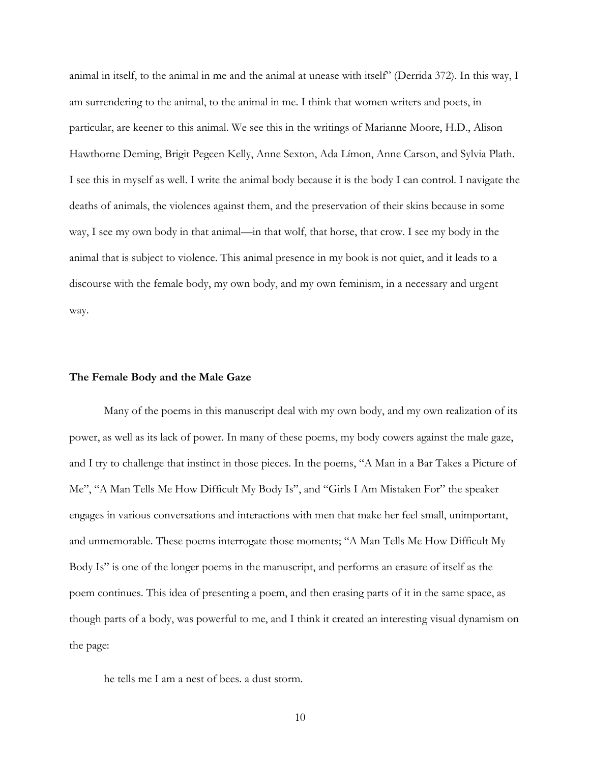animal in itself, to the animal in me and the animal at unease with itself" (Derrida 372). In this way, I am surrendering to the animal, to the animal in me. I think that women writers and poets, in particular, are keener to this animal. We see this in the writings of Marianne Moore, H.D., Alison Hawthorne Deming, Brigit Pegeen Kelly, Anne Sexton, Ada Límon, Anne Carson, and Sylvia Plath. I see this in myself as well. I write the animal body because it is the body I can control. I navigate the deaths of animals, the violences against them, and the preservation of their skins because in some way, I see my own body in that animal—in that wolf, that horse, that crow. I see my body in the animal that is subject to violence. This animal presence in my book is not quiet, and it leads to a discourse with the female body, my own body, and my own feminism, in a necessary and urgent way.

### The Female Body and the Male Gaze

Many of the poems in this manuscript deal with my own body, and my own realization of its power, as well as its lack of power. In many of these poems, my body cowers against the male gaze, and I try to challenge that instinct in those pieces. In the poems, "A Man in a Bar Takes a Picture of Me", "A Man Tells Me How Difficult My Body Is", and "Girls I Am Mistaken For" the speaker engages in various conversations and interactions with men that make her feel small, unimportant, and unmemorable. These poems interrogate those moments; "A Man Tells Me How Difficult My Body Is" is one of the longer poems in the manuscript, and performs an erasure of itself as the poem continues. This idea of presenting a poem, and then erasing parts of it in the same space, as though parts of a body, was powerful to me, and I think it created an interesting visual dynamism on the page:

> he tells me I am a nest of bees. a dust storm.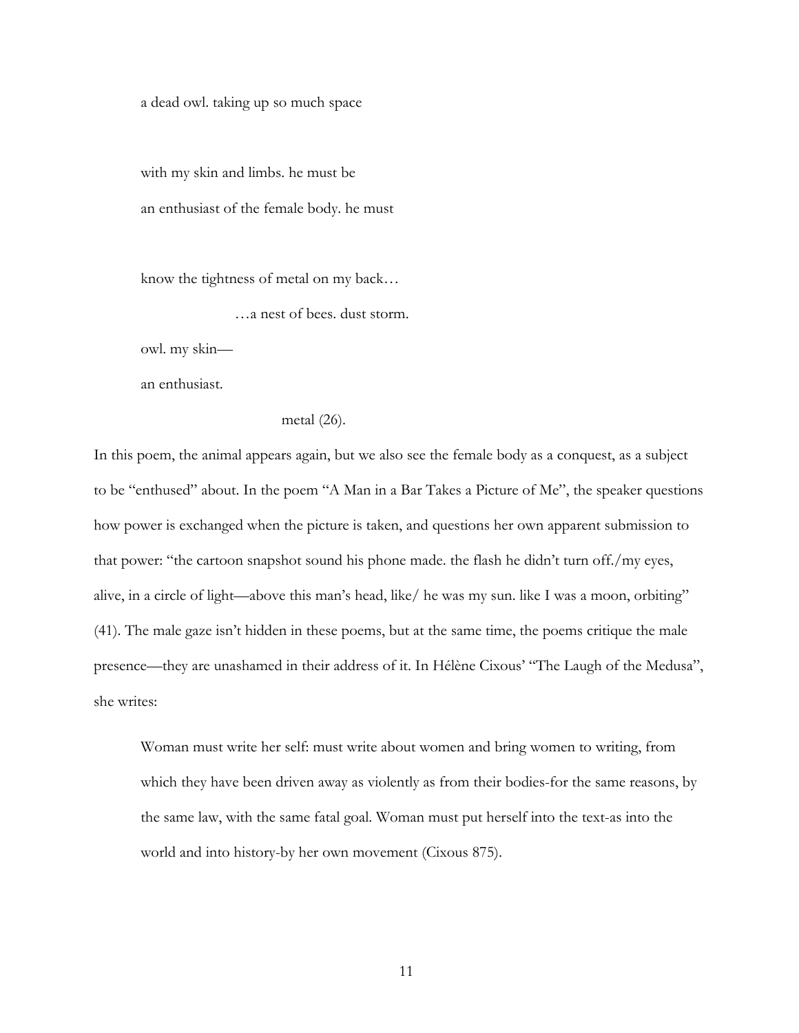a dead owl. taking up so much space

with my skin and limbs. he must be
an enthusiast of the female body. he must

know the tightness of metal on my back…
…a nest of bees. dust storm.
owl. my skin—
an enthusiast.
metal (26).

In this poem, the animal appears again, but we also see the female body as a conquest, as a subject to be "enthused" about. In the poem "A Man in a Bar Takes a Picture of Me", the speaker questions how power is exchanged when the picture is taken, and questions her own apparent submission to that power: "the cartoon snapshot sound his phone made. the flash he didn't turn off./my eyes, alive, in a circle of light—above this man's head, like/ he was my sun. like I was a moon, orbiting" (41). The male gaze isn't hidden in these poems, but at the same time, the poems critique the male presence—they are unashamed in their address of it. In Hélène Cixous' "The Laugh of the Medusa", she writes:

> Woman must write her self: must write about women and bring women to writing, from which they have been driven away as violently as from their bodies-for the same reasons, by the same law, with the same fatal goal. Woman must put herself into the text-as into the world and into history-by her own movement (Cixous 875).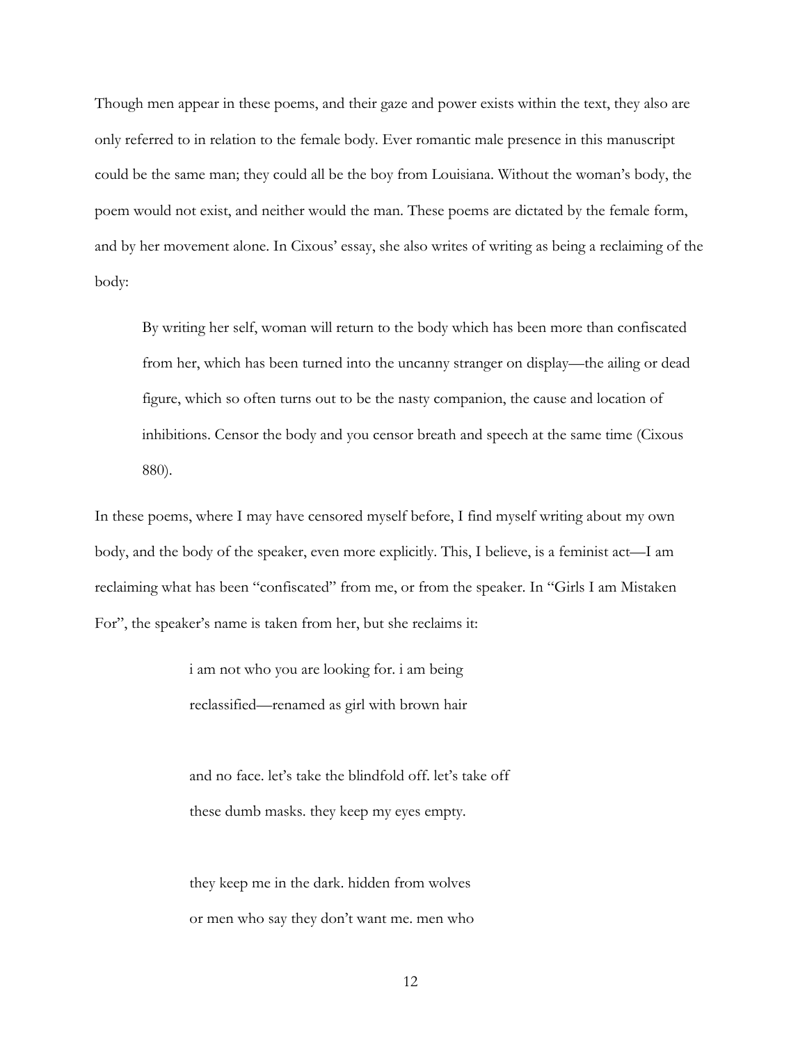Though men appear in these poems, and their gaze and power exists within the text, they also are only referred to in relation to the female body. Ever romantic male presence in this manuscript could be the same man; they could all be the boy from Louisiana. Without the woman's body, the poem would not exist, and neither would the man. These poems are dictated by the female form, and by her movement alone. In Cixous' essay, she also writes of writing as being a reclaiming of the body:

> By writing her self, woman will return to the body which has been more than confiscated from her, which has been turned into the uncanny stranger on display—the ailing or dead figure, which so often turns out to be the nasty companion, the cause and location of inhibitions. Censor the body and you censor breath and speech at the same time (Cixous 880).

In these poems, where I may have censored myself before, I find myself writing about my own body, and the body of the speaker, even more explicitly. This, I believe, is a feminist act—I am reclaiming what has been "confiscated" from me, or from the speaker. In "Girls I am Mistaken For", the speaker's name is taken from her, but she reclaims it:

> i am not who you are looking for. i am being
> reclassified—renamed as girl with brown hair
>
> and no face. let's take the blindfold off. let's take off
> these dumb masks. they keep my eyes empty.
>
> they keep me in the dark. hidden from wolves
> or men who say they don't want me. men who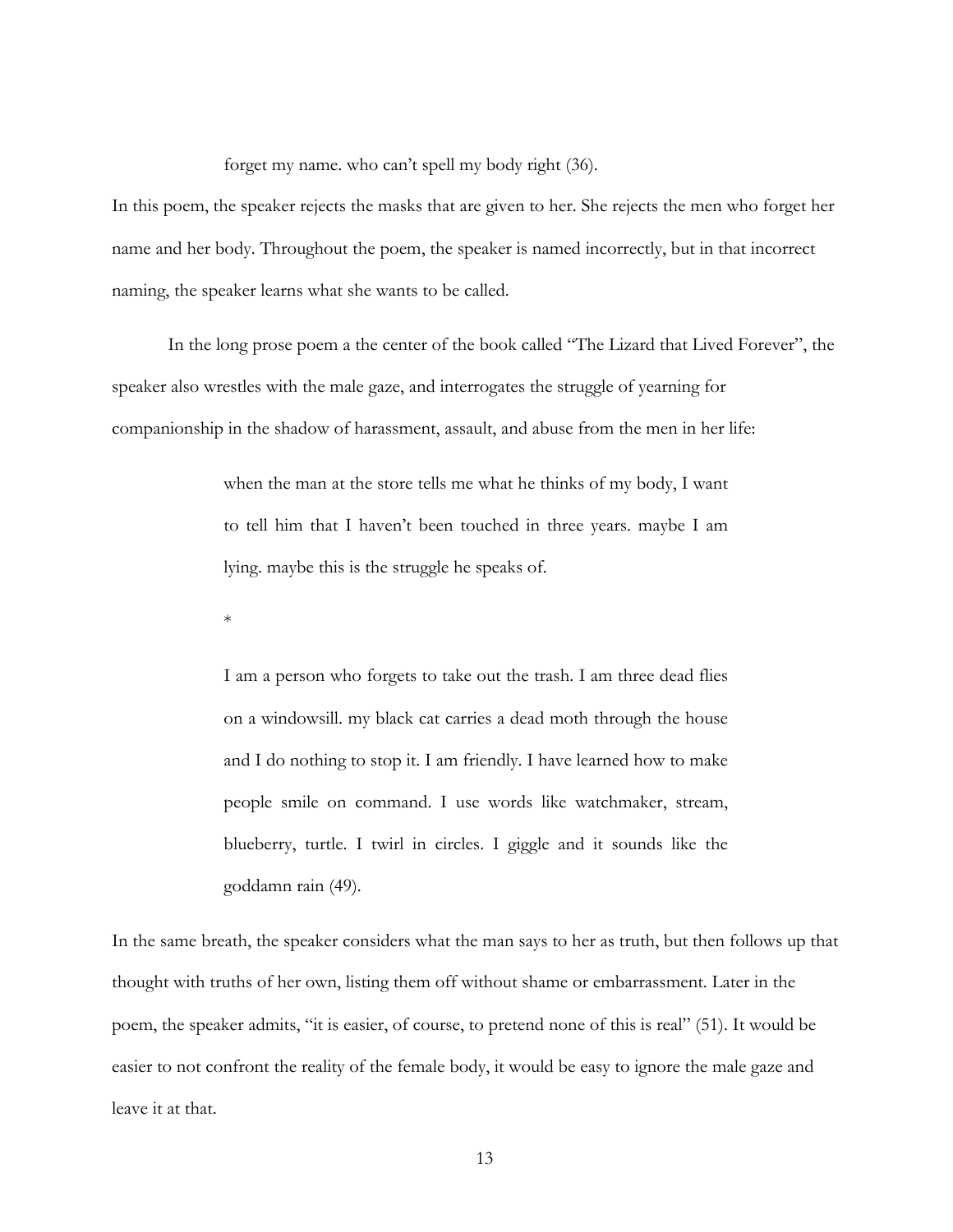> forget my name. who can't spell my body right (36).

In this poem, the speaker rejects the masks that are given to her. She rejects the men who forget her name and her body. Throughout the poem, the speaker is named incorrectly, but in that incorrect naming, the speaker learns what she wants to be called.

In the long prose poem a the center of the book called "The Lizard that Lived Forever", the speaker also wrestles with the male gaze, and interrogates the struggle of yearning for companionship in the shadow of harassment, assault, and abuse from the men in her life:

> when the man at the store tells me what he thinks of my body, I want to tell him that I haven't been touched in three years. maybe I am lying. maybe this is the struggle he speaks of.
>
> *
>
> I am a person who forgets to take out the trash. I am three dead flies on a windowsill. my black cat carries a dead moth through the house and I do nothing to stop it. I am friendly. I have learned how to make people smile on command. I use words like watchmaker, stream, blueberry, turtle. I twirl in circles. I giggle and it sounds like the goddamn rain (49).

In the same breath, the speaker considers what the man says to her as truth, but then follows up that thought with truths of her own, listing them off without shame or embarrassment. Later in the poem, the speaker admits, "it is easier, of course, to pretend none of this is real" (51). It would be easier to not confront the reality of the female body, it would be easy to ignore the male gaze and leave it at that.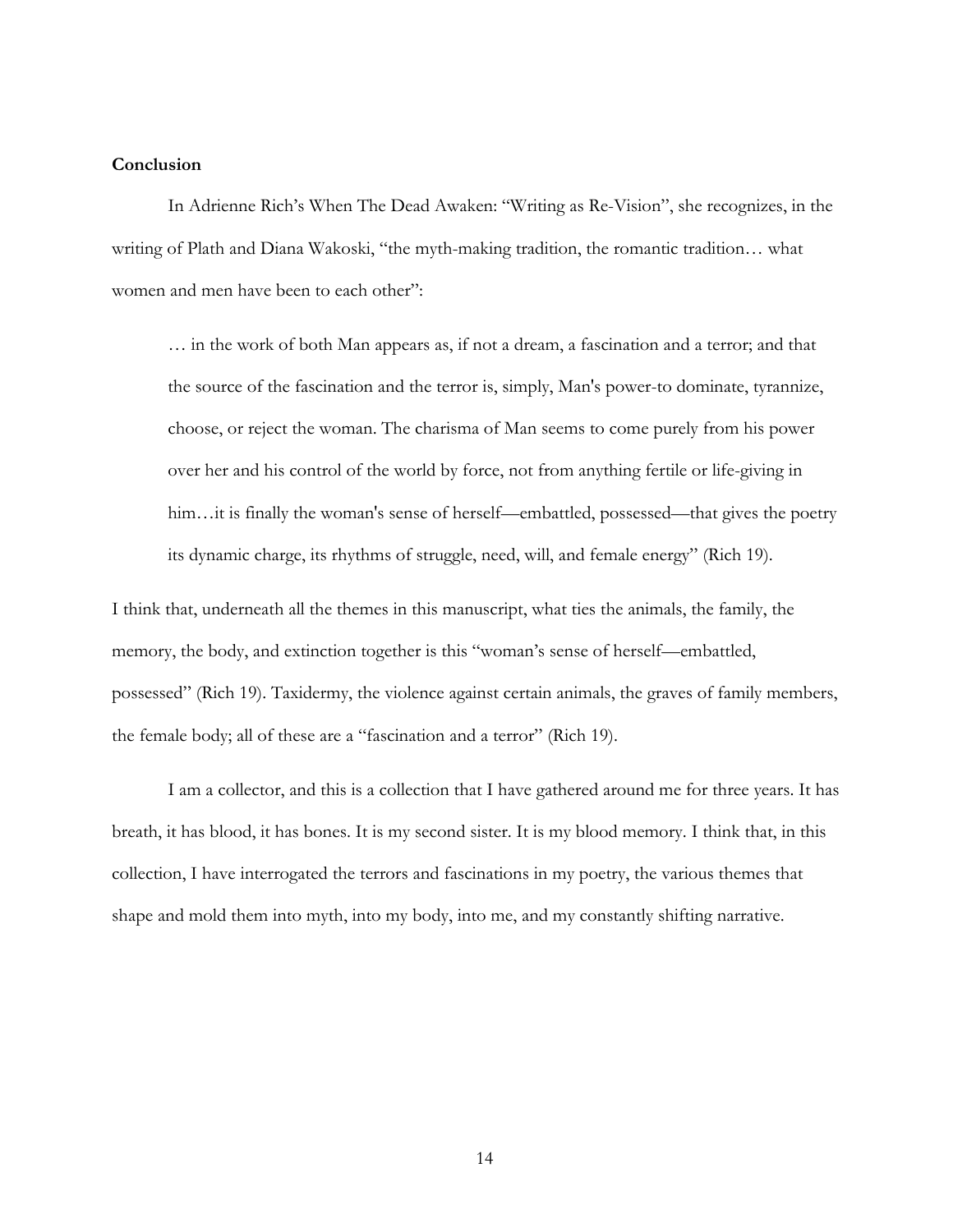**Conclusion**

In Adrienne Rich's When The Dead Awaken: "Writing as Re-Vision", she recognizes, in the writing of Plath and Diana Wakoski, "the myth-making tradition, the romantic tradition… what women and men have been to each other":

> … in the work of both Man appears as, if not a dream, a fascination and a terror; and that the source of the fascination and the terror is, simply, Man's power-to dominate, tyrannize, choose, or reject the woman. The charisma of Man seems to come purely from his power over her and his control of the world by force, not from anything fertile or life-giving in him…it is finally the woman's sense of herself—embattled, possessed—that gives the poetry its dynamic charge, its rhythms of struggle, need, will, and female energy" (Rich 19).

I think that, underneath all the themes in this manuscript, what ties the animals, the family, the memory, the body, and extinction together is this "woman's sense of herself—embattled, possessed" (Rich 19). Taxidermy, the violence against certain animals, the graves of family members, the female body; all of these are a "fascination and a terror" (Rich 19).

I am a collector, and this is a collection that I have gathered around me for three years. It has breath, it has blood, it has bones. It is my second sister. It is my blood memory. I think that, in this collection, I have interrogated the terrors and fascinations in my poetry, the various themes that shape and mold them into myth, into my body, into me, and my constantly shifting narrative.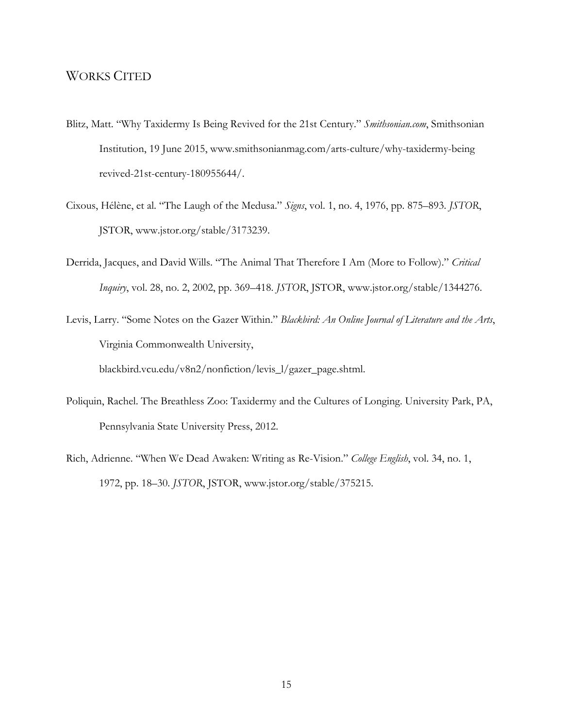## WORKS CITED

Blitz, Matt. "Why Taxidermy Is Being Revived for the 21st Century." *Smithsonian.com*, Smithsonian Institution, 19 June 2015, www.smithsonianmag.com/arts-culture/why-taxidermy-being revived-21st-century-180955644/.

Cixous, Hélène, et al. "The Laugh of the Medusa." *Signs*, vol. 1, no. 4, 1976, pp. 875–893. *JSTOR*, JSTOR, www.jstor.org/stable/3173239.

Derrida, Jacques, and David Wills. "The Animal That Therefore I Am (More to Follow)." *Critical Inquiry*, vol. 28, no. 2, 2002, pp. 369–418. *JSTOR*, JSTOR, www.jstor.org/stable/1344276.

Levis, Larry. "Some Notes on the Gazer Within." *Blackbird: An Online Journal of Literature and the Arts*, Virginia Commonwealth University, blackbird.vcu.edu/v8n2/nonfiction/levis_l/gazer_page.shtml.

Poliquin, Rachel. The Breathless Zoo: Taxidermy and the Cultures of Longing. University Park, PA, Pennsylvania State University Press, 2012.

Rich, Adrienne. "When We Dead Awaken: Writing as Re-Vision." *College English*, vol. 34, no. 1, 1972, pp. 18–30. *JSTOR*, JSTOR, www.jstor.org/stable/375215.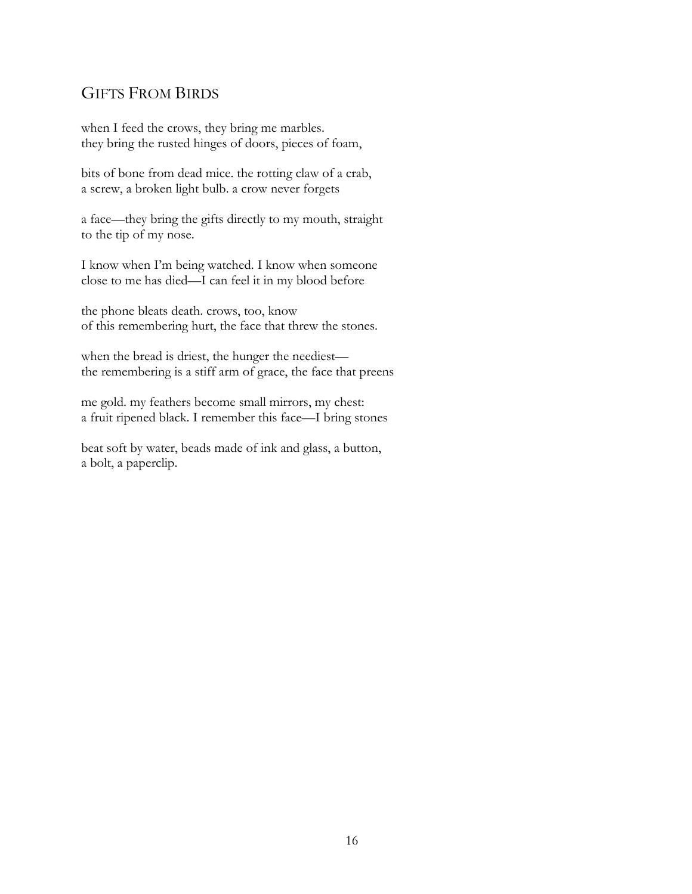## Gifts From Birds

when I feed the crows, they bring me marbles.
they bring the rusted hinges of doors, pieces of foam,

bits of bone from dead mice. the rotting claw of a crab,
a screw, a broken light bulb. a crow never forgets

a face—they bring the gifts directly to my mouth, straight
to the tip of my nose.

I know when I'm being watched. I know when someone
close to me has died—I can feel it in my blood before

the phone bleats death. crows, too, know
of this remembering hurt, the face that threw the stones.

when the bread is driest, the hunger the neediest—
the remembering is a stiff arm of grace, the face that preens

me gold. my feathers become small mirrors, my chest:
a fruit ripened black. I remember this face—I bring stones

beat soft by water, beads made of ink and glass, a button,
a bolt, a paperclip.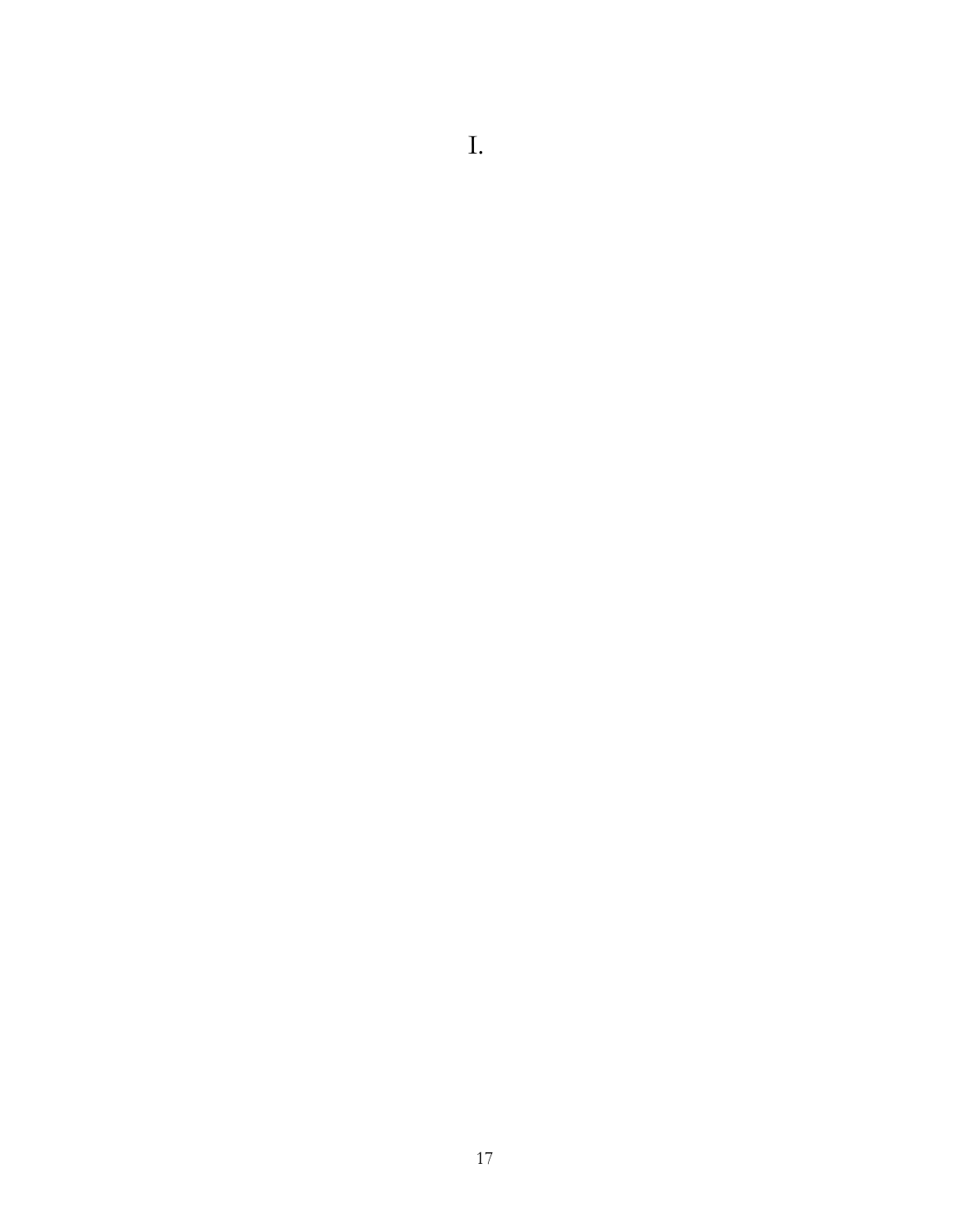# I.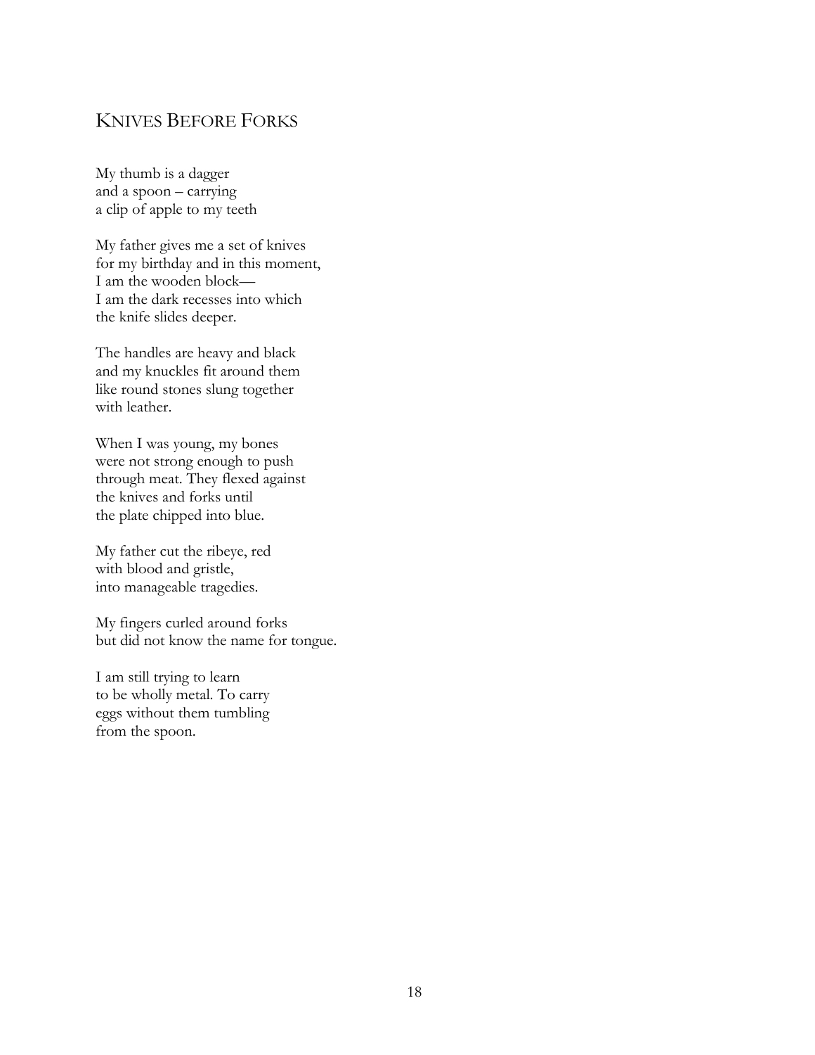## Knives Before Forks

My thumb is a dagger  
and a spoon – carrying  
a clip of apple to my teeth

My father gives me a set of knives  
for my birthday and in this moment,  
I am the wooden block—  
I am the dark recesses into which  
the knife slides deeper.

The handles are heavy and black  
and my knuckles fit around them  
like round stones slung together  
with leather.

When I was young, my bones  
were not strong enough to push  
through meat. They flexed against  
the knives and forks until  
the plate chipped into blue.

My father cut the ribeye, red  
with blood and gristle,  
into manageable tragedies.

My fingers curled around forks  
but did not know the name for tongue.

I am still trying to learn  
to be wholly metal. To carry  
eggs without them tumbling  
from the spoon.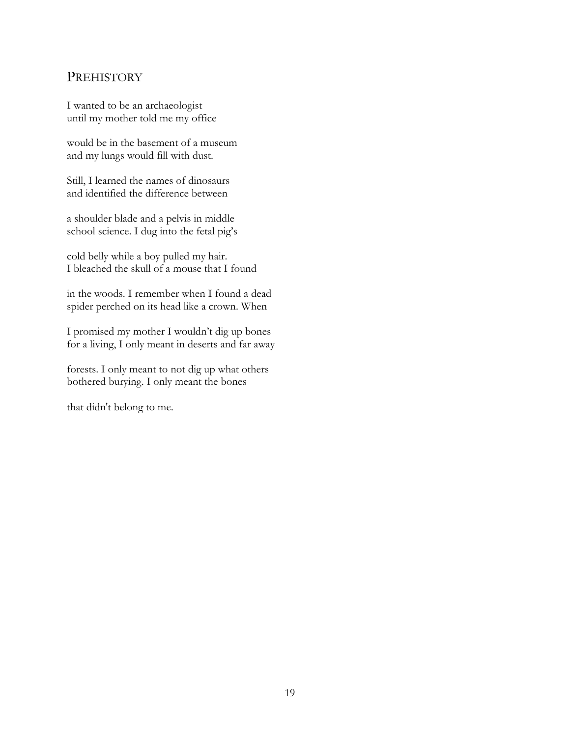## Prehistory

I wanted to be an archaeologist
until my mother told me my office

would be in the basement of a museum
and my lungs would fill with dust.

Still, I learned the names of dinosaurs
and identified the difference between

a shoulder blade and a pelvis in middle
school science. I dug into the fetal pig's

cold belly while a boy pulled my hair.
I bleached the skull of a mouse that I found

in the woods. I remember when I found a dead
spider perched on its head like a crown. When

I promised my mother I wouldn't dig up bones
for a living, I only meant in deserts and far away

forests. I only meant to not dig up what others
bothered burying. I only meant the bones

that didn't belong to me.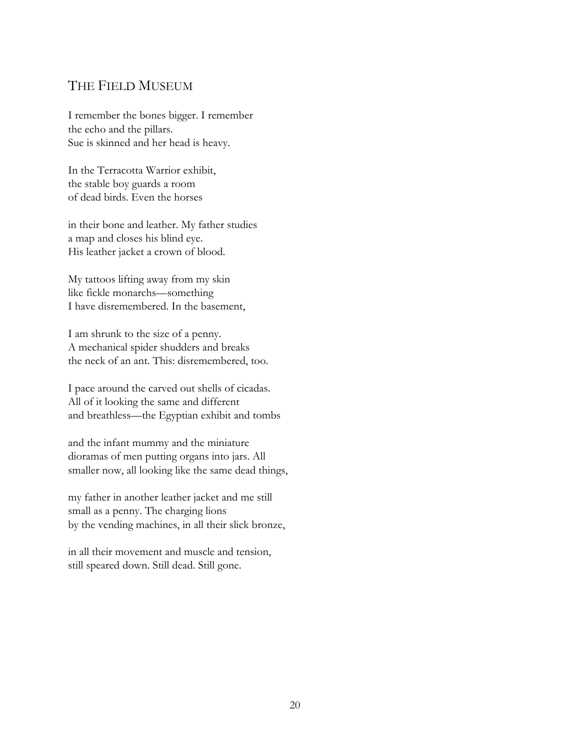## The Field Museum

I remember the bones bigger. I remember  
the echo and the pillars.  
Sue is skinned and her head is heavy.

In the Terracotta Warrior exhibit,  
the stable boy guards a room  
of dead birds. Even the horses

in their bone and leather. My father studies  
a map and closes his blind eye.  
His leather jacket a crown of blood.

My tattoos lifting away from my skin  
like fickle monarchs—something  
I have disremembered. In the basement,

I am shrunk to the size of a penny.  
A mechanical spider shudders and breaks  
the neck of an ant. This: disremembered, too.

I pace around the carved out shells of cicadas.  
All of it looking the same and different  
and breathless—the Egyptian exhibit and tombs

and the infant mummy and the miniature  
dioramas of men putting organs into jars. All  
smaller now, all looking like the same dead things,

my father in another leather jacket and me still  
small as a penny. The charging lions  
by the vending machines, in all their slick bronze,

in all their movement and muscle and tension,  
still speared down. Still dead. Still gone.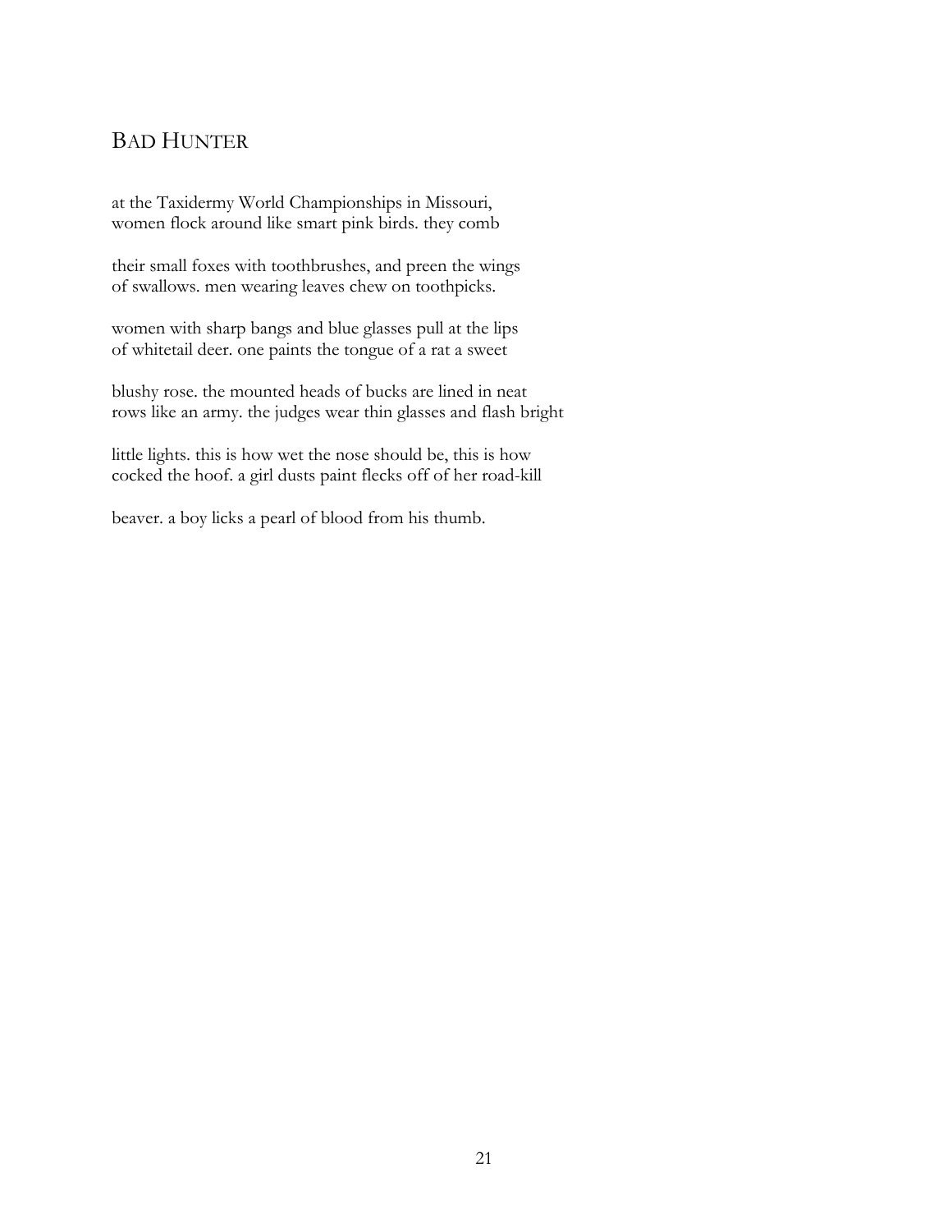## BAD HUNTER

at the Taxidermy World Championships in Missouri,  
women flock around like smart pink birds. they comb

their small foxes with toothbrushes, and preen the wings  
of swallows. men wearing leaves chew on toothpicks.

women with sharp bangs and blue glasses pull at the lips  
of whitetail deer. one paints the tongue of a rat a sweet

blushy rose. the mounted heads of bucks are lined in neat  
rows like an army. the judges wear thin glasses and flash bright

little lights. this is how wet the nose should be, this is how  
cocked the hoof. a girl dusts paint flecks off of her road-kill

beaver. a boy licks a pearl of blood from his thumb.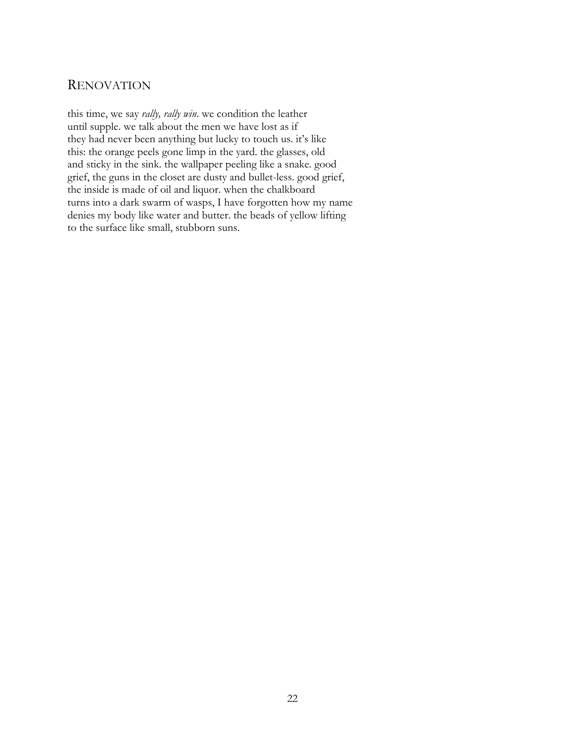# Renovation

this time, we say *rally, rally win*. we condition the leather
until supple. we talk about the men we have lost as if
they had never been anything but lucky to touch us. it's like
this: the orange peels gone limp in the yard. the glasses, old
and sticky in the sink. the wallpaper peeling like a snake. good
grief, the guns in the closet are dusty and bullet-less. good grief,
the inside is made of oil and liquor. when the chalkboard
turns into a dark swarm of wasps, I have forgotten how my name
denies my body like water and butter. the beads of yellow lifting
to the surface like small, stubborn suns.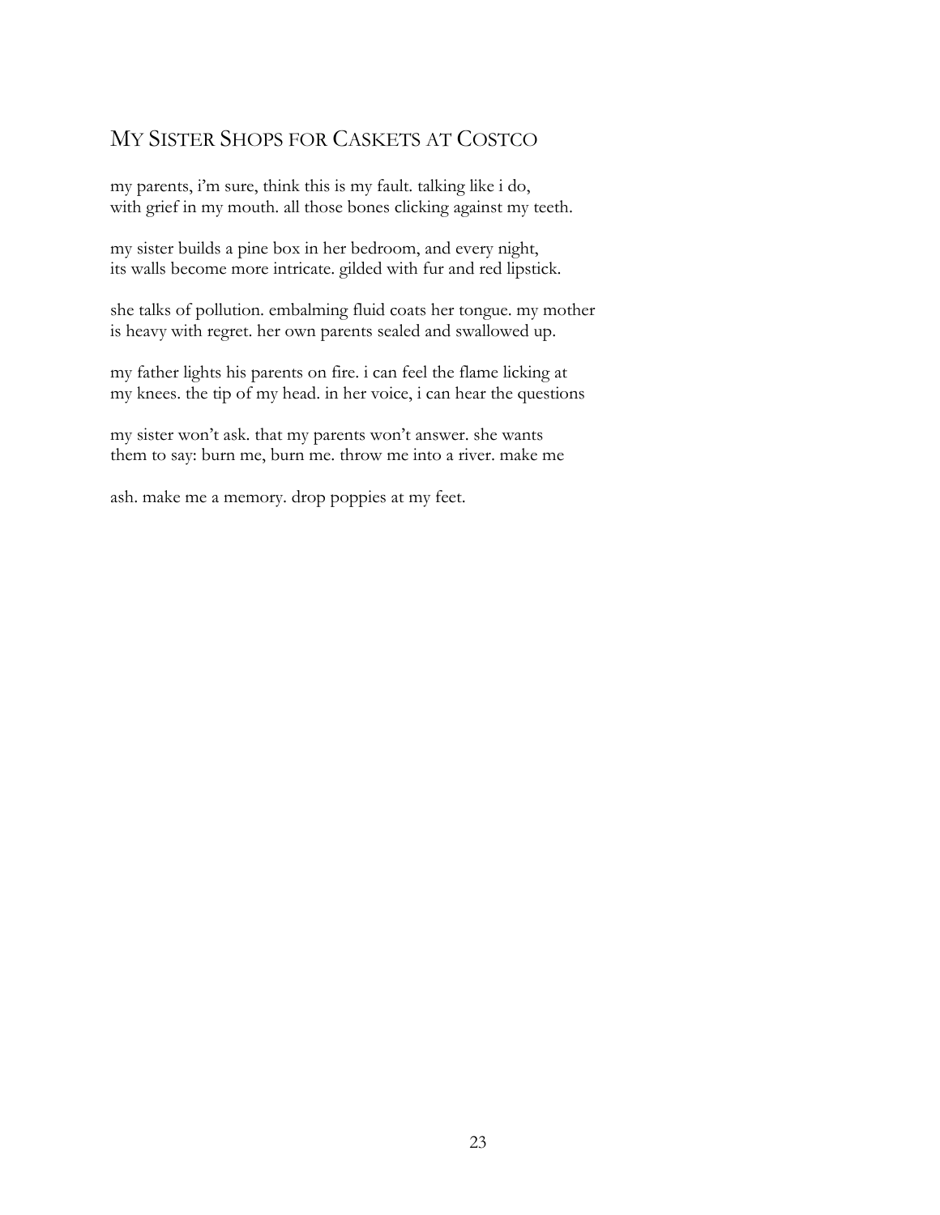## My Sister Shops for Caskets at Costco

my parents, i'm sure, think this is my fault. talking like i do,  
with grief in my mouth. all those bones clicking against my teeth.

my sister builds a pine box in her bedroom, and every night,  
its walls become more intricate. gilded with fur and red lipstick.

she talks of pollution. embalming fluid coats her tongue. my mother  
is heavy with regret. her own parents sealed and swallowed up.

my father lights his parents on fire. i can feel the flame licking at  
my knees. the tip of my head. in her voice, i can hear the questions

my sister won't ask. that my parents won't answer. she wants  
them to say: burn me, burn me. throw me into a river. make me

ash. make me a memory. drop poppies at my feet.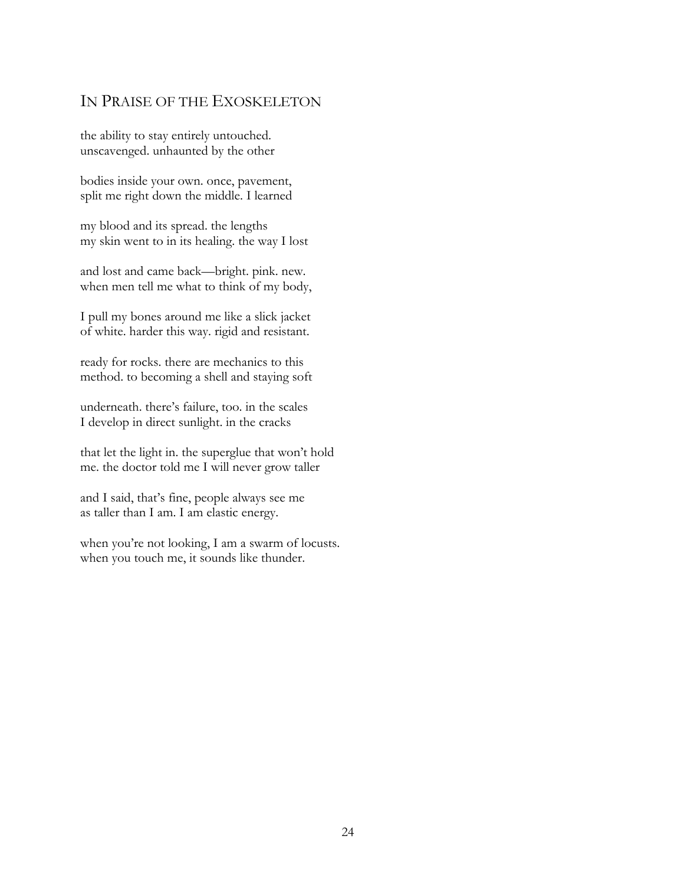## In Praise of the Exoskeleton

the ability to stay entirely untouched.  
unscavenged. unhaunted by the other

bodies inside your own. once, pavement,  
split me right down the middle. I learned

my blood and its spread. the lengths  
my skin went to in its healing. the way I lost

and lost and came back—bright. pink. new.  
when men tell me what to think of my body,

I pull my bones around me like a slick jacket  
of white. harder this way. rigid and resistant.

ready for rocks. there are mechanics to this  
method. to becoming a shell and staying soft

underneath. there's failure, too. in the scales  
I develop in direct sunlight. in the cracks

that let the light in. the superglue that won't hold  
me. the doctor told me I will never grow taller

and I said, that's fine, people always see me  
as taller than I am. I am elastic energy.

when you're not looking, I am a swarm of locusts.  
when you touch me, it sounds like thunder.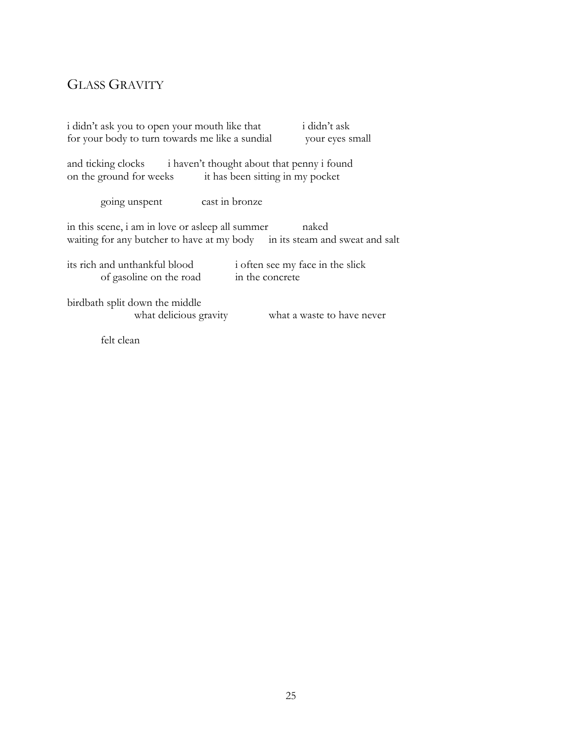## GLASS GRAVITY

i didn't ask you to open your mouth like that          i didn't ask  
for your body to turn towards me like a sundial          your eyes small

and ticking clocks          i haven't thought about that penny i found  
on the ground for weeks          it has been sitting in my pocket

          going unspent          cast in bronze

in this scene, i am in love or asleep all summer          naked  
waiting for any butcher to have at my body          in its steam and sweat and salt

its rich and unthankful blood          i often see my face in the slick  
          of gasoline on the road          in the concrete

birdbath split down the middle  
               what delicious gravity          what a waste to have never

          felt clean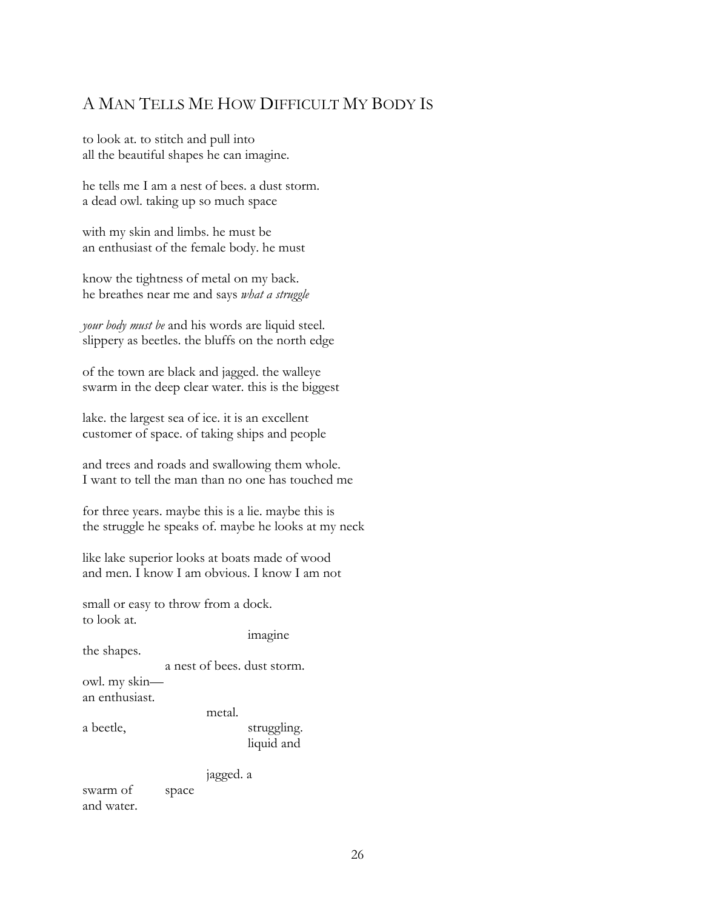# A Man Tells Me How Difficult My Body Is

to look at. to stitch and pull into
all the beautiful shapes he can imagine.

he tells me I am a nest of bees. a dust storm.
a dead owl. taking up so much space

with my skin and limbs. he must be
an enthusiast of the female body. he must

know the tightness of metal on my back.
he breathes near me and says *what a struggle*

*your body must be* and his words are liquid steel.
slippery as beetles. the bluffs on the north edge

of the town are black and jagged. the walleye
swarm in the deep clear water. this is the biggest

lake. the largest sea of ice. it is an excellent
customer of space. of taking ships and people

and trees and roads and swallowing them whole.
I want to tell the man than no one has touched me

for three years. maybe this is a lie. maybe this is
the struggle he speaks of. maybe he looks at my neck

like lake superior looks at boats made of wood
and men. I know I am obvious. I know I am not

small or easy to throw from a dock.
to look at.
                                        imagine
the shapes.
                    a nest of bees. dust storm.
owl. my skin—
an enthusiast.
                              metal.
a beetle,                               struggling.
                                        liquid and

                              jagged. a
swarm of          space
and water.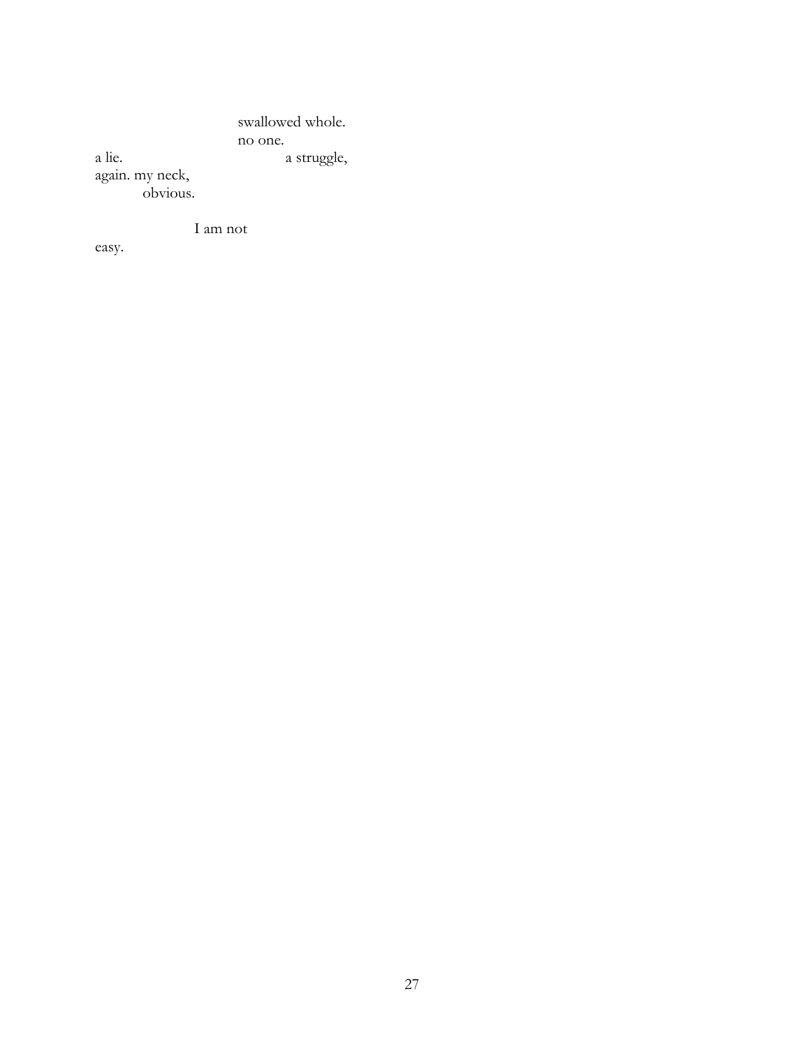swallowed whole.
no one.
a lie.  a struggle,
again. my neck,
obvious.

I am not
easy.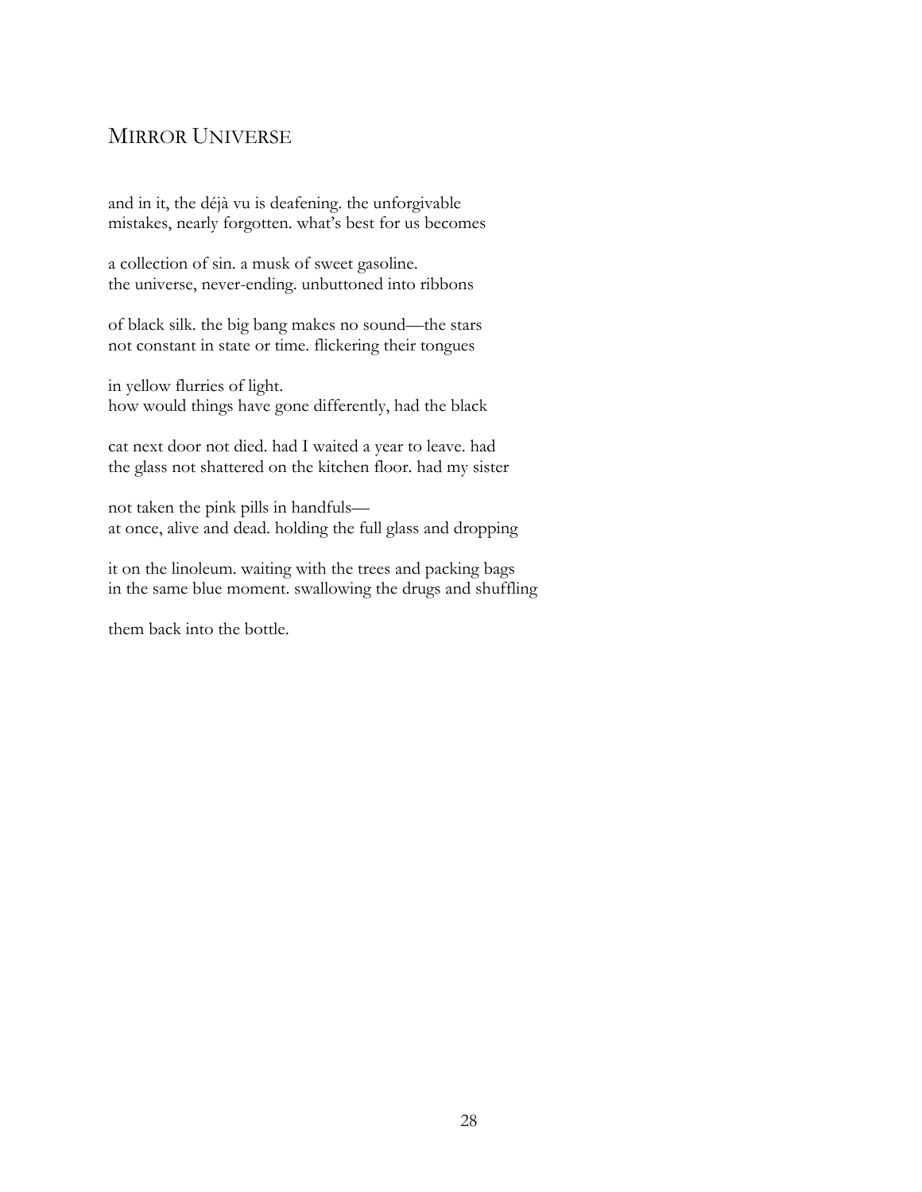## Mirror Universe

and in it, the déjà vu is deafening. the unforgivable
mistakes, nearly forgotten. what's best for us becomes

a collection of sin. a musk of sweet gasoline.
the universe, never-ending. unbuttoned into ribbons

of black silk. the big bang makes no sound—the stars
not constant in state or time. flickering their tongues

in yellow flurries of light.
how would things have gone differently, had the black

cat next door not died. had I waited a year to leave. had
the glass not shattered on the kitchen floor. had my sister

not taken the pink pills in handfuls—
at once, alive and dead. holding the full glass and dropping

it on the linoleum. waiting with the trees and packing bags
in the same blue moment. swallowing the drugs and shuffling

them back into the bottle.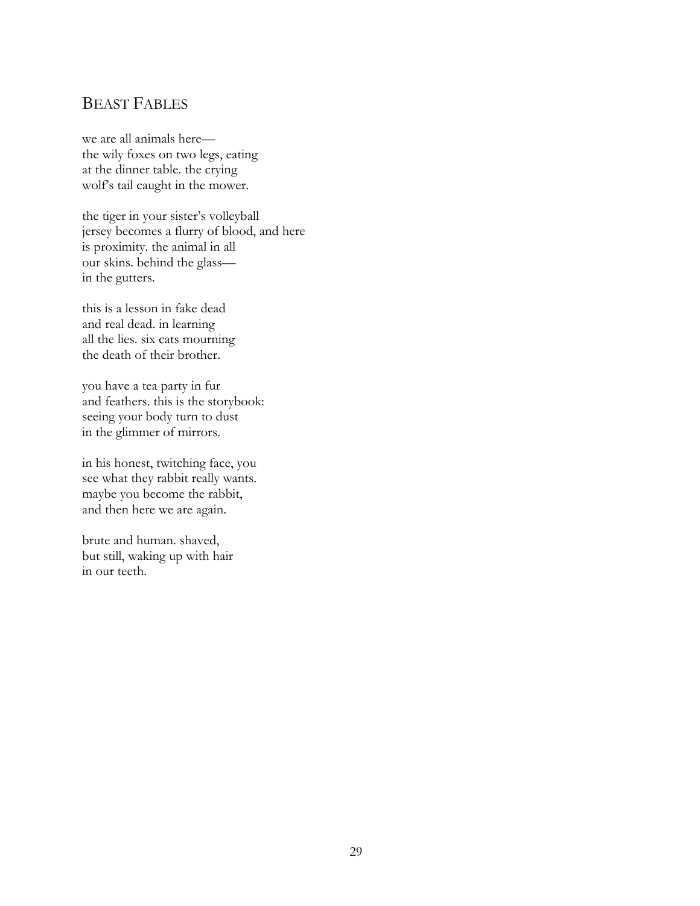## BEAST FABLES

we are all animals here—  
the wily foxes on two legs, eating  
at the dinner table. the crying  
wolf's tail caught in the mower.

the tiger in your sister's volleyball  
jersey becomes a flurry of blood, and here  
is proximity. the animal in all  
our skins. behind the glass—  
in the gutters.

this is a lesson in fake dead  
and real dead. in learning  
all the lies. six cats mourning  
the death of their brother.

you have a tea party in fur  
and feathers. this is the storybook:  
seeing your body turn to dust  
in the glimmer of mirrors.

in his honest, twitching face, you  
see what they rabbit really wants.  
maybe you become the rabbit,  
and then here we are again.

brute and human. shaved,  
but still, waking up with hair  
in our teeth.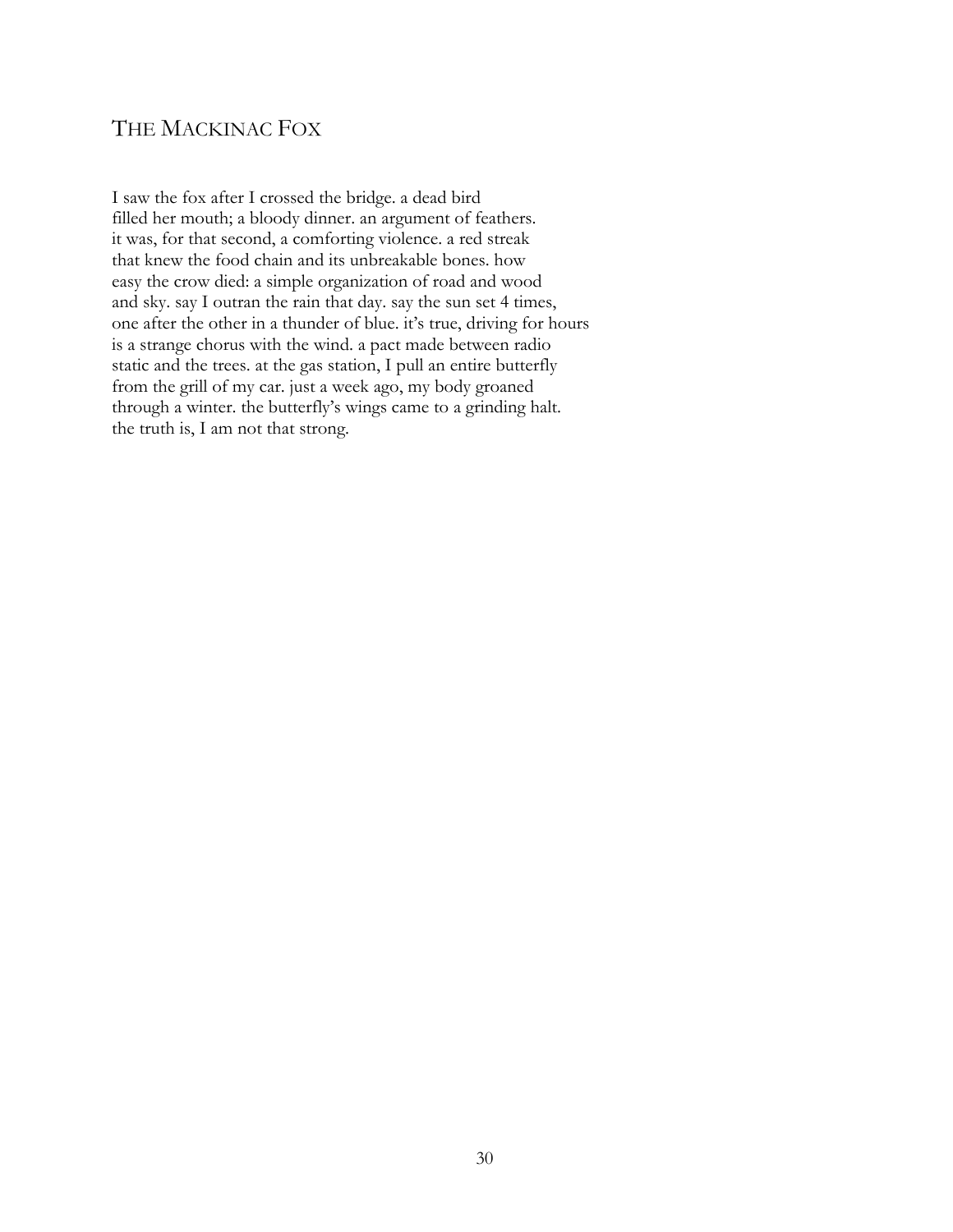## THE MACKINAC FOX

I saw the fox after I crossed the bridge. a dead bird
filled her mouth; a bloody dinner. an argument of feathers.
it was, for that second, a comforting violence. a red streak
that knew the food chain and its unbreakable bones. how
easy the crow died: a simple organization of road and wood
and sky. say I outran the rain that day. say the sun set 4 times,
one after the other in a thunder of blue. it's true, driving for hours
is a strange chorus with the wind. a pact made between radio
static and the trees. at the gas station, I pull an entire butterfly
from the grill of my car. just a week ago, my body groaned
through a winter. the butterfly's wings came to a grinding halt.
the truth is, I am not that strong.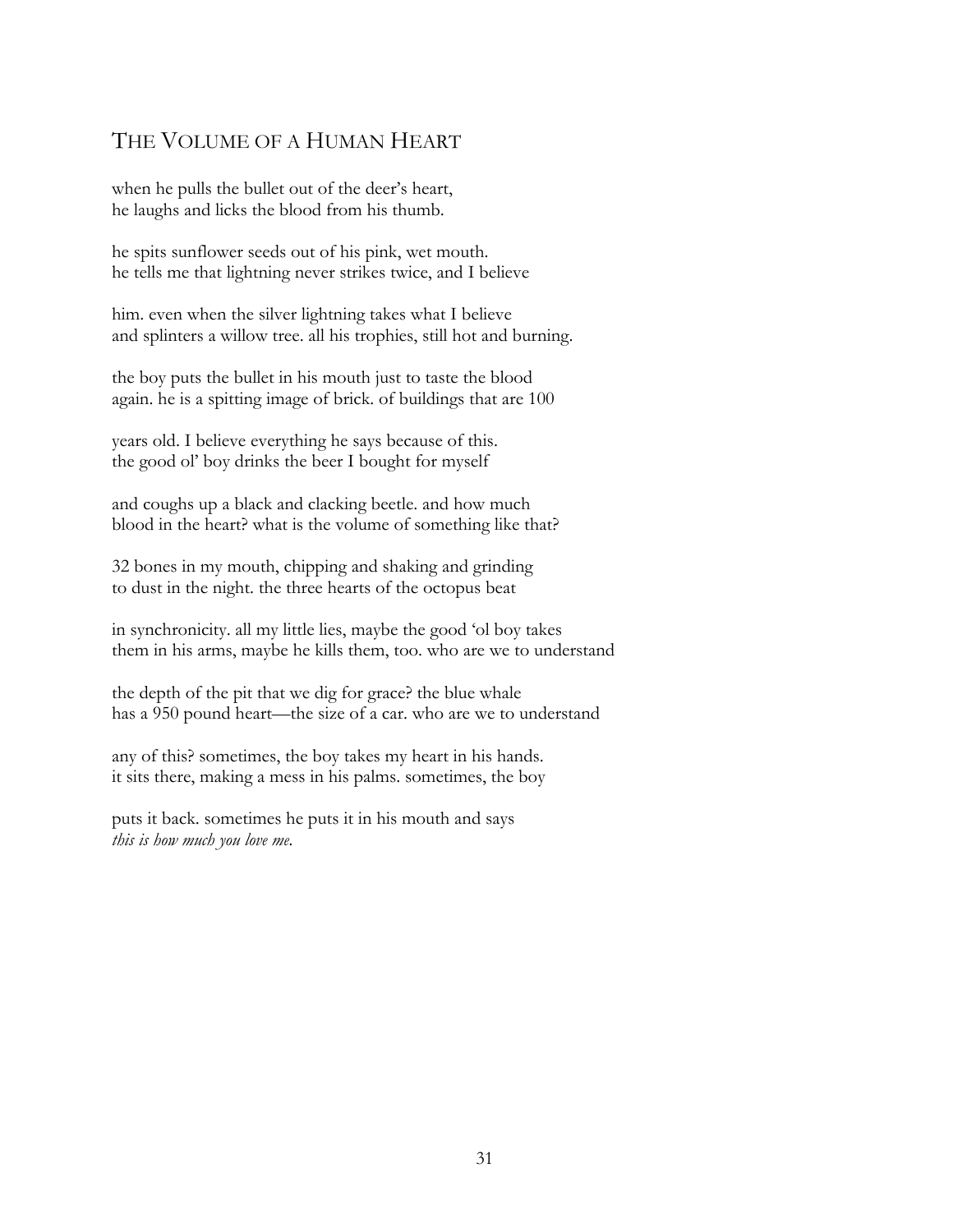## The Volume of a Human Heart

when he pulls the bullet out of the deer's heart,
he laughs and licks the blood from his thumb.

he spits sunflower seeds out of his pink, wet mouth.
he tells me that lightning never strikes twice, and I believe

him. even when the silver lightning takes what I believe
and splinters a willow tree. all his trophies, still hot and burning.

the boy puts the bullet in his mouth just to taste the blood
again. he is a spitting image of brick. of buildings that are 100

years old. I believe everything he says because of this.
the good ol' boy drinks the beer I bought for myself

and coughs up a black and clacking beetle. and how much
blood in the heart? what is the volume of something like that?

32 bones in my mouth, chipping and shaking and grinding
to dust in the night. the three hearts of the octopus beat

in synchronicity. all my little lies, maybe the good 'ol boy takes
them in his arms, maybe he kills them, too. who are we to understand

the depth of the pit that we dig for grace? the blue whale
has a 950 pound heart—the size of a car. who are we to understand

any of this? sometimes, the boy takes my heart in his hands.
it sits there, making a mess in his palms. sometimes, the boy

puts it back. sometimes he puts it in his mouth and says
*this is how much you love me.*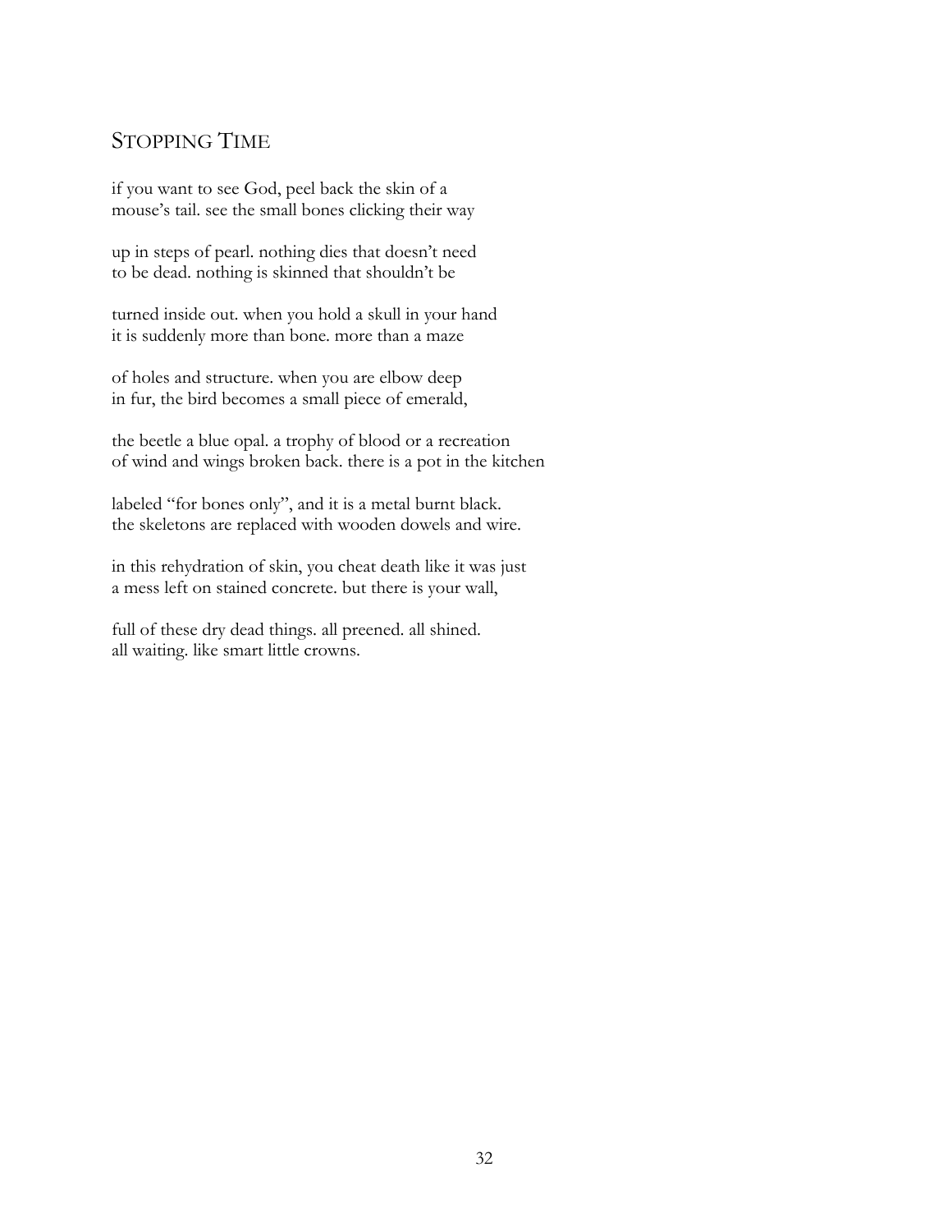## STOPPING TIME

if you want to see God, peel back the skin of a
mouse's tail. see the small bones clicking their way

up in steps of pearl. nothing dies that doesn't need
to be dead. nothing is skinned that shouldn't be

turned inside out. when you hold a skull in your hand
it is suddenly more than bone. more than a maze

of holes and structure. when you are elbow deep
in fur, the bird becomes a small piece of emerald,

the beetle a blue opal. a trophy of blood or a recreation
of wind and wings broken back. there is a pot in the kitchen

labeled "for bones only", and it is a metal burnt black.
the skeletons are replaced with wooden dowels and wire.

in this rehydration of skin, you cheat death like it was just
a mess left on stained concrete. but there is your wall,

full of these dry dead things. all preened. all shined.
all waiting. like smart little crowns.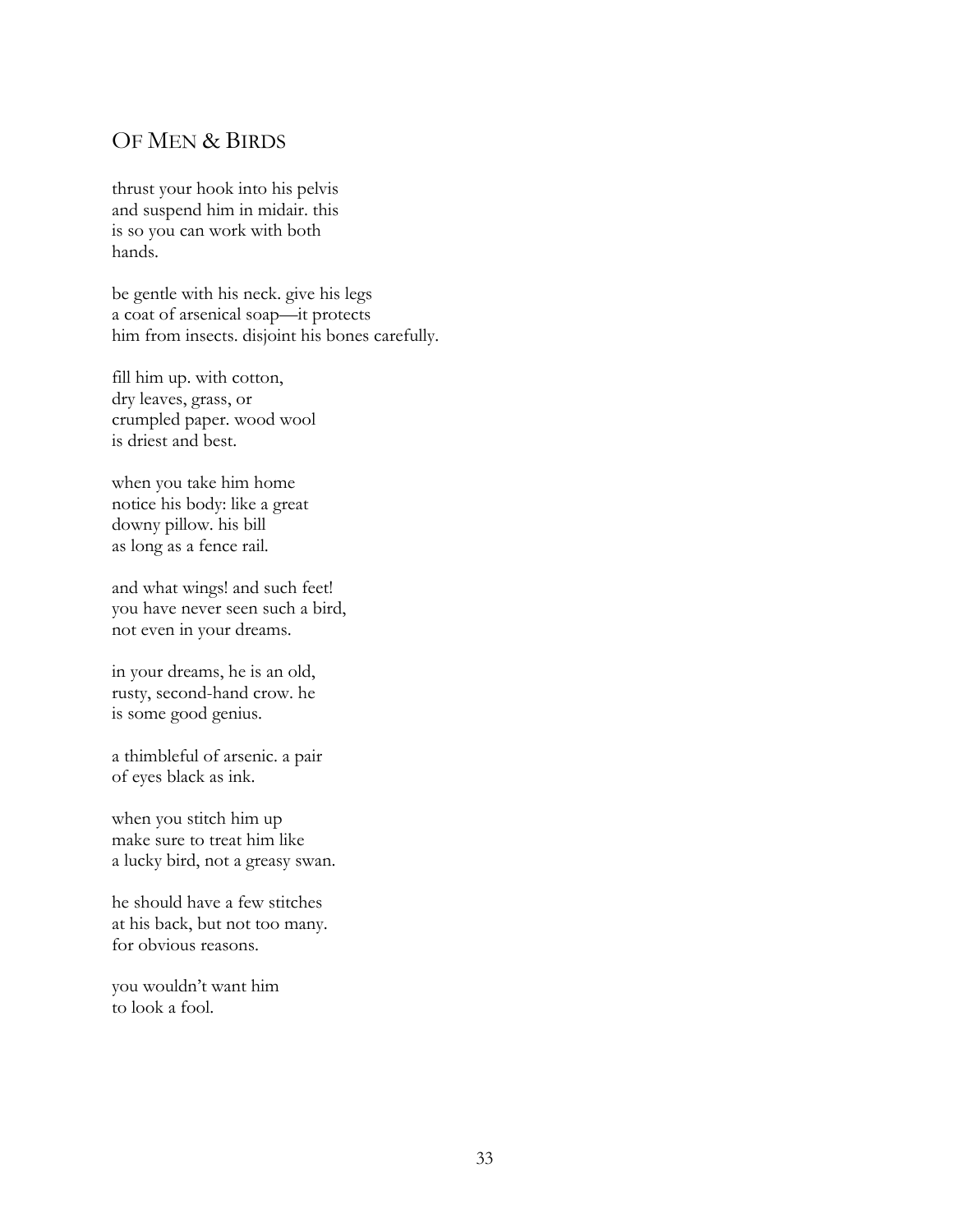# Of Men & Birds

thrust your hook into his pelvis
and suspend him in midair. this
is so you can work with both
hands.

be gentle with his neck. give his legs
a coat of arsenical soap—it protects
him from insects. disjoint his bones carefully.

fill him up. with cotton,
dry leaves, grass, or
crumpled paper. wood wool
is driest and best.

when you take him home
notice his body: like a great
downy pillow. his bill
as long as a fence rail.

and what wings! and such feet!
you have never seen such a bird,
not even in your dreams.

in your dreams, he is an old,
rusty, second-hand crow. he
is some good genius.

a thimbleful of arsenic. a pair
of eyes black as ink.

when you stitch him up
make sure to treat him like
a lucky bird, not a greasy swan.

he should have a few stitches
at his back, but not too many.
for obvious reasons.

you wouldn't want him
to look a fool.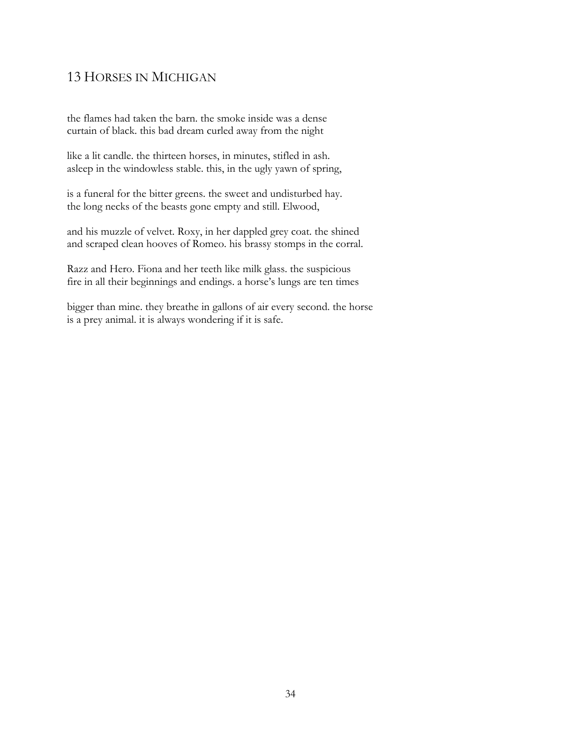## 13 Horses in Michigan

the flames had taken the barn. the smoke inside was a dense
curtain of black. this bad dream curled away from the night

like a lit candle. the thirteen horses, in minutes, stifled in ash.
asleep in the windowless stable. this, in the ugly yawn of spring,

is a funeral for the bitter greens. the sweet and undisturbed hay.
the long necks of the beasts gone empty and still. Elwood,

and his muzzle of velvet. Roxy, in her dappled grey coat. the shined
and scraped clean hooves of Romeo. his brassy stomps in the corral.

Razz and Hero. Fiona and her teeth like milk glass. the suspicious
fire in all their beginnings and endings. a horse's lungs are ten times

bigger than mine. they breathe in gallons of air every second. the horse
is a prey animal. it is always wondering if it is safe.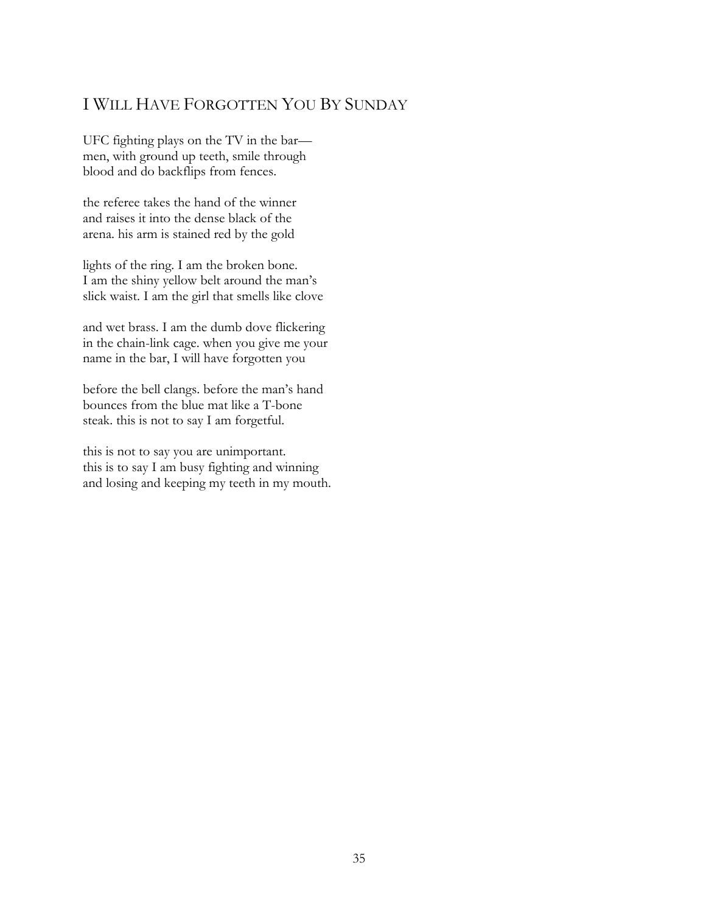## I Will Have Forgotten You By Sunday

UFC fighting plays on the TV in the bar—
men, with ground up teeth, smile through
blood and do backflips from fences.

the referee takes the hand of the winner
and raises it into the dense black of the
arena. his arm is stained red by the gold

lights of the ring. I am the broken bone.
I am the shiny yellow belt around the man's
slick waist. I am the girl that smells like clove

and wet brass. I am the dumb dove flickering
in the chain-link cage. when you give me your
name in the bar, I will have forgotten you

before the bell clangs. before the man's hand
bounces from the blue mat like a T-bone
steak. this is not to say I am forgetful.

this is not to say you are unimportant.
this is to say I am busy fighting and winning
and losing and keeping my teeth in my mouth.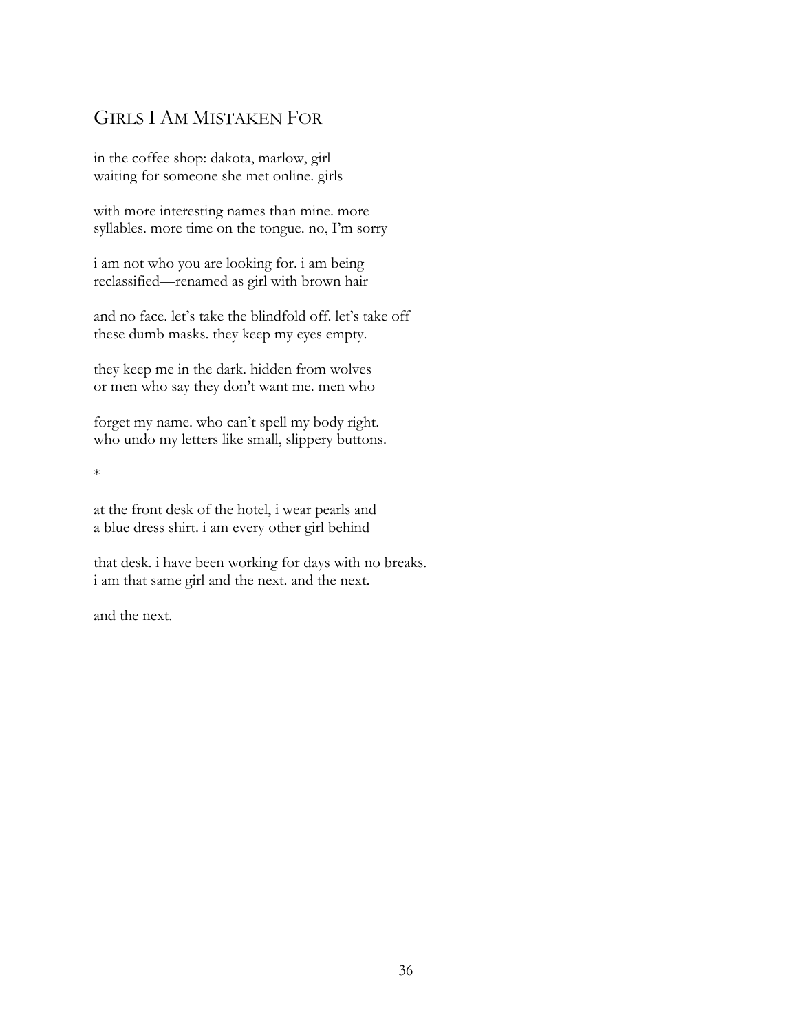## Girls I Am Mistaken For

in the coffee shop: dakota, marlow, girl
waiting for someone she met online. girls

with more interesting names than mine. more
syllables. more time on the tongue. no, I'm sorry

i am not who you are looking for. i am being
reclassified—renamed as girl with brown hair

and no face. let's take the blindfold off. let's take off
these dumb masks. they keep my eyes empty.

they keep me in the dark. hidden from wolves
or men who say they don't want me. men who

forget my name. who can't spell my body right.
who undo my letters like small, slippery buttons.

*

at the front desk of the hotel, i wear pearls and
a blue dress shirt. i am every other girl behind

that desk. i have been working for days with no breaks.
i am that same girl and the next. and the next.

and the next.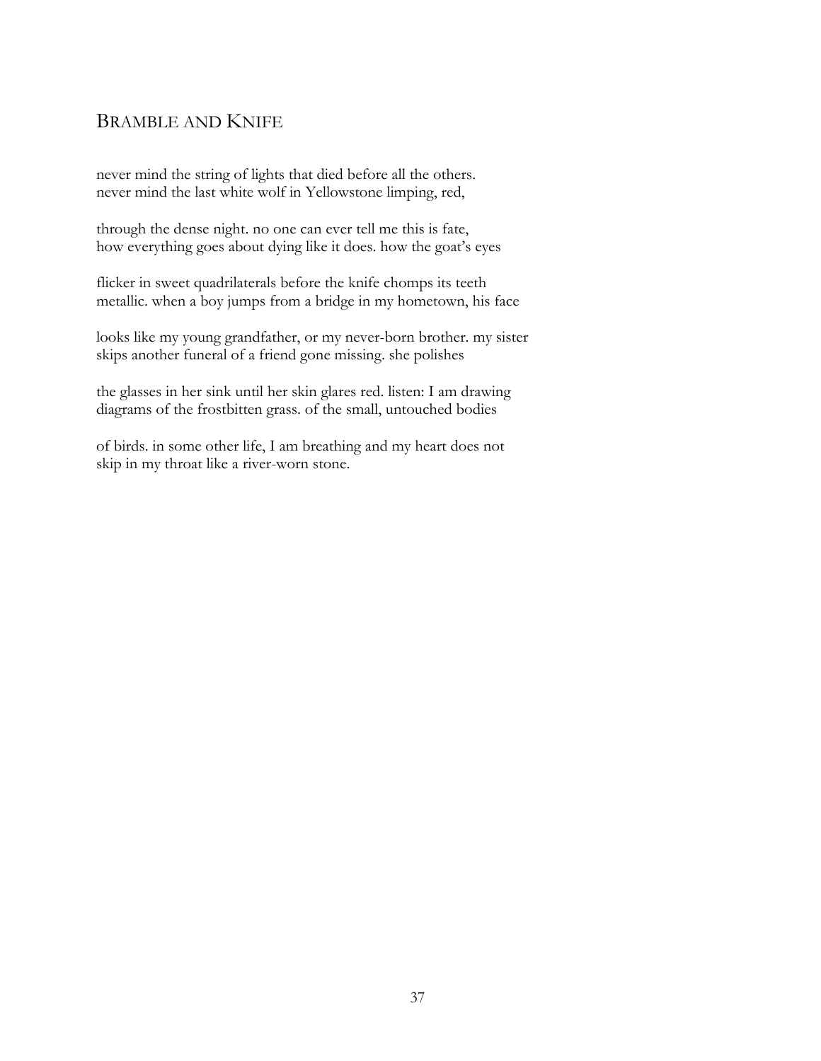## BRAMBLE AND KNIFE

never mind the string of lights that died before all the others.
never mind the last white wolf in Yellowstone limping, red,

through the dense night. no one can ever tell me this is fate,
how everything goes about dying like it does. how the goat's eyes

flicker in sweet quadrilaterals before the knife chomps its teeth
metallic. when a boy jumps from a bridge in my hometown, his face

looks like my young grandfather, or my never-born brother. my sister
skips another funeral of a friend gone missing. she polishes

the glasses in her sink until her skin glares red. listen: I am drawing
diagrams of the frostbitten grass. of the small, untouched bodies

of birds. in some other life, I am breathing and my heart does not
skip in my throat like a river-worn stone.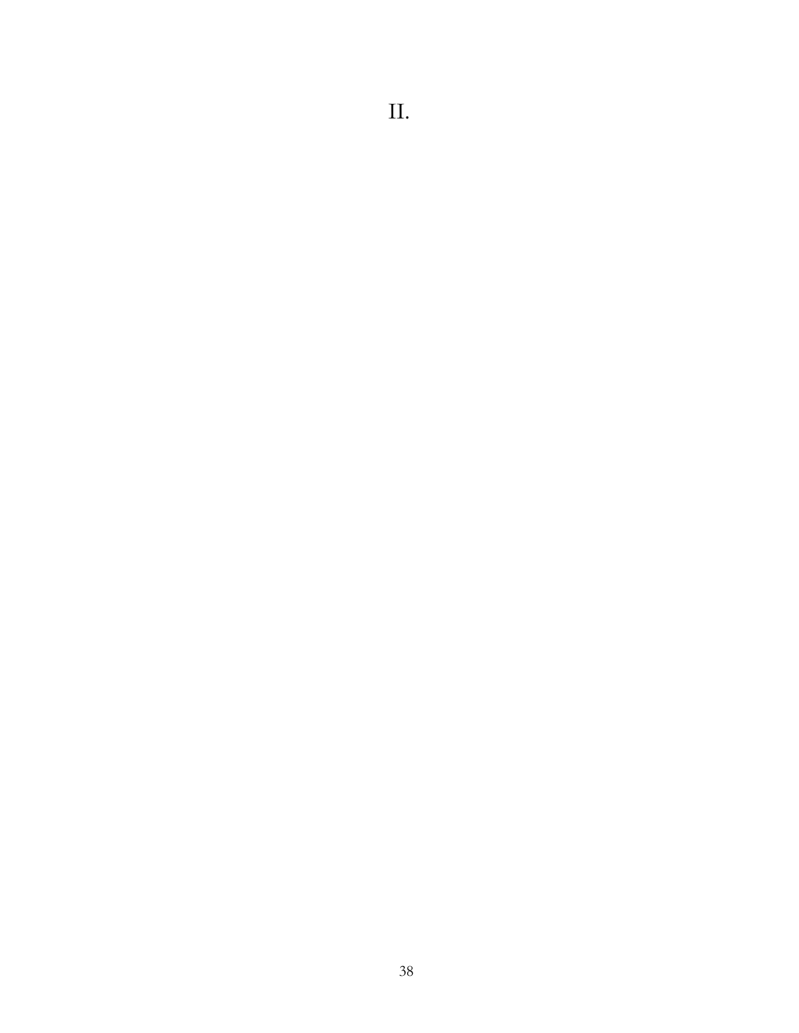# II.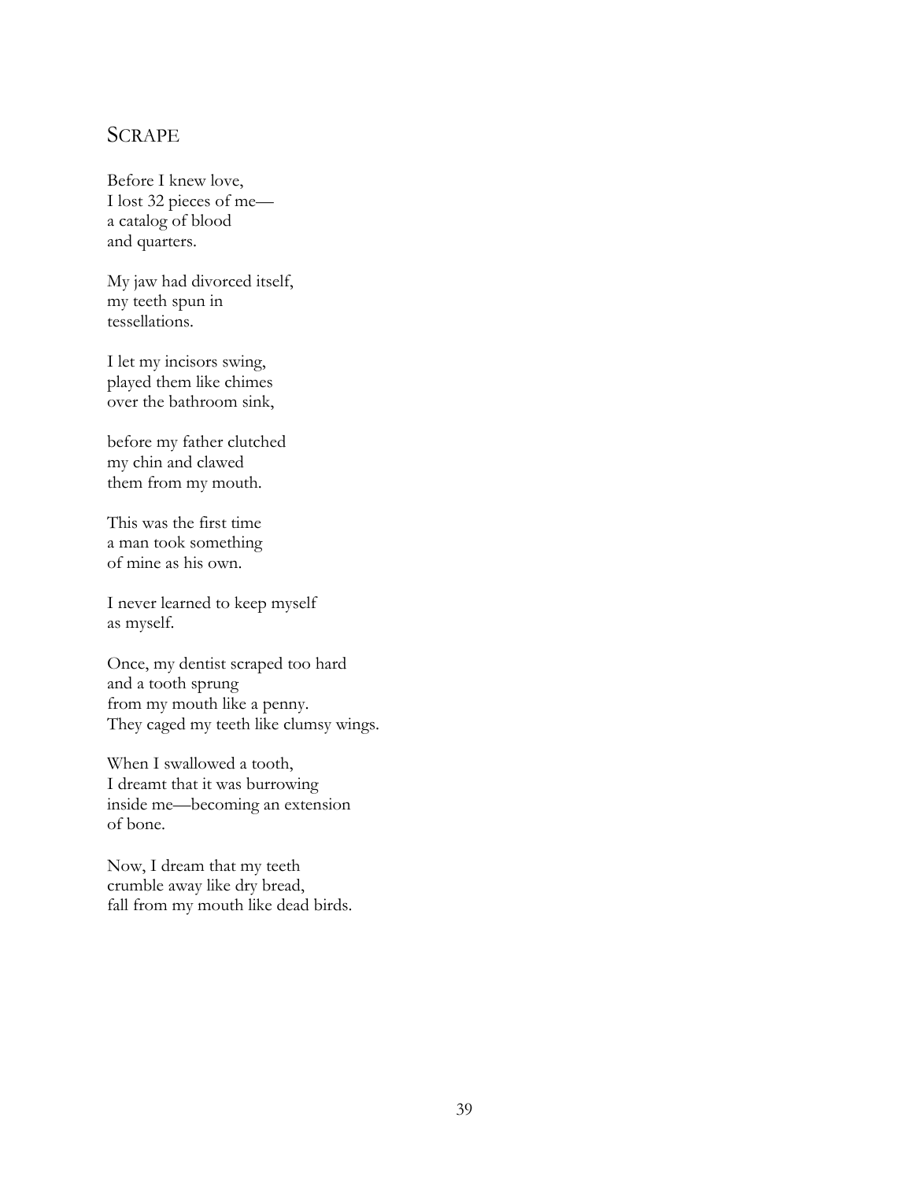## Scrape

Before I knew love,
I lost 32 pieces of me—
a catalog of blood
and quarters.

My jaw had divorced itself,
my teeth spun in
tessellations.

I let my incisors swing,
played them like chimes
over the bathroom sink,

before my father clutched
my chin and clawed
them from my mouth.

This was the first time
a man took something
of mine as his own.

I never learned to keep myself
as myself.

Once, my dentist scraped too hard
and a tooth sprung
from my mouth like a penny.
They caged my teeth like clumsy wings.

When I swallowed a tooth,
I dreamt that it was burrowing
inside me—becoming an extension
of bone.

Now, I dream that my teeth
crumble away like dry bread,
fall from my mouth like dead birds.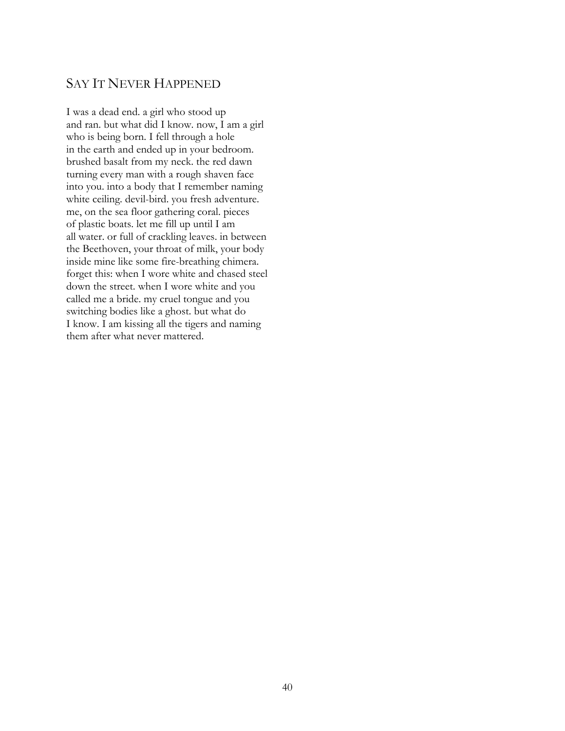## Say It Never Happened

I was a dead end. a girl who stood up  
and ran. but what did I know. now, I am a girl  
who is being born. I fell through a hole  
in the earth and ended up in your bedroom.  
brushed basalt from my neck. the red dawn  
turning every man with a rough shaven face  
into you. into a body that I remember naming  
white ceiling. devil-bird. you fresh adventure.  
me, on the sea floor gathering coral. pieces  
of plastic boats. let me fill up until I am  
all water. or full of crackling leaves. in between  
the Beethoven, your throat of milk, your body  
inside mine like some fire-breathing chimera.  
forget this: when I wore white and chased steel  
down the street. when I wore white and you  
called me a bride. my cruel tongue and you  
switching bodies like a ghost. but what do  
I know. I am kissing all the tigers and naming  
them after what never mattered.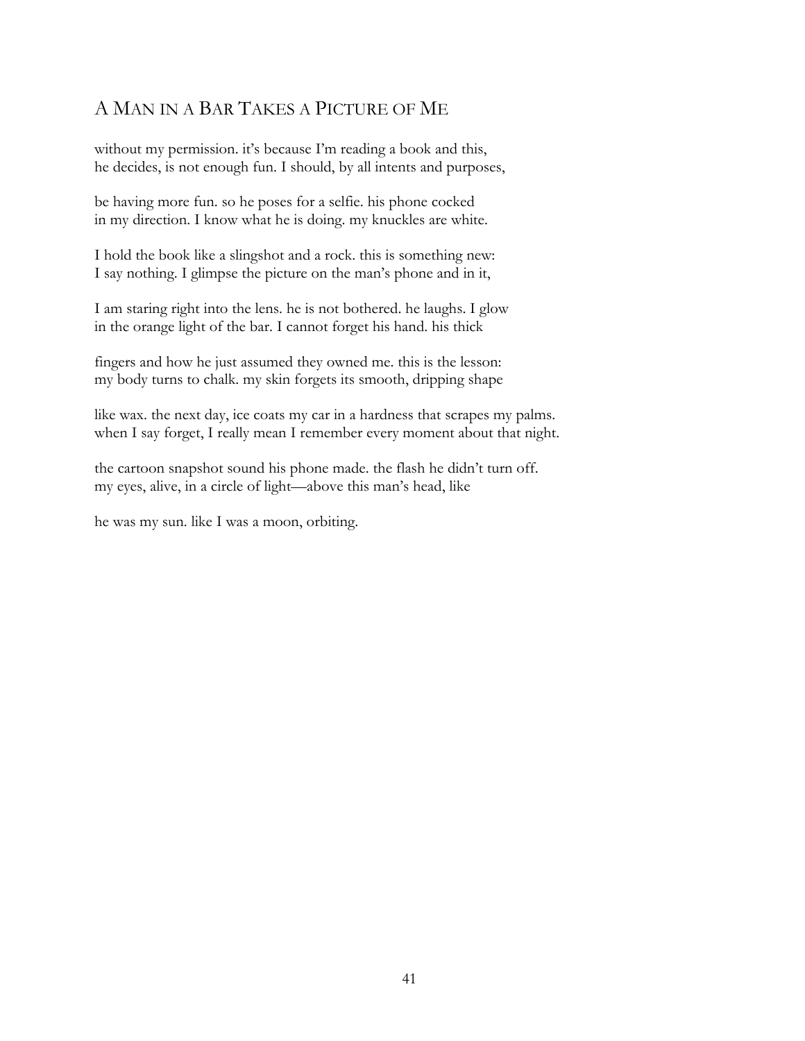## A Man in a Bar Takes a Picture of Me

without my permission. it's because I'm reading a book and this,
he decides, is not enough fun. I should, by all intents and purposes,

be having more fun. so he poses for a selfie. his phone cocked
in my direction. I know what he is doing. my knuckles are white.

I hold the book like a slingshot and a rock. this is something new:
I say nothing. I glimpse the picture on the man's phone and in it,

I am staring right into the lens. he is not bothered. he laughs. I glow
in the orange light of the bar. I cannot forget his hand. his thick

fingers and how he just assumed they owned me. this is the lesson:
my body turns to chalk. my skin forgets its smooth, dripping shape

like wax. the next day, ice coats my car in a hardness that scrapes my palms.
when I say forget, I really mean I remember every moment about that night.

the cartoon snapshot sound his phone made. the flash he didn't turn off.
my eyes, alive, in a circle of light—above this man's head, like

he was my sun. like I was a moon, orbiting.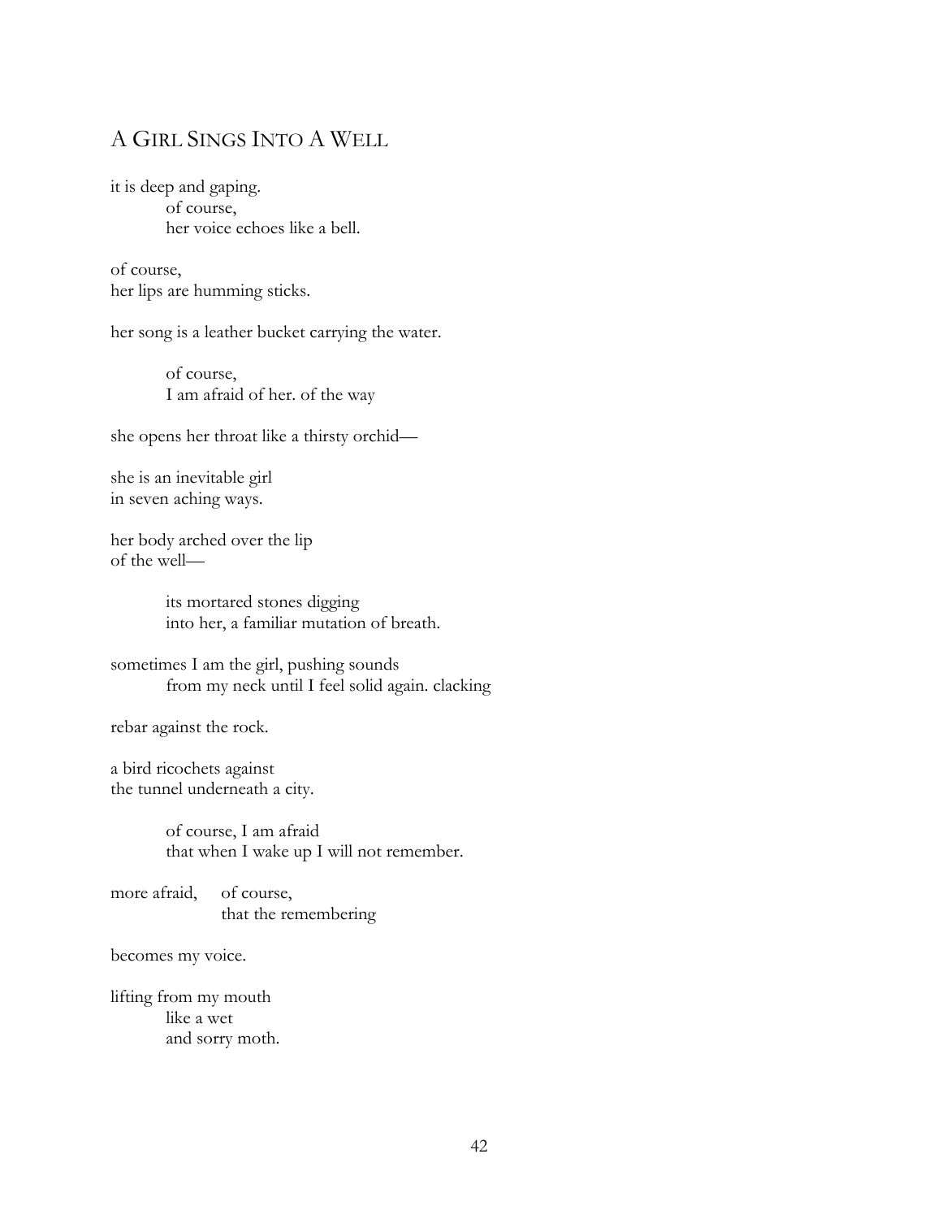# A Girl Sings Into A Well

it is deep and gaping.
    of course,
    her voice echoes like a bell.

of course,
her lips are humming sticks.

her song is a leather bucket carrying the water.

    of course,
    I am afraid of her. of the way

she opens her throat like a thirsty orchid—

she is an inevitable girl
in seven aching ways.

her body arched over the lip
of the well—

    its mortared stones digging
    into her, a familiar mutation of breath.

sometimes I am the girl, pushing sounds
    from my neck until I feel solid again. clacking

rebar against the rock.

a bird ricochets against
the tunnel underneath a city.

    of course, I am afraid
    that when I wake up I will not remember.

more afraid,     of course,
                 that the remembering

becomes my voice.

lifting from my mouth
    like a wet
    and sorry moth.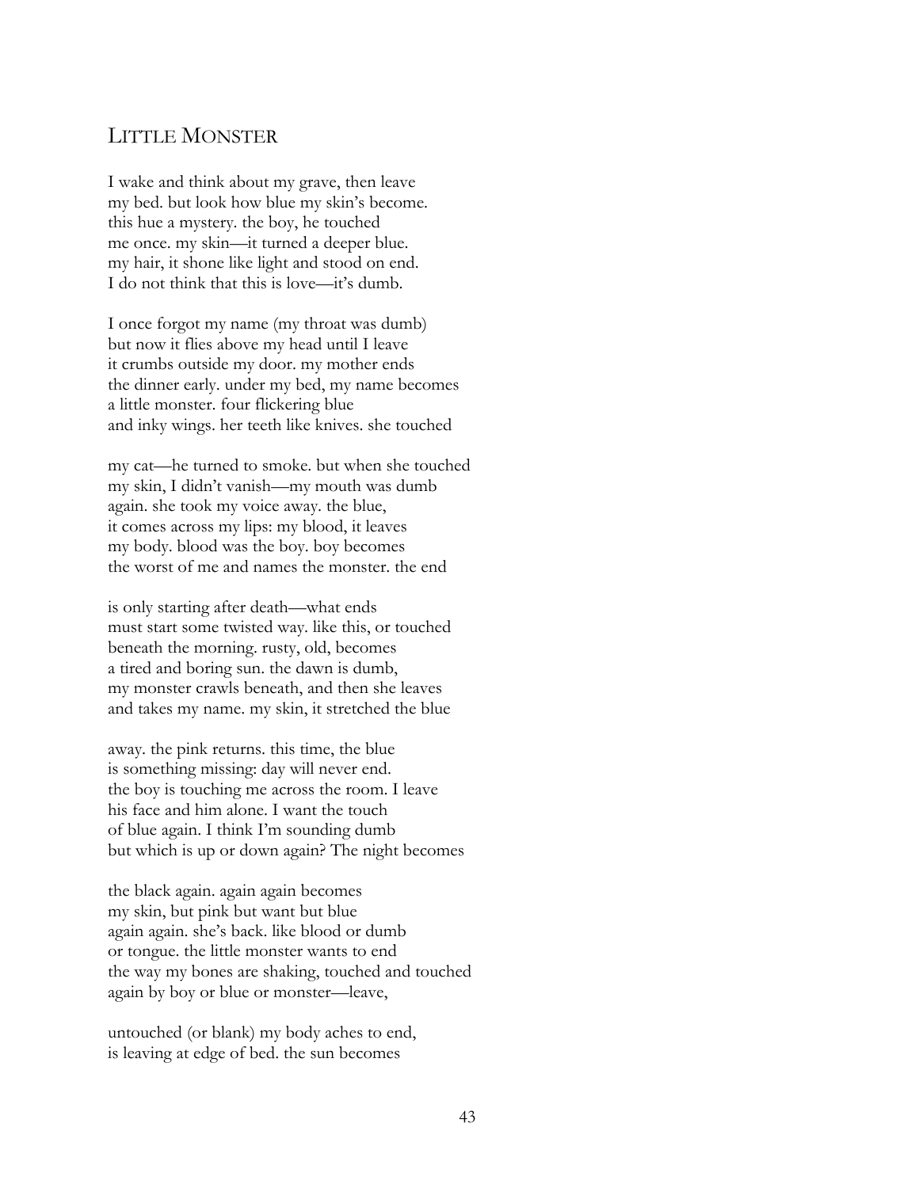## LITTLE MONSTER

I wake and think about my grave, then leave
my bed. but look how blue my skin's become.
this hue a mystery. the boy, he touched
me once. my skin—it turned a deeper blue.
my hair, it shone like light and stood on end.
I do not think that this is love—it's dumb.

I once forgot my name (my throat was dumb)
but now it flies above my head until I leave
it crumbs outside my door. my mother ends
the dinner early. under my bed, my name becomes
a little monster. four flickering blue
and inky wings. her teeth like knives. she touched

my cat—he turned to smoke. but when she touched
my skin, I didn't vanish—my mouth was dumb
again. she took my voice away. the blue,
it comes across my lips: my blood, it leaves
my body. blood was the boy. boy becomes
the worst of me and names the monster. the end

is only starting after death—what ends
must start some twisted way. like this, or touched
beneath the morning. rusty, old, becomes
a tired and boring sun. the dawn is dumb,
my monster crawls beneath, and then she leaves
and takes my name. my skin, it stretched the blue

away. the pink returns. this time, the blue
is something missing: day will never end.
the boy is touching me across the room. I leave
his face and him alone. I want the touch
of blue again. I think I'm sounding dumb
but which is up or down again? The night becomes

the black again. again again becomes
my skin, but pink but want but blue
again again. she's back. like blood or dumb
or tongue. the little monster wants to end
the way my bones are shaking, touched and touched
again by boy or blue or monster—leave,

untouched (or blank) my body aches to end,
is leaving at edge of bed. the sun becomes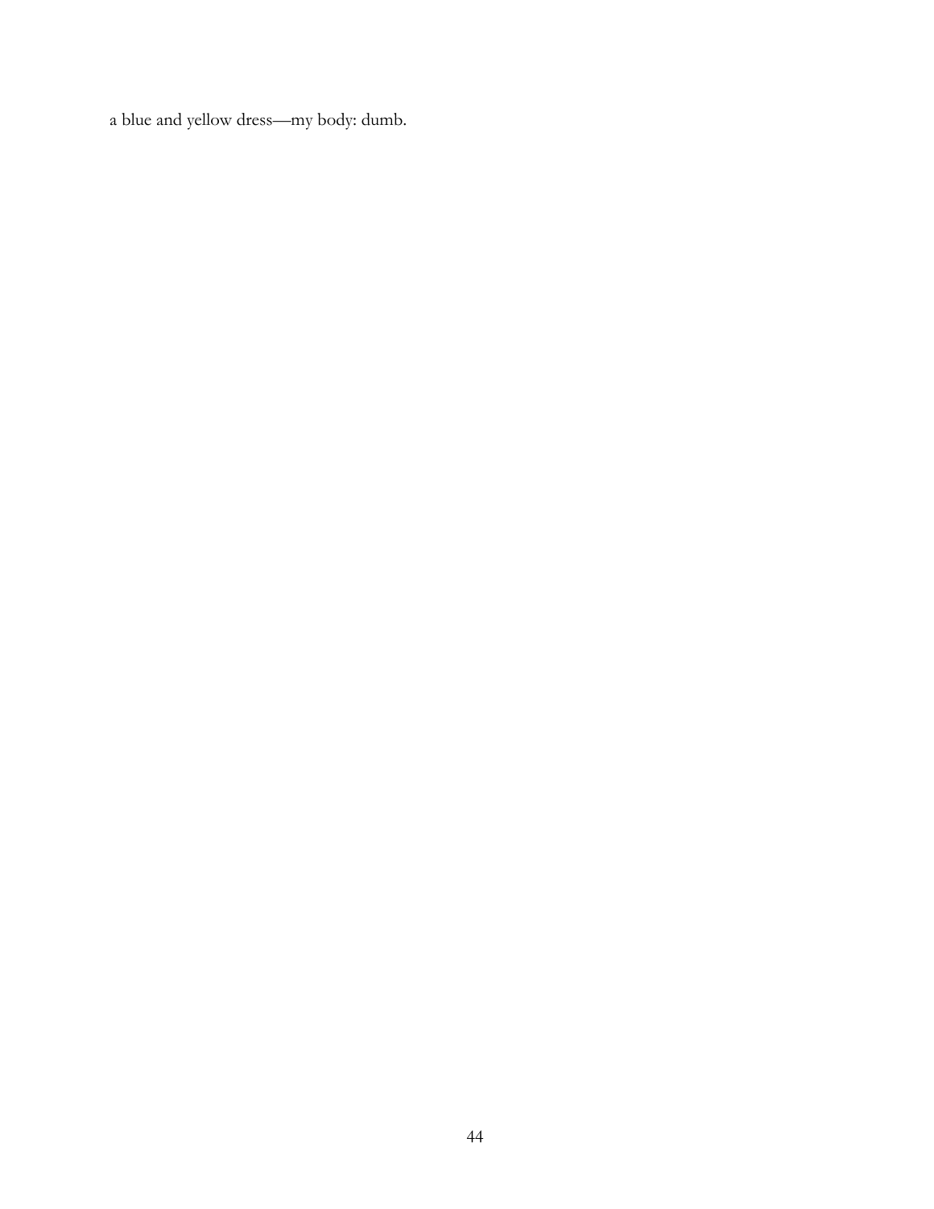a blue and yellow dress—my body: dumb.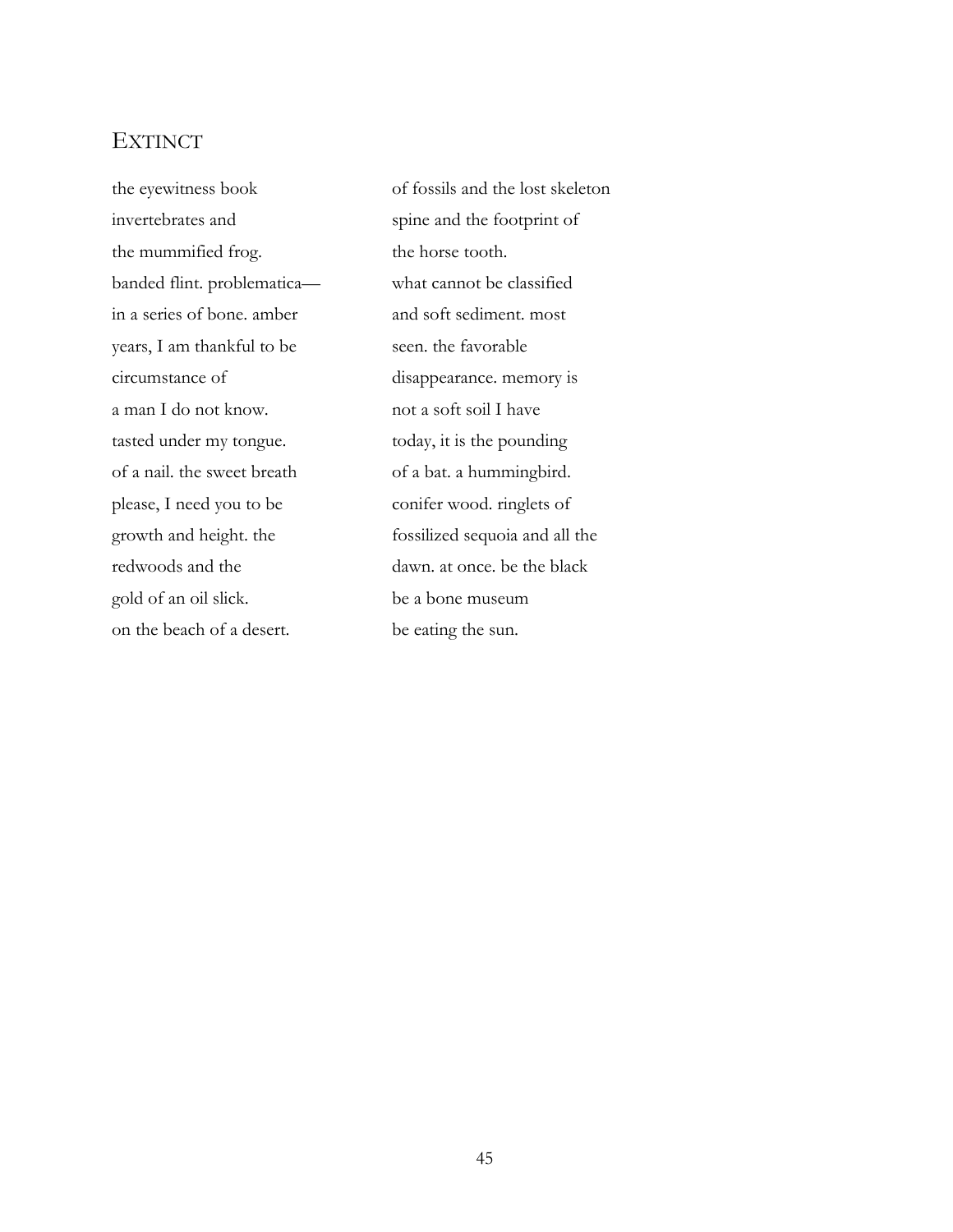## Extinct

the eyewitness book  
invertebrates and  
the mummified frog.  
banded flint. problematica—  
in a series of bone. amber  
years, I am thankful to be  
circumstance of  
a man I do not know.  
tasted under my tongue.  
of a nail. the sweet breath  
please, I need you to be  
growth and height. the  
redwoods and the  
gold of an oil slick.  
on the beach of a desert.

of fossils and the lost skeleton  
spine and the footprint of  
the horse tooth.  
what cannot be classified  
and soft sediment. most  
seen. the favorable  
disappearance. memory is  
not a soft soil I have  
today, it is the pounding  
of a bat. a hummingbird.  
conifer wood. ringlets of  
fossilized sequoia and all the  
dawn. at once. be the black  
be a bone museum  
be eating the sun.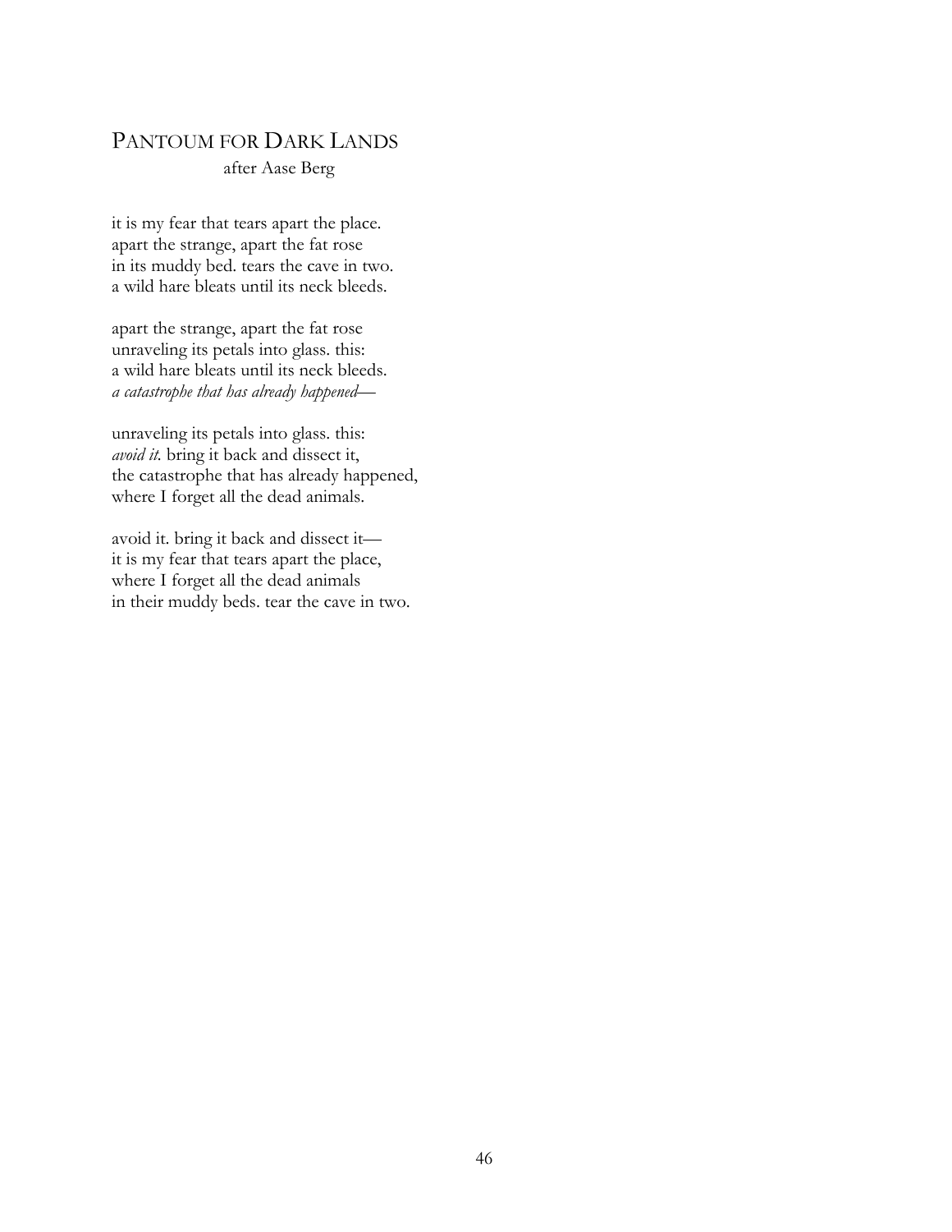## PANTOUM FOR DARK LANDS

after Aase Berg

it is my fear that tears apart the place.
apart the strange, apart the fat rose
in its muddy bed. tears the cave in two.
a wild hare bleats until its neck bleeds.

apart the strange, apart the fat rose
unraveling its petals into glass. this:
a wild hare bleats until its neck bleeds.
*a catastrophe that has already happened*—

unraveling its petals into glass. this:
*avoid it.* bring it back and dissect it,
the catastrophe that has already happened,
where I forget all the dead animals.

avoid it. bring it back and dissect it—
it is my fear that tears apart the place,
where I forget all the dead animals
in their muddy beds. tear the cave in two.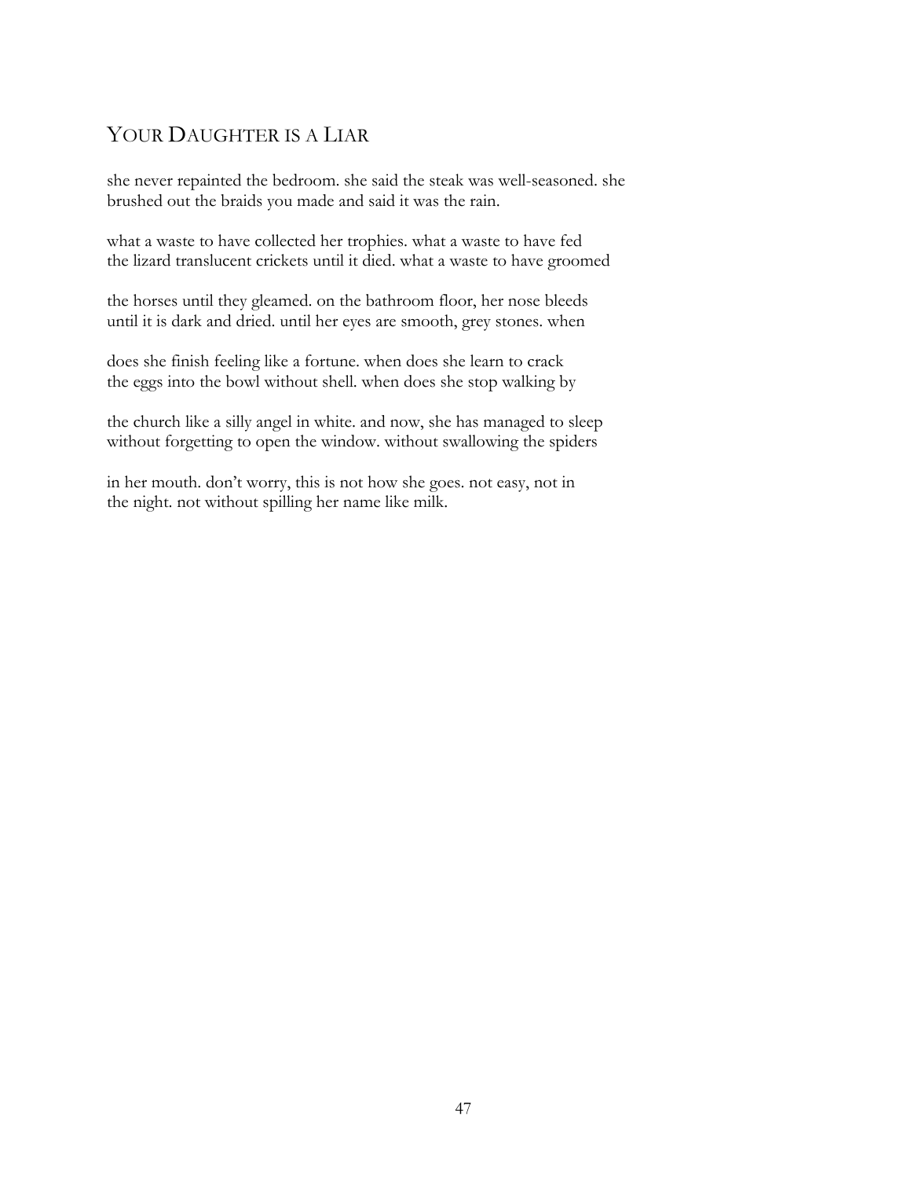## YOUR DAUGHTER IS A LIAR

she never repainted the bedroom. she said the steak was well-seasoned. she
brushed out the braids you made and said it was the rain.

what a waste to have collected her trophies. what a waste to have fed
the lizard translucent crickets until it died. what a waste to have groomed

the horses until they gleamed. on the bathroom floor, her nose bleeds
until it is dark and dried. until her eyes are smooth, grey stones. when

does she finish feeling like a fortune. when does she learn to crack
the eggs into the bowl without shell. when does she stop walking by

the church like a silly angel in white. and now, she has managed to sleep
without forgetting to open the window. without swallowing the spiders

in her mouth. don't worry, this is not how she goes. not easy, not in
the night. not without spilling her name like milk.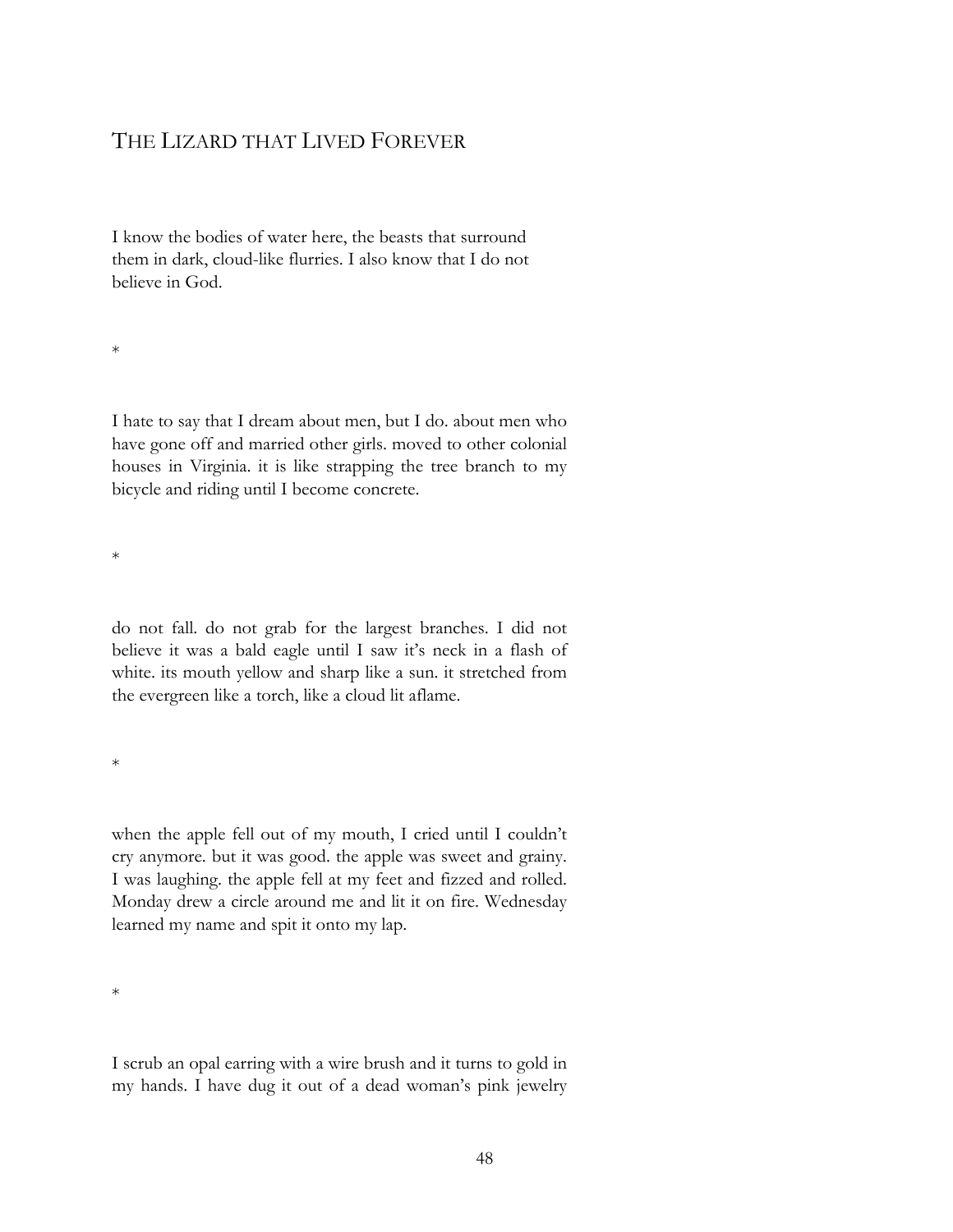# THE LIZARD THAT LIVED FOREVER

I know the bodies of water here, the beasts that surround them in dark, cloud-like flurries. I also know that I do not believe in God.

*

I hate to say that I dream about men, but I do. about men who have gone off and married other girls. moved to other colonial houses in Virginia. it is like strapping the tree branch to my bicycle and riding until I become concrete.

*

do not fall. do not grab for the largest branches. I did not believe it was a bald eagle until I saw it's neck in a flash of white. its mouth yellow and sharp like a sun. it stretched from the evergreen like a torch, like a cloud lit aflame.

*

when the apple fell out of my mouth, I cried until I couldn't cry anymore. but it was good. the apple was sweet and grainy. I was laughing. the apple fell at my feet and fizzed and rolled. Monday drew a circle around me and lit it on fire. Wednesday learned my name and spit it onto my lap.

*

I scrub an opal earring with a wire brush and it turns to gold in my hands. I have dug it out of a dead woman's pink jewelry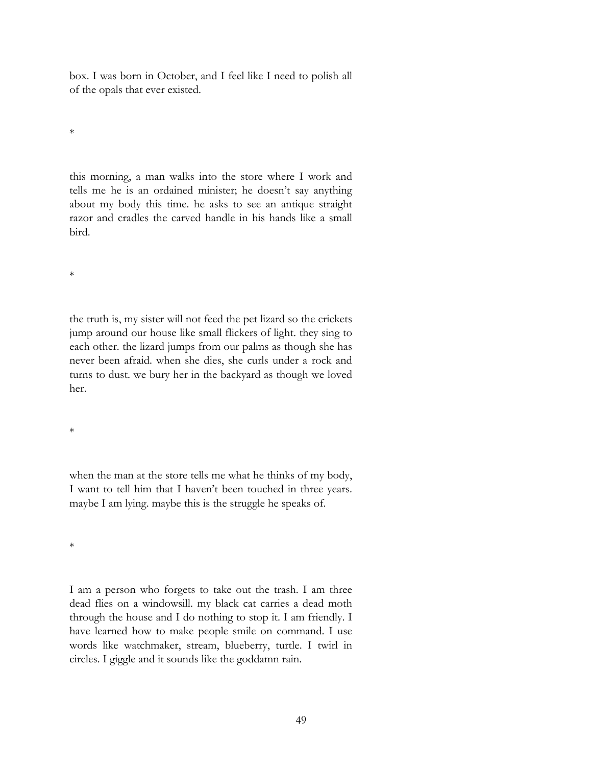box. I was born in October, and I feel like I need to polish all of the opals that ever existed.

*

this morning, a man walks into the store where I work and tells me he is an ordained minister; he doesn't say anything about my body this time. he asks to see an antique straight razor and cradles the carved handle in his hands like a small bird.

*

the truth is, my sister will not feed the pet lizard so the crickets jump around our house like small flickers of light. they sing to each other. the lizard jumps from our palms as though she has never been afraid. when she dies, she curls under a rock and turns to dust. we bury her in the backyard as though we loved her.

*

when the man at the store tells me what he thinks of my body, I want to tell him that I haven't been touched in three years. maybe I am lying. maybe this is the struggle he speaks of.

*

I am a person who forgets to take out the trash. I am three dead flies on a windowsill. my black cat carries a dead moth through the house and I do nothing to stop it. I am friendly. I have learned how to make people smile on command. I use words like watchmaker, stream, blueberry, turtle. I twirl in circles. I giggle and it sounds like the goddamn rain.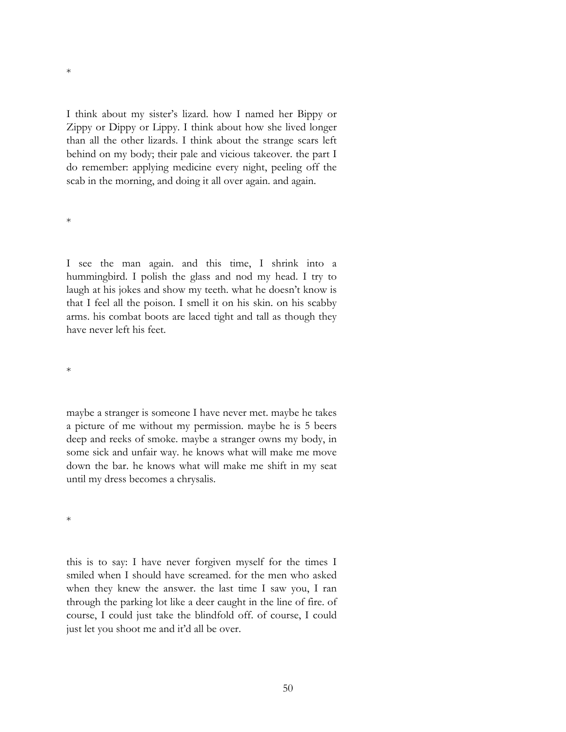*

I think about my sister's lizard. how I named her Bippy or Zippy or Dippy or Lippy. I think about how she lived longer than all the other lizards. I think about the strange scars left behind on my body; their pale and vicious takeover. the part I do remember: applying medicine every night, peeling off the scab in the morning, and doing it all over again. and again.

*

I see the man again. and this time, I shrink into a hummingbird. I polish the glass and nod my head. I try to laugh at his jokes and show my teeth. what he doesn't know is that I feel all the poison. I smell it on his skin. on his scabby arms. his combat boots are laced tight and tall as though they have never left his feet.

*

maybe a stranger is someone I have never met. maybe he takes a picture of me without my permission. maybe he is 5 beers deep and reeks of smoke. maybe a stranger owns my body, in some sick and unfair way. he knows what will make me move down the bar. he knows what will make me shift in my seat until my dress becomes a chrysalis.

*

this is to say: I have never forgiven myself for the times I smiled when I should have screamed. for the men who asked when they knew the answer. the last time I saw you, I ran through the parking lot like a deer caught in the line of fire. of course, I could just take the blindfold off. of course, I could just let you shoot me and it'd all be over.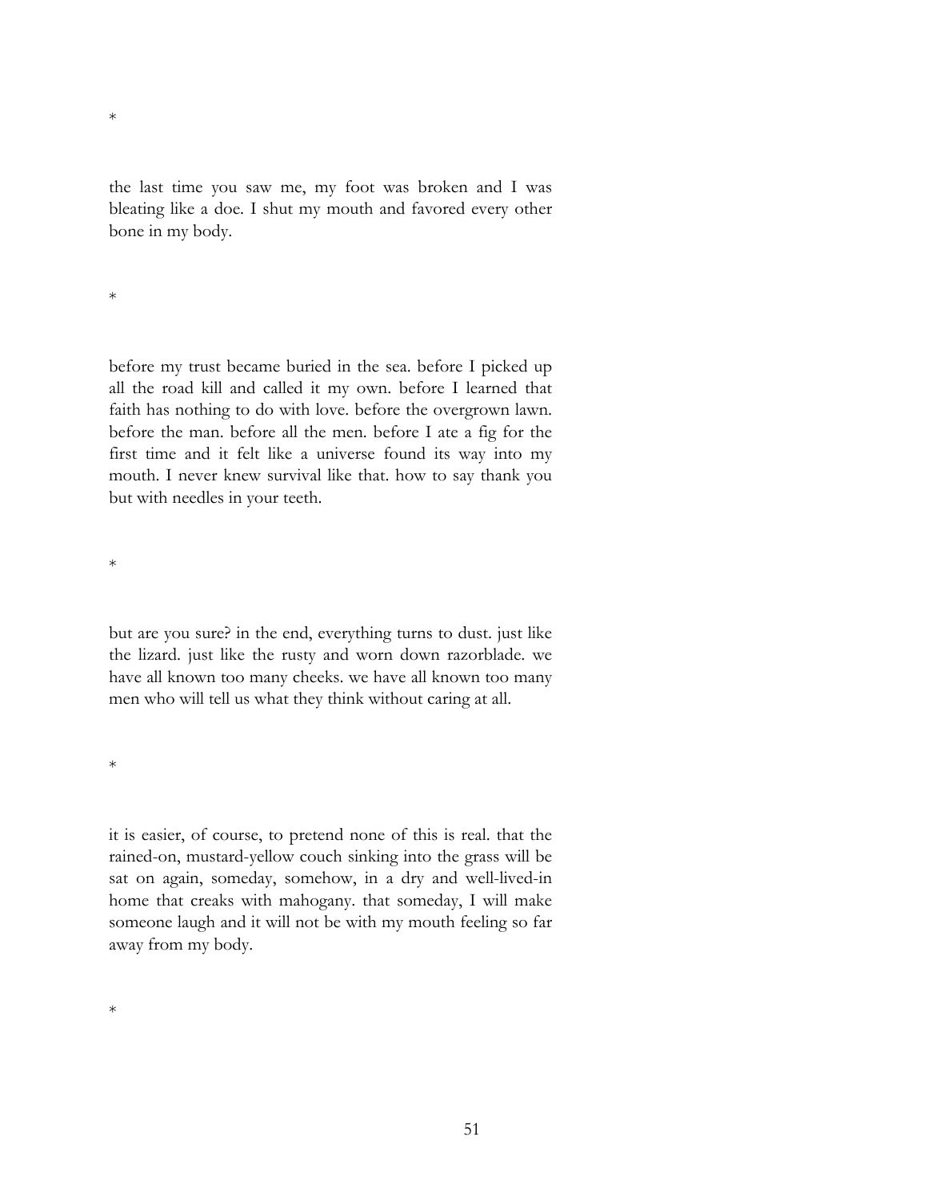*

the last time you saw me, my foot was broken and I was bleating like a doe. I shut my mouth and favored every other bone in my body.

*

before my trust became buried in the sea. before I picked up all the road kill and called it my own. before I learned that faith has nothing to do with love. before the overgrown lawn. before the man. before all the men. before I ate a fig for the first time and it felt like a universe found its way into my mouth. I never knew survival like that. how to say thank you but with needles in your teeth.

*

but are you sure? in the end, everything turns to dust. just like the lizard. just like the rusty and worn down razorblade. we have all known too many cheeks. we have all known too many men who will tell us what they think without caring at all.

*

it is easier, of course, to pretend none of this is real. that the rained-on, mustard-yellow couch sinking into the grass will be sat on again, someday, somehow, in a dry and well-lived-in home that creaks with mahogany. that someday, I will make someone laugh and it will not be with my mouth feeling so far away from my body.

*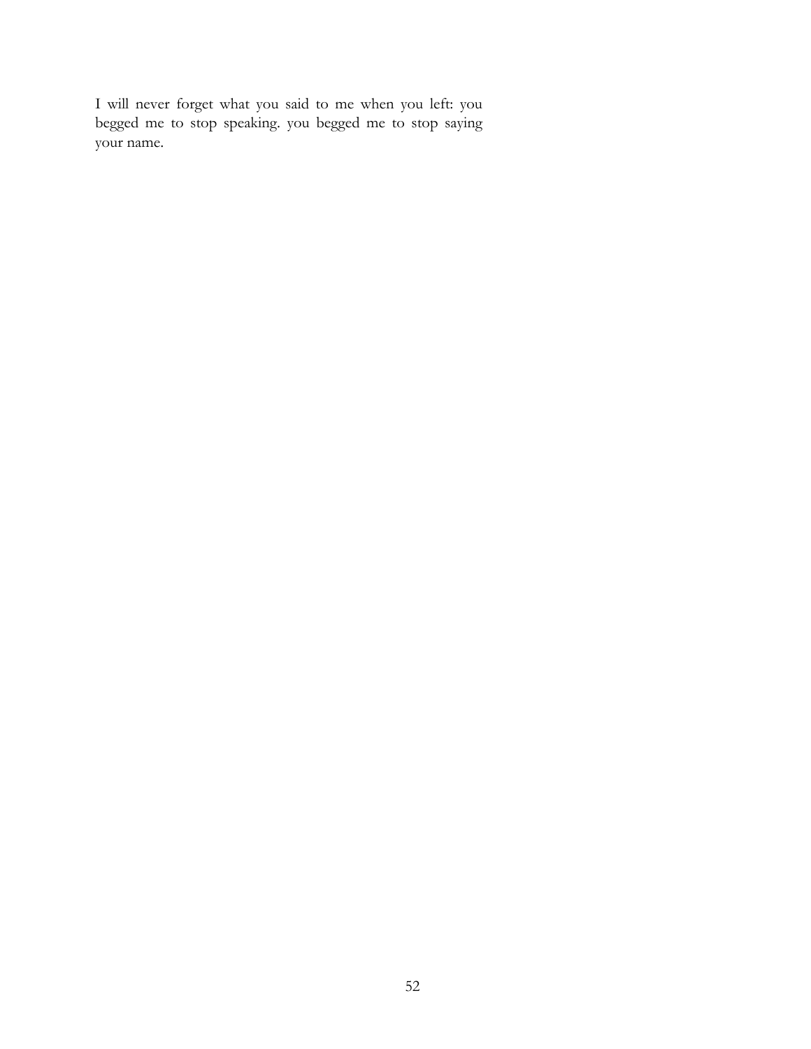I will never forget what you said to me when you left: you begged me to stop speaking. you begged me to stop saying your name.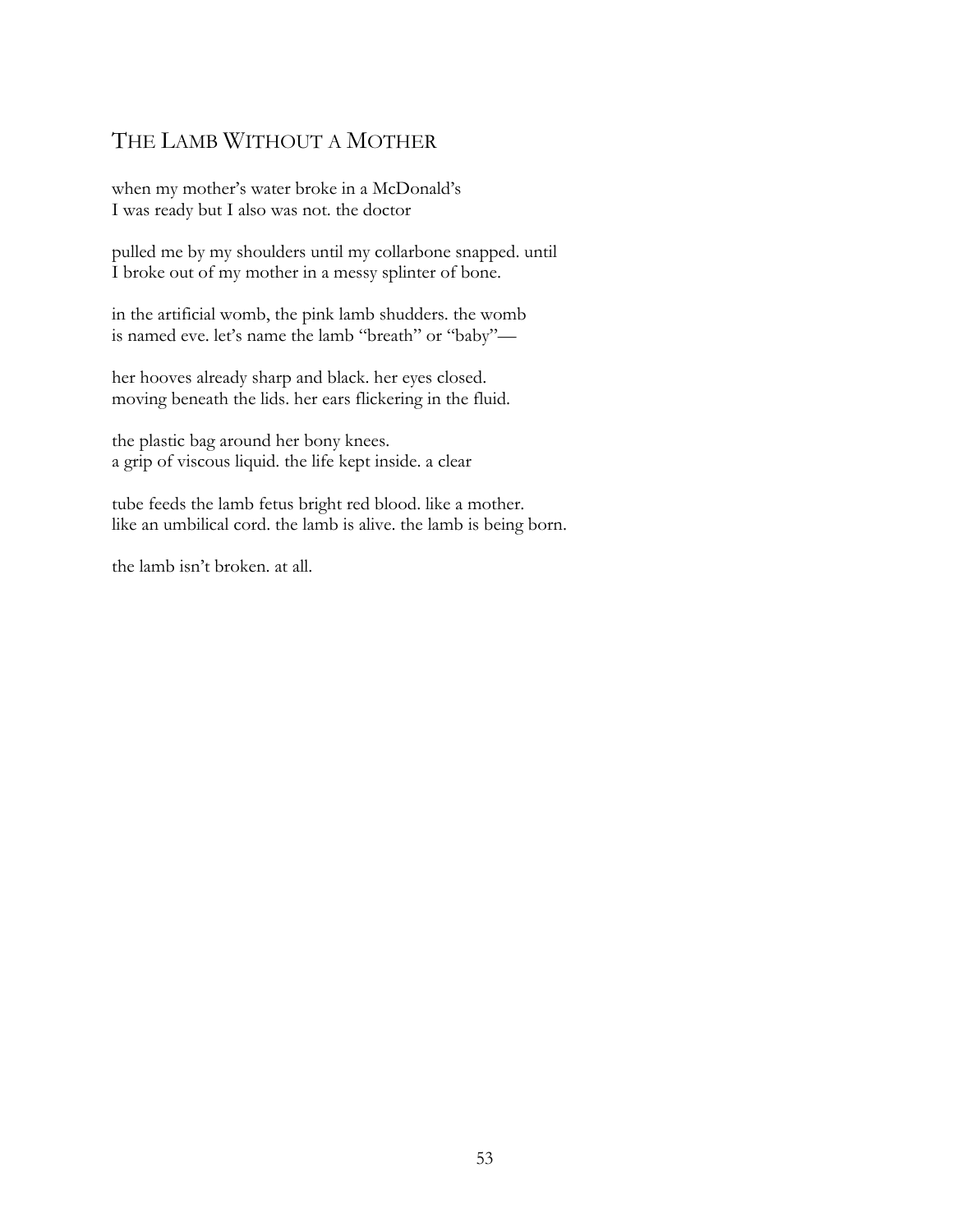## The Lamb Without a Mother

when my mother's water broke in a McDonald's
I was ready but I also was not. the doctor

pulled me by my shoulders until my collarbone snapped. until
I broke out of my mother in a messy splinter of bone.

in the artificial womb, the pink lamb shudders. the womb
is named eve. let's name the lamb "breath" or "baby"—

her hooves already sharp and black. her eyes closed.
moving beneath the lids. her ears flickering in the fluid.

the plastic bag around her bony knees.
a grip of viscous liquid. the life kept inside. a clear

tube feeds the lamb fetus bright red blood. like a mother.
like an umbilical cord. the lamb is alive. the lamb is being born.

the lamb isn't broken. at all.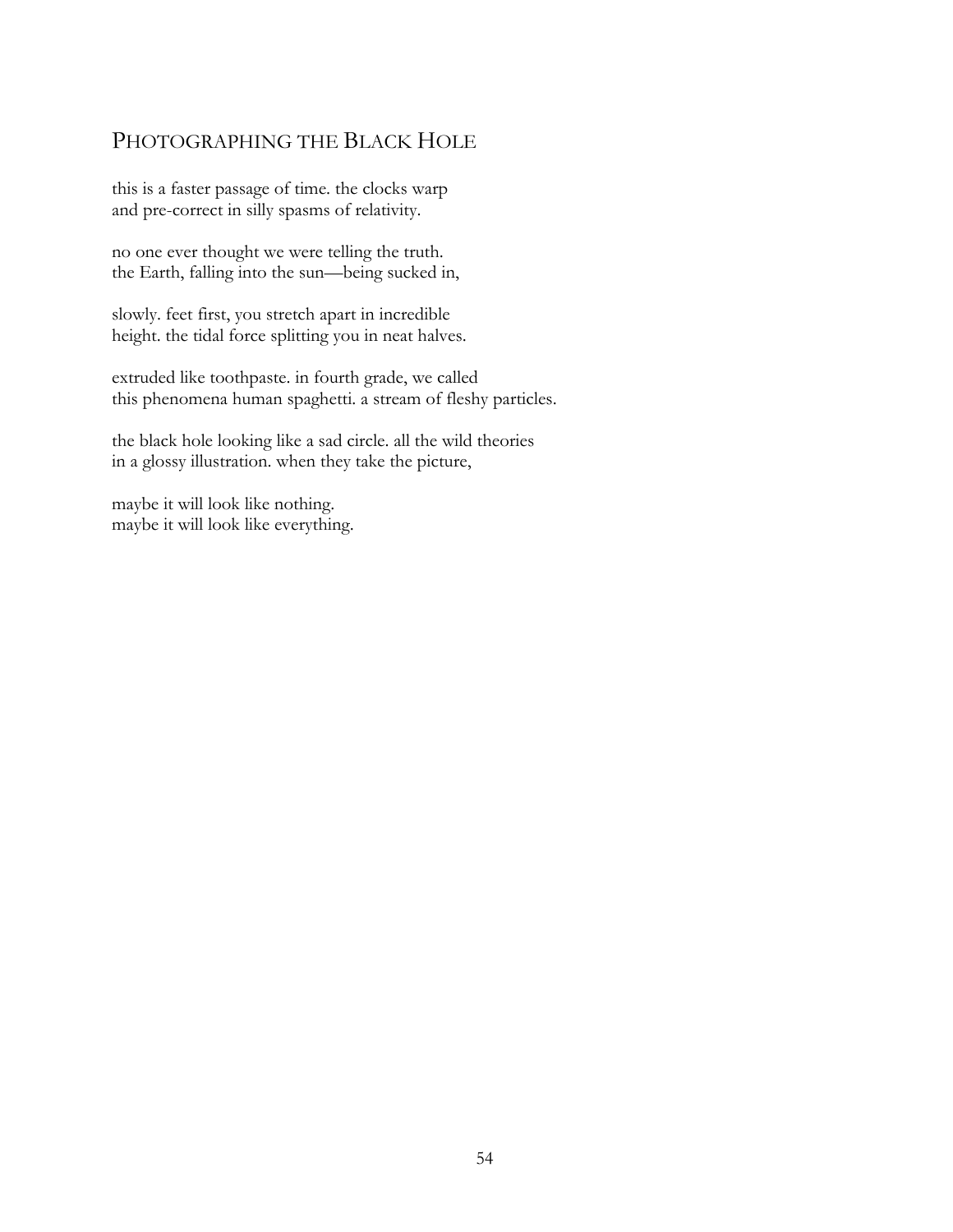## PHOTOGRAPHING THE BLACK HOLE

this is a faster passage of time. the clocks warp
and pre-correct in silly spasms of relativity.

no one ever thought we were telling the truth.
the Earth, falling into the sun—being sucked in,

slowly. feet first, you stretch apart in incredible
height. the tidal force splitting you in neat halves.

extruded like toothpaste. in fourth grade, we called
this phenomena human spaghetti. a stream of fleshy particles.

the black hole looking like a sad circle. all the wild theories
in a glossy illustration. when they take the picture,

maybe it will look like nothing.
maybe it will look like everything.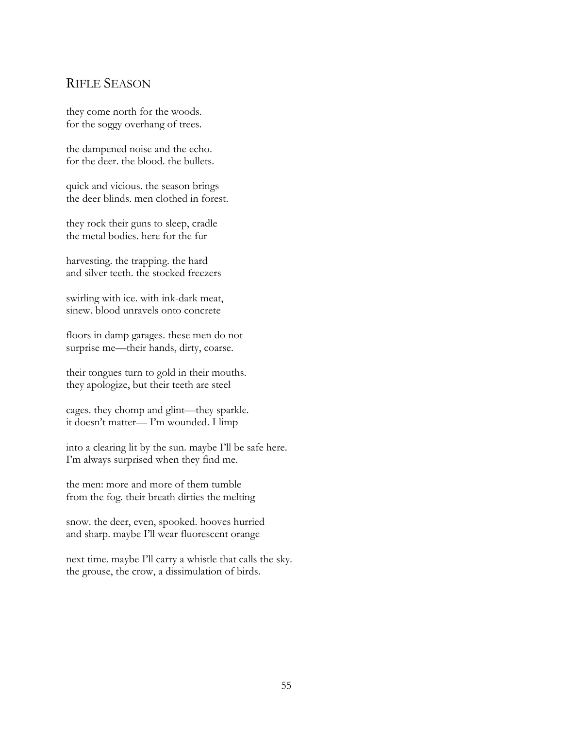## Rifle Season

they come north for the woods.  
for the soggy overhang of trees.

the dampened noise and the echo.  
for the deer. the blood. the bullets.

quick and vicious. the season brings  
the deer blinds. men clothed in forest.

they rock their guns to sleep, cradle  
the metal bodies. here for the fur

harvesting. the trapping. the hard  
and silver teeth. the stocked freezers

swirling with ice. with ink-dark meat,  
sinew. blood unravels onto concrete

floors in damp garages. these men do not  
surprise me—their hands, dirty, coarse.

their tongues turn to gold in their mouths.  
they apologize, but their teeth are steel

cages. they chomp and glint—they sparkle.  
it doesn't matter— I'm wounded. I limp

into a clearing lit by the sun. maybe I'll be safe here.  
I'm always surprised when they find me.

the men: more and more of them tumble  
from the fog. their breath dirties the melting

snow. the deer, even, spooked. hooves hurried  
and sharp. maybe I'll wear fluorescent orange

next time. maybe I'll carry a whistle that calls the sky.  
the grouse, the crow, a dissimulation of birds.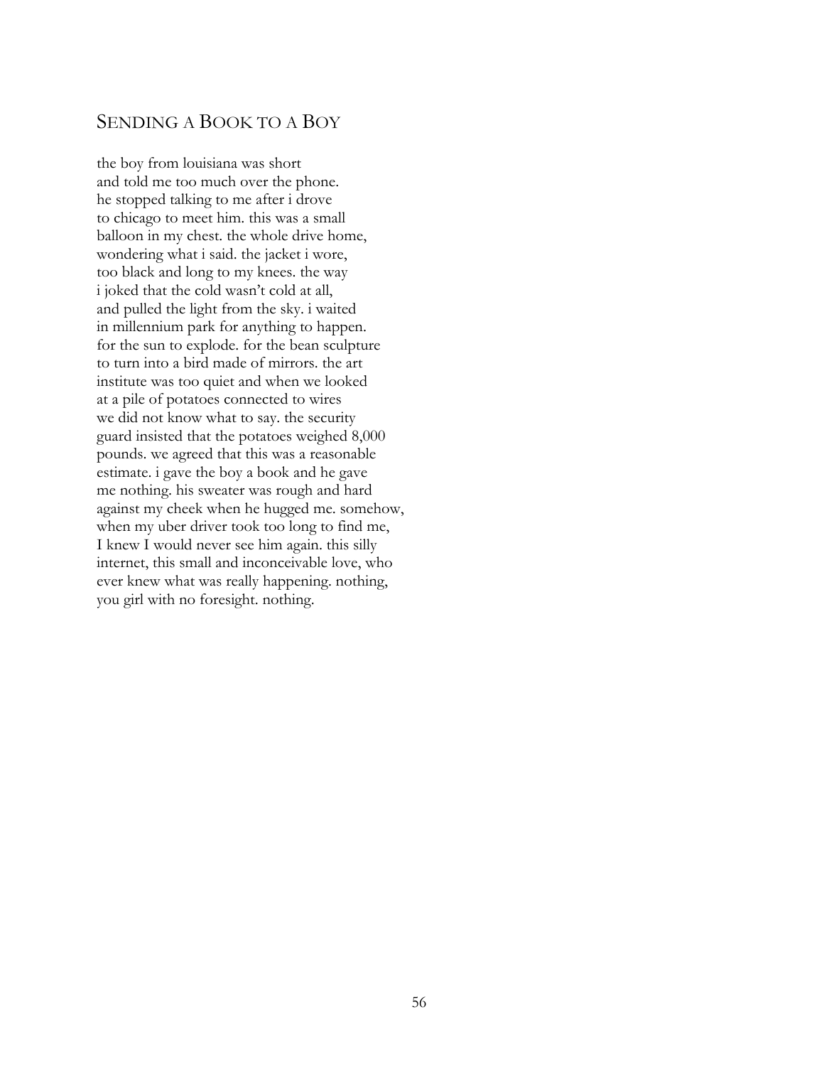## SENDING A BOOK TO A BOY

the boy from louisiana was short
and told me too much over the phone.
he stopped talking to me after i drove
to chicago to meet him. this was a small
balloon in my chest. the whole drive home,
wondering what i said. the jacket i wore,
too black and long to my knees. the way
i joked that the cold wasn't cold at all,
and pulled the light from the sky. i waited
in millennium park for anything to happen.
for the sun to explode. for the bean sculpture
to turn into a bird made of mirrors. the art
institute was too quiet and when we looked
at a pile of potatoes connected to wires
we did not know what to say. the security
guard insisted that the potatoes weighed 8,000
pounds. we agreed that this was a reasonable
estimate. i gave the boy a book and he gave
me nothing. his sweater was rough and hard
against my cheek when he hugged me. somehow,
when my uber driver took too long to find me,
I knew I would never see him again. this silly
internet, this small and inconceivable love, who
ever knew what was really happening. nothing,
you girl with no foresight. nothing.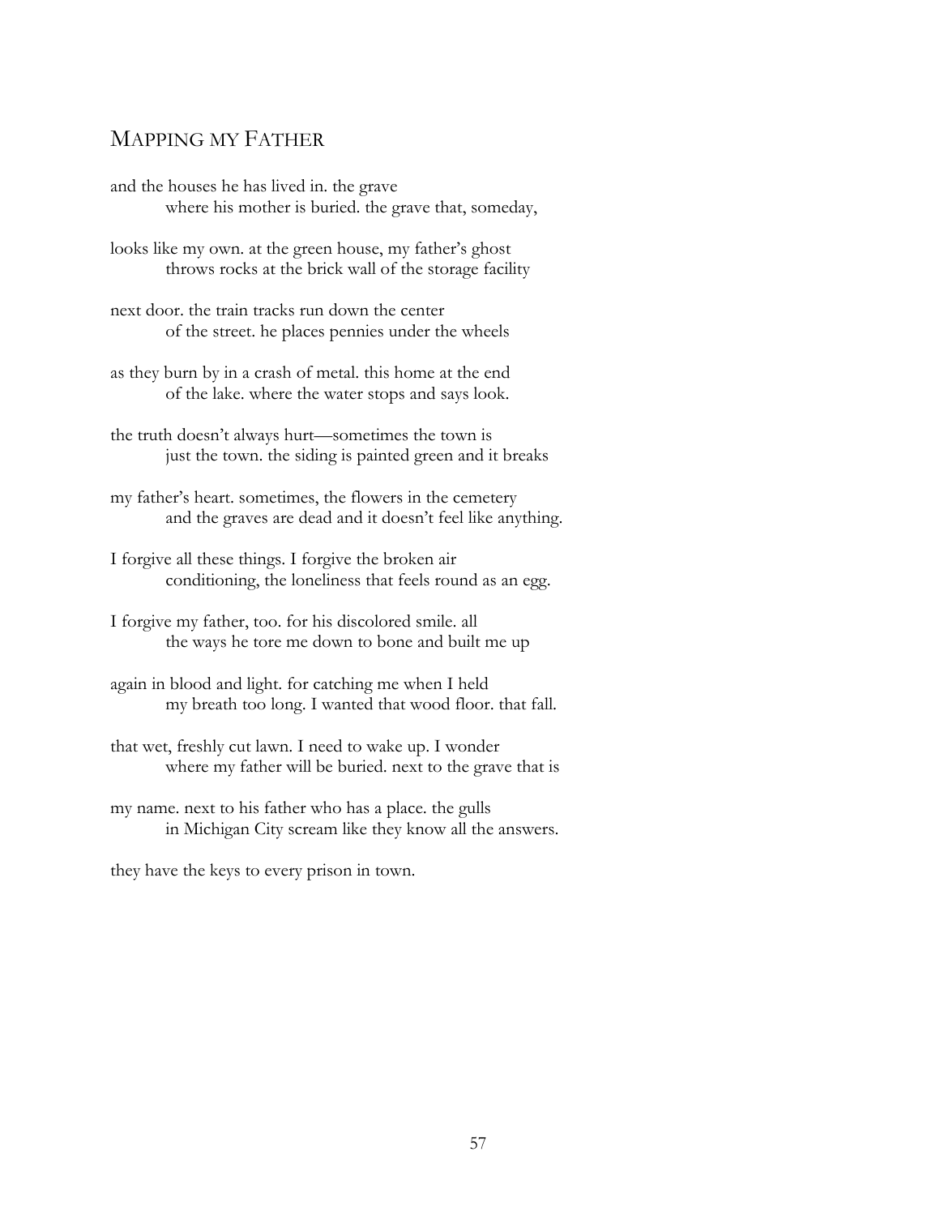## MAPPING MY FATHER

and the houses he has lived in. the grave
        where his mother is buried. the grave that, someday,

looks like my own. at the green house, my father's ghost
        throws rocks at the brick wall of the storage facility

next door. the train tracks run down the center
        of the street. he places pennies under the wheels

as they burn by in a crash of metal. this home at the end
        of the lake. where the water stops and says look.

the truth doesn't always hurt—sometimes the town is
        just the town. the siding is painted green and it breaks

my father's heart. sometimes, the flowers in the cemetery
        and the graves are dead and it doesn't feel like anything.

I forgive all these things. I forgive the broken air
        conditioning, the loneliness that feels round as an egg.

I forgive my father, too. for his discolored smile. all
        the ways he tore me down to bone and built me up

again in blood and light. for catching me when I held
        my breath too long. I wanted that wood floor. that fall.

that wet, freshly cut lawn. I need to wake up. I wonder
        where my father will be buried. next to the grave that is

my name. next to his father who has a place. the gulls
        in Michigan City scream like they know all the answers.

they have the keys to every prison in town.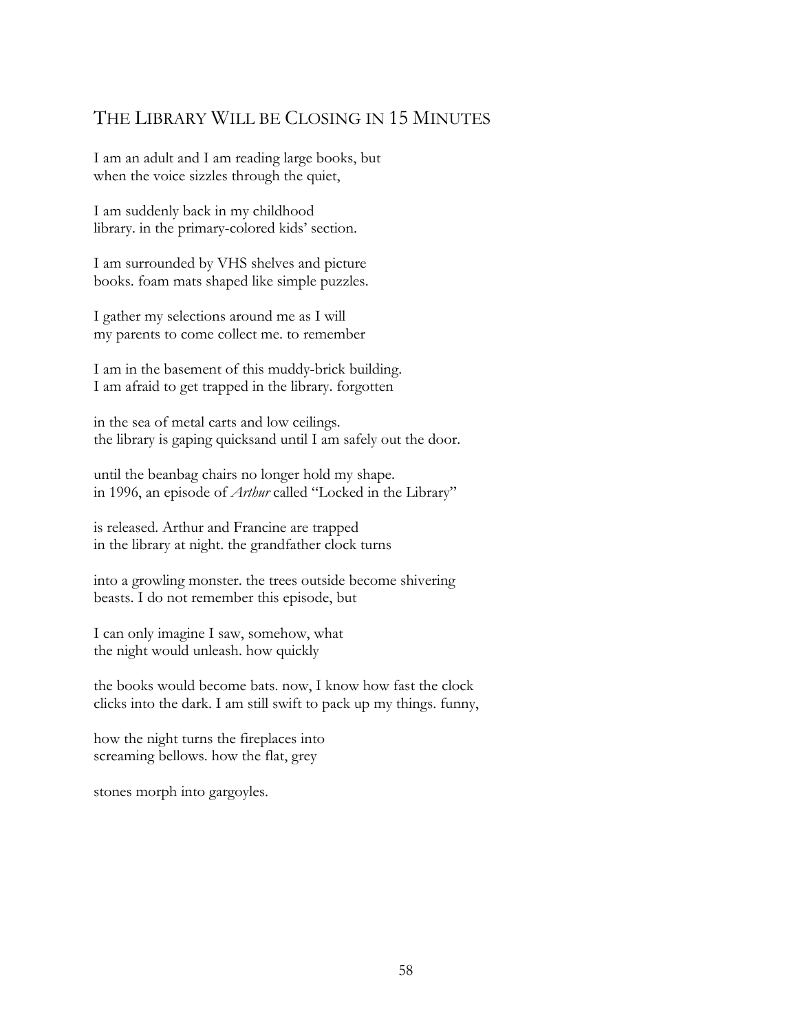## THE LIBRARY WILL BE CLOSING IN 15 MINUTES

I am an adult and I am reading large books, but  
when the voice sizzles through the quiet,

I am suddenly back in my childhood  
library. in the primary-colored kids' section.

I am surrounded by VHS shelves and picture  
books. foam mats shaped like simple puzzles.

I gather my selections around me as I will  
my parents to come collect me. to remember

I am in the basement of this muddy-brick building.  
I am afraid to get trapped in the library. forgotten

in the sea of metal carts and low ceilings.  
the library is gaping quicksand until I am safely out the door.

until the beanbag chairs no longer hold my shape.  
in 1996, an episode of *Arthur* called "Locked in the Library"

is released. Arthur and Francine are trapped  
in the library at night. the grandfather clock turns

into a growling monster. the trees outside become shivering  
beasts. I do not remember this episode, but

I can only imagine I saw, somehow, what  
the night would unleash. how quickly

the books would become bats. now, I know how fast the clock  
clicks into the dark. I am still swift to pack up my things. funny,

how the night turns the fireplaces into  
screaming bellows. how the flat, grey

stones morph into gargoyles.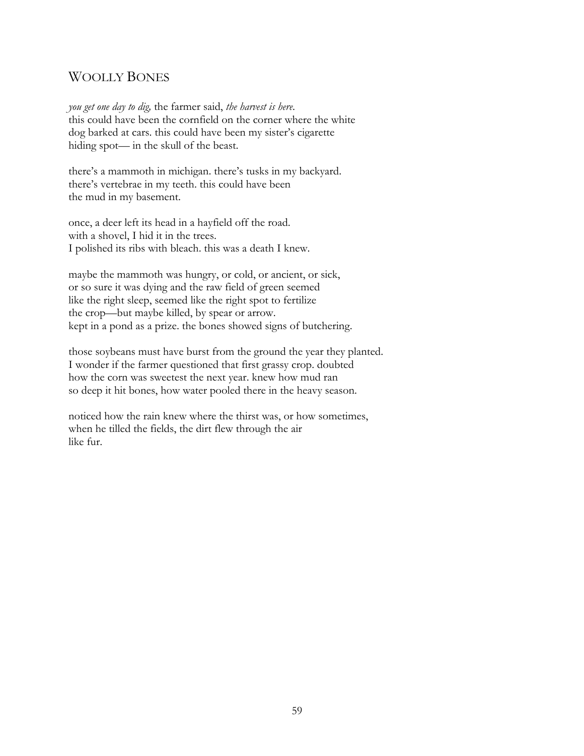## Woolly Bones

*you get one day to dig,* the farmer said, *the harvest is here.*
this could have been the cornfield on the corner where the white
dog barked at cars. this could have been my sister's cigarette
hiding spot— in the skull of the beast.

there's a mammoth in michigan. there's tusks in my backyard.
there's vertebrae in my teeth. this could have been
the mud in my basement.

once, a deer left its head in a hayfield off the road.
with a shovel, I hid it in the trees.
I polished its ribs with bleach. this was a death I knew.

maybe the mammoth was hungry, or cold, or ancient, or sick,
or so sure it was dying and the raw field of green seemed
like the right sleep, seemed like the right spot to fertilize
the crop—but maybe killed, by spear or arrow.
kept in a pond as a prize. the bones showed signs of butchering.

those soybeans must have burst from the ground the year they planted.
I wonder if the farmer questioned that first grassy crop. doubted
how the corn was sweetest the next year. knew how mud ran
so deep it hit bones, how water pooled there in the heavy season.

noticed how the rain knew where the thirst was, or how sometimes,
when he tilled the fields, the dirt flew through the air
like fur.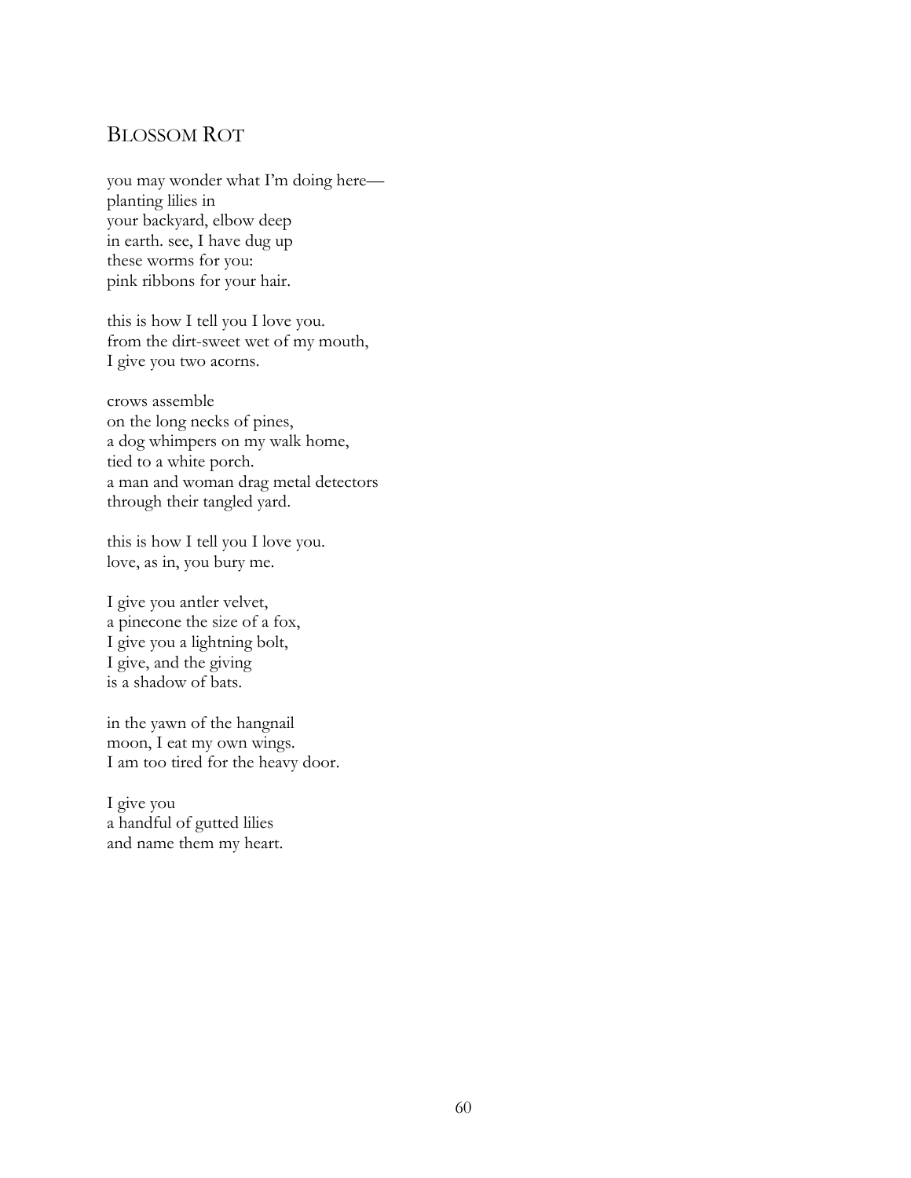# Blossom Rot

you may wonder what I'm doing here—
planting lilies in
your backyard, elbow deep
in earth. see, I have dug up
these worms for you:
pink ribbons for your hair.

this is how I tell you I love you.
from the dirt-sweet wet of my mouth,
I give you two acorns.

crows assemble
on the long necks of pines,
a dog whimpers on my walk home,
tied to a white porch.
a man and woman drag metal detectors
through their tangled yard.

this is how I tell you I love you.
love, as in, you bury me.

I give you antler velvet,
a pinecone the size of a fox,
I give you a lightning bolt,
I give, and the giving
is a shadow of bats.

in the yawn of the hangnail
moon, I eat my own wings.
I am too tired for the heavy door.

I give you
a handful of gutted lilies
and name them my heart.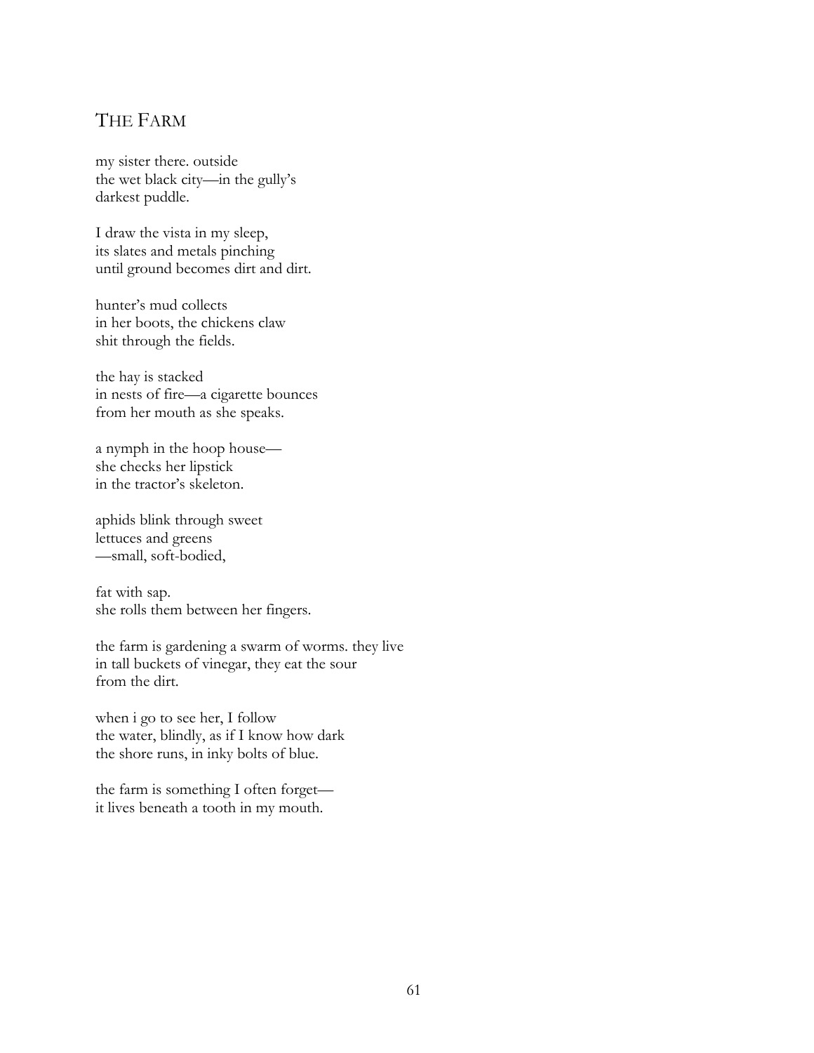## THE FARM

my sister there. outside  
the wet black city—in the gully's  
darkest puddle.

I draw the vista in my sleep,  
its slates and metals pinching  
until ground becomes dirt and dirt.

hunter's mud collects  
in her boots, the chickens claw  
shit through the fields.

the hay is stacked  
in nests of fire—a cigarette bounces  
from her mouth as she speaks.

a nymph in the hoop house—  
she checks her lipstick  
in the tractor's skeleton.

aphids blink through sweet  
lettuces and greens  
—small, soft-bodied,

fat with sap.  
she rolls them between her fingers.

the farm is gardening a swarm of worms. they live  
in tall buckets of vinegar, they eat the sour  
from the dirt.

when i go to see her, I follow  
the water, blindly, as if I know how dark  
the shore runs, in inky bolts of blue.

the farm is something I often forget—  
it lives beneath a tooth in my mouth.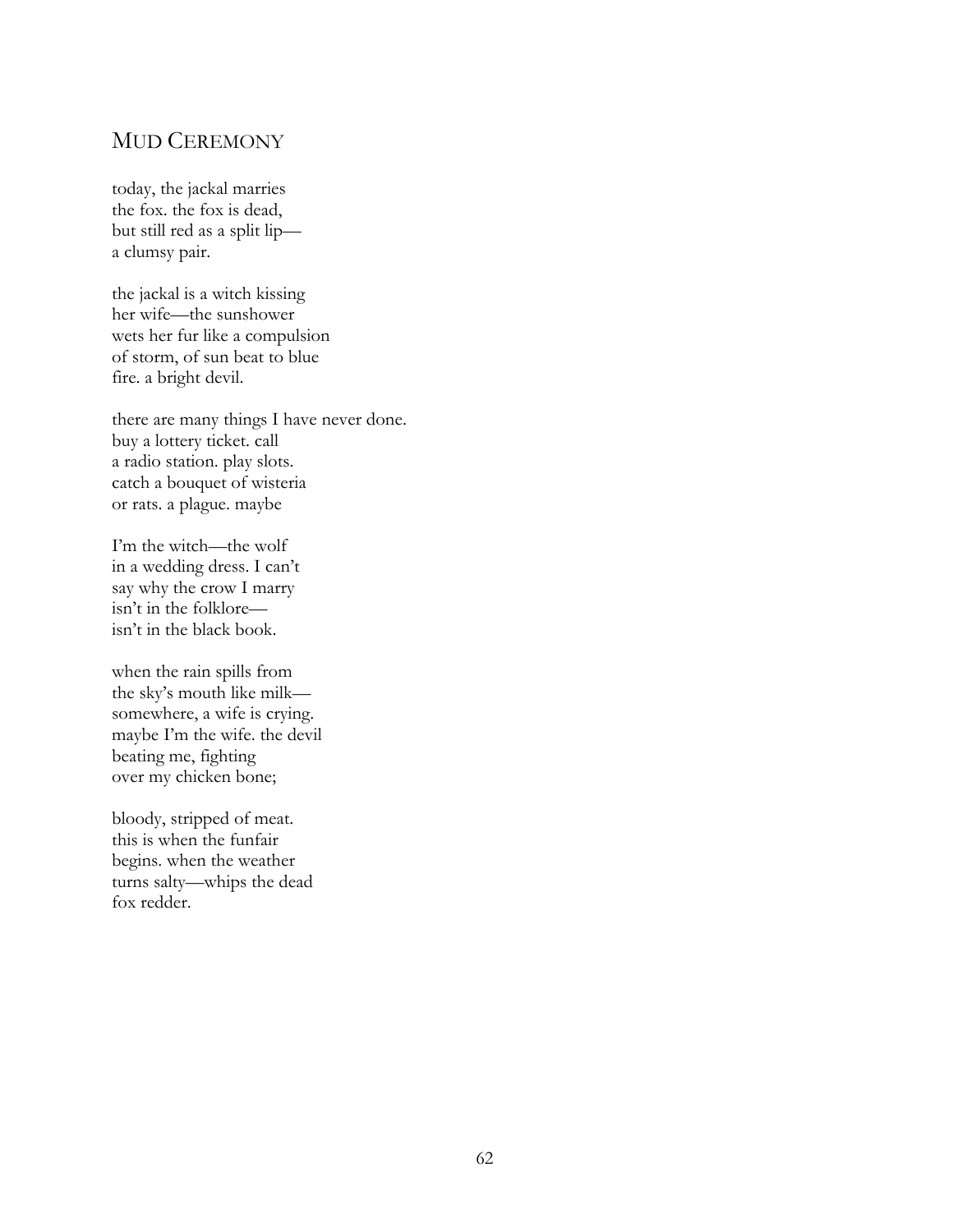# Mud Ceremony

today, the jackal marries
the fox. the fox is dead,
but still red as a split lip—
a clumsy pair.

the jackal is a witch kissing
her wife—the sunshower
wets her fur like a compulsion
of storm, of sun beat to blue
fire. a bright devil.

there are many things I have never done.
buy a lottery ticket. call
a radio station. play slots.
catch a bouquet of wisteria
or rats. a plague. maybe

I'm the witch—the wolf
in a wedding dress. I can't
say why the crow I marry
isn't in the folklore—
isn't in the black book.

when the rain spills from
the sky's mouth like milk—
somewhere, a wife is crying.
maybe I'm the wife. the devil
beating me, fighting
over my chicken bone;

bloody, stripped of meat.
this is when the funfair
begins. when the weather
turns salty—whips the dead
fox redder.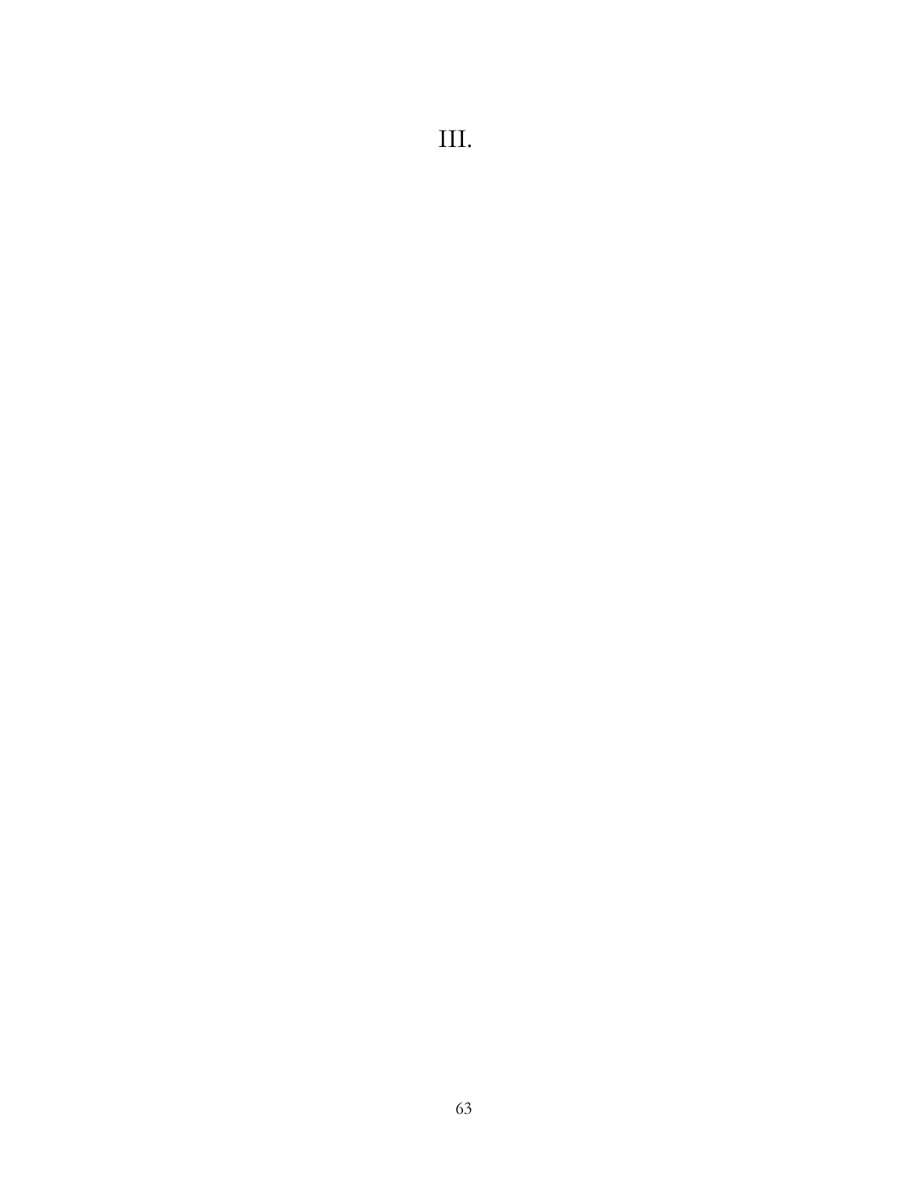# III.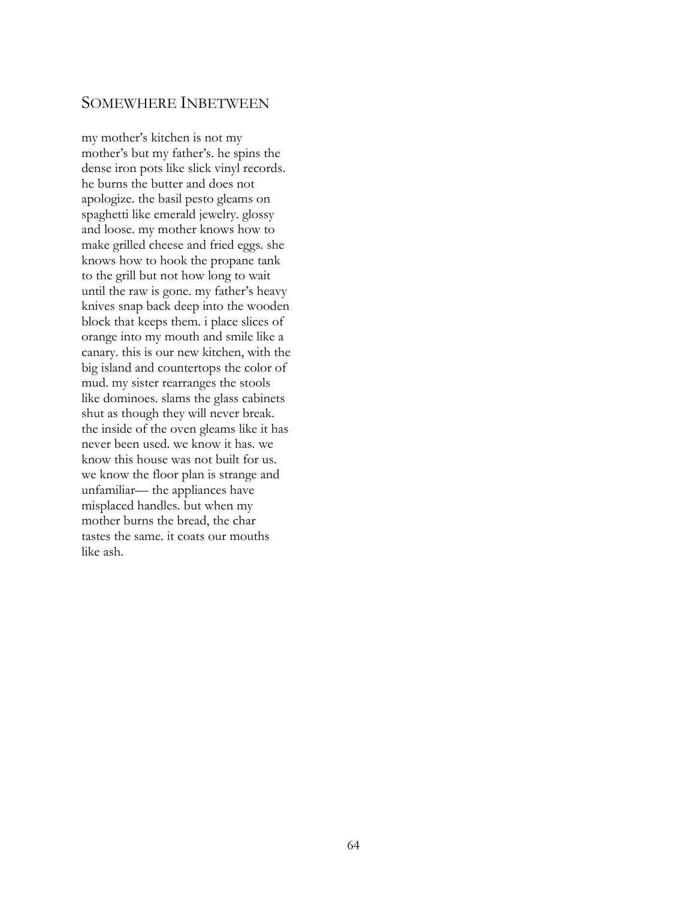## SOMEWHERE INBETWEEN

my mother's kitchen is not my mother's but my father's. he spins the dense iron pots like slick vinyl records. he burns the butter and does not apologize. the basil pesto gleams on spaghetti like emerald jewelry. glossy and loose. my mother knows how to make grilled cheese and fried eggs. she knows how to hook the propane tank to the grill but not how long to wait until the raw is gone. my father's heavy knives snap back deep into the wooden block that keeps them. i place slices of orange into my mouth and smile like a canary. this is our new kitchen, with the big island and countertops the color of mud. my sister rearranges the stools like dominoes. slams the glass cabinets shut as though they will never break. the inside of the oven gleams like it has never been used. we know it has. we know this house was not built for us. we know the floor plan is strange and unfamiliar— the appliances have misplaced handles. but when my mother burns the bread, the char tastes the same. it coats our mouths like ash.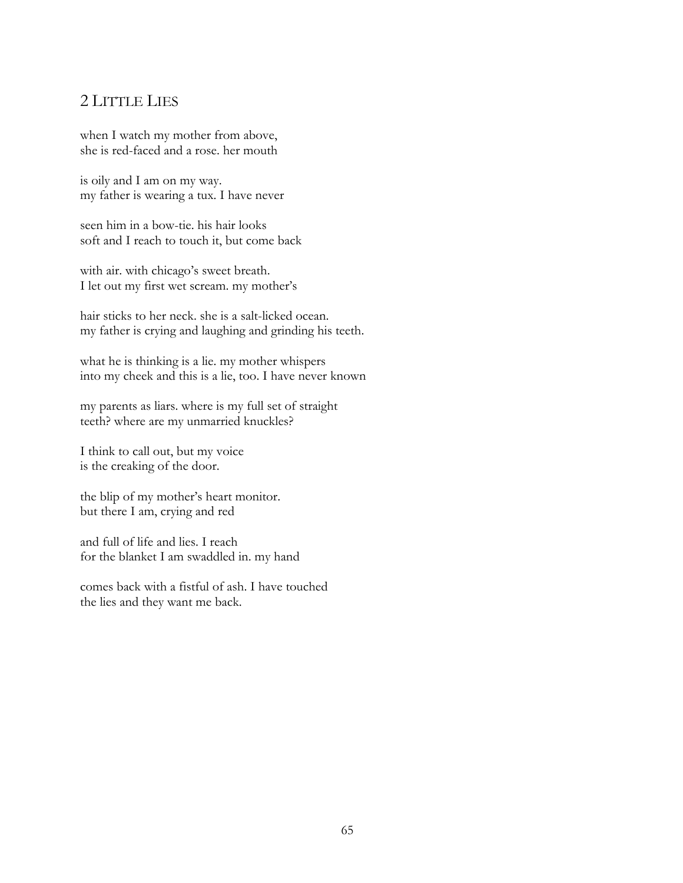## 2 Little Lies

when I watch my mother from above,
she is red-faced and a rose. her mouth

is oily and I am on my way.
my father is wearing a tux. I have never

seen him in a bow-tie. his hair looks
soft and I reach to touch it, but come back

with air. with chicago's sweet breath.
I let out my first wet scream. my mother's

hair sticks to her neck. she is a salt-licked ocean.
my father is crying and laughing and grinding his teeth.

what he is thinking is a lie. my mother whispers
into my cheek and this is a lie, too. I have never known

my parents as liars. where is my full set of straight
teeth? where are my unmarried knuckles?

I think to call out, but my voice
is the creaking of the door.

the blip of my mother's heart monitor.
but there I am, crying and red

and full of life and lies. I reach
for the blanket I am swaddled in. my hand

comes back with a fistful of ash. I have touched
the lies and they want me back.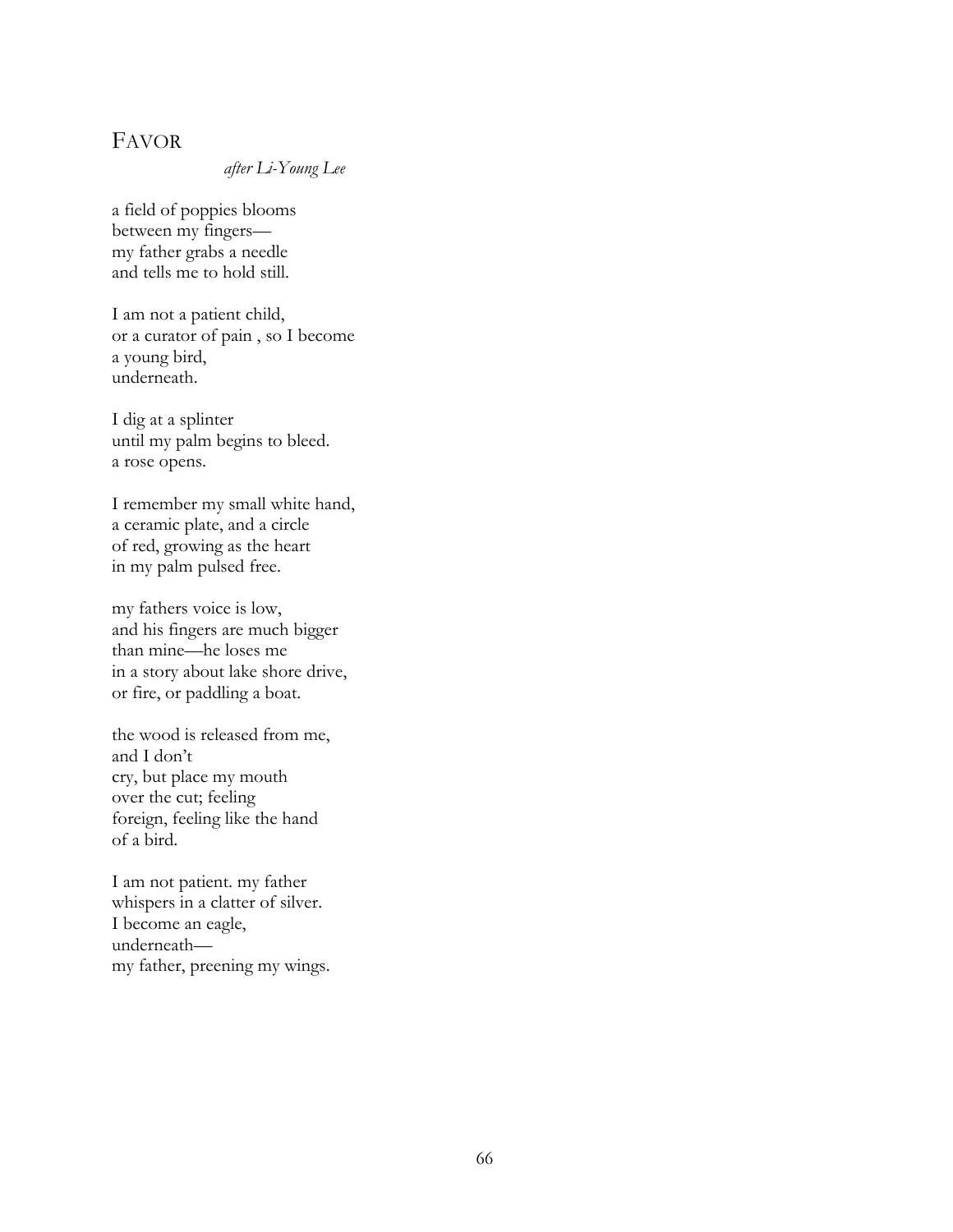# FAVOR

*after Li-Young Lee*

a field of poppies blooms  
between my fingers—  
my father grabs a needle  
and tells me to hold still.

I am not a patient child,  
or a curator of pain , so I become  
a young bird,  
underneath.

I dig at a splinter  
until my palm begins to bleed.  
a rose opens.

I remember my small white hand,  
a ceramic plate, and a circle  
of red, growing as the heart  
in my palm pulsed free.

my fathers voice is low,  
and his fingers are much bigger  
than mine—he loses me  
in a story about lake shore drive,  
or fire, or paddling a boat.

the wood is released from me,  
and I don't  
cry, but place my mouth  
over the cut; feeling  
foreign, feeling like the hand  
of a bird.

I am not patient. my father  
whispers in a clatter of silver.  
I become an eagle,  
underneath—  
my father, preening my wings.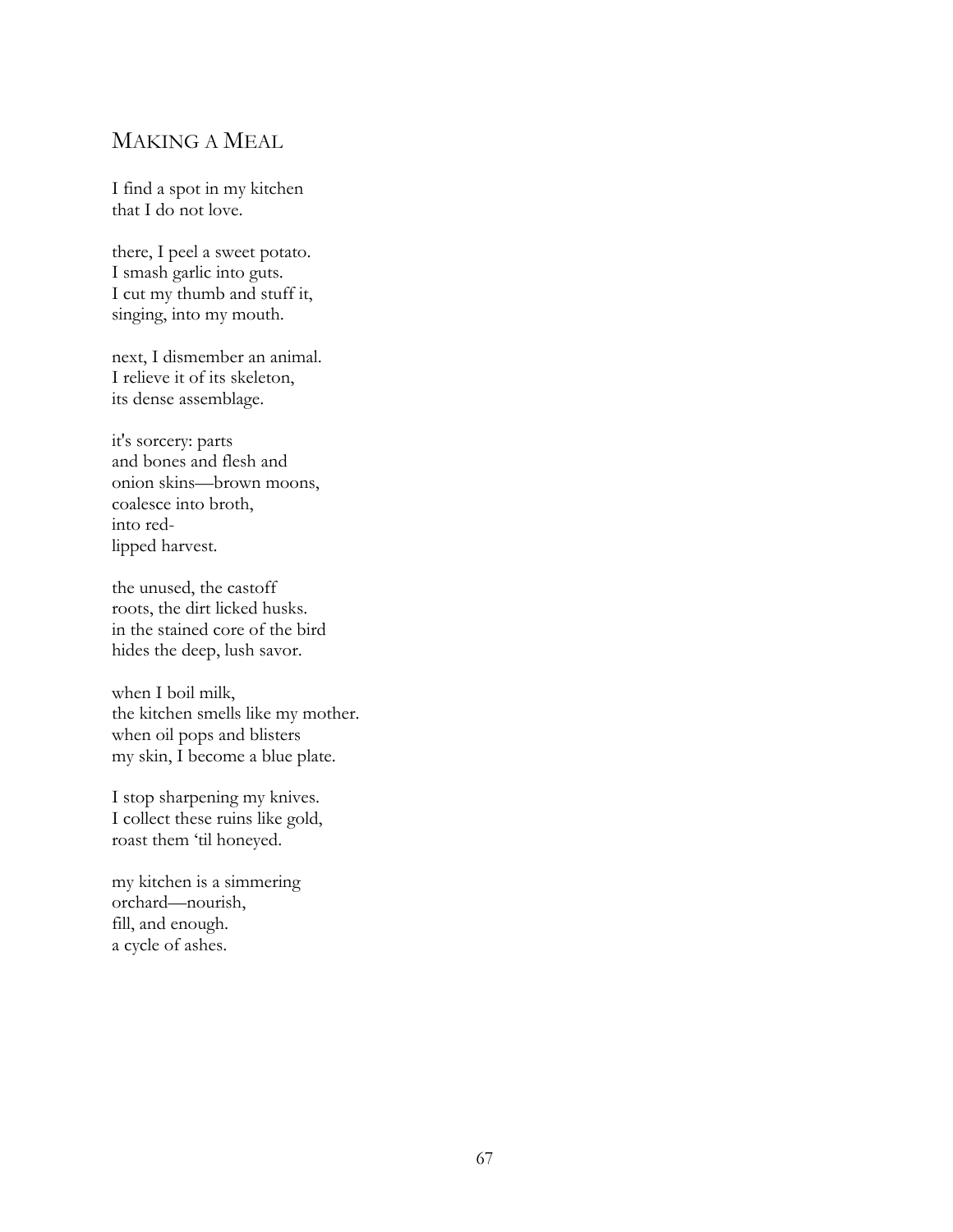## MAKING A MEAL

I find a spot in my kitchen  
that I do not love.

there, I peel a sweet potato.  
I smash garlic into guts.  
I cut my thumb and stuff it,  
singing, into my mouth.

next, I dismember an animal.  
I relieve it of its skeleton,  
its dense assemblage.

it's sorcery: parts  
and bones and flesh and  
onion skins—brown moons,  
coalesce into broth,  
into red-  
lipped harvest.

the unused, the castoff  
roots, the dirt licked husks.  
in the stained core of the bird  
hides the deep, lush savor.

when I boil milk,  
the kitchen smells like my mother.  
when oil pops and blisters  
my skin, I become a blue plate.

I stop sharpening my knives.  
I collect these ruins like gold,  
roast them 'til honeyed.

my kitchen is a simmering  
orchard—nourish,  
fill, and enough.  
a cycle of ashes.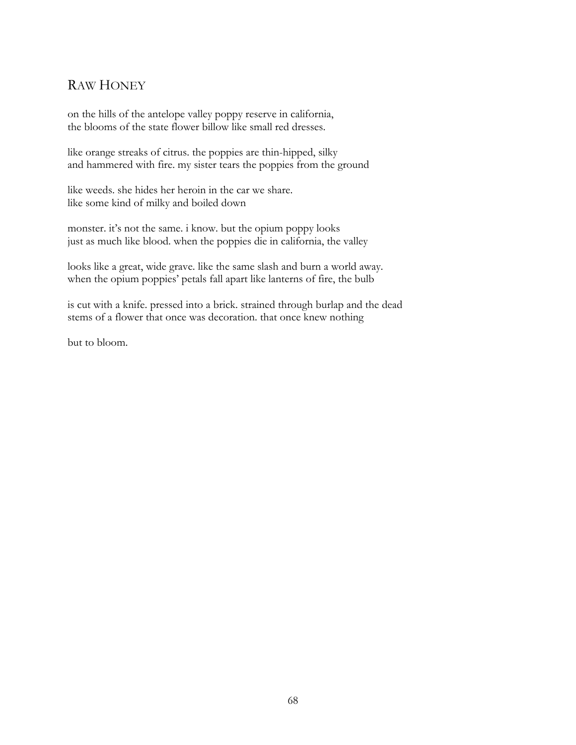## RAW HONEY

on the hills of the antelope valley poppy reserve in california,
the blooms of the state flower billow like small red dresses.

like orange streaks of citrus. the poppies are thin-hipped, silky
and hammered with fire. my sister tears the poppies from the ground

like weeds. she hides her heroin in the car we share.
like some kind of milky and boiled down

monster. it's not the same. i know. but the opium poppy looks
just as much like blood. when the poppies die in california, the valley

looks like a great, wide grave. like the same slash and burn a world away.
when the opium poppies' petals fall apart like lanterns of fire, the bulb

is cut with a knife. pressed into a brick. strained through burlap and the dead
stems of a flower that once was decoration. that once knew nothing

but to bloom.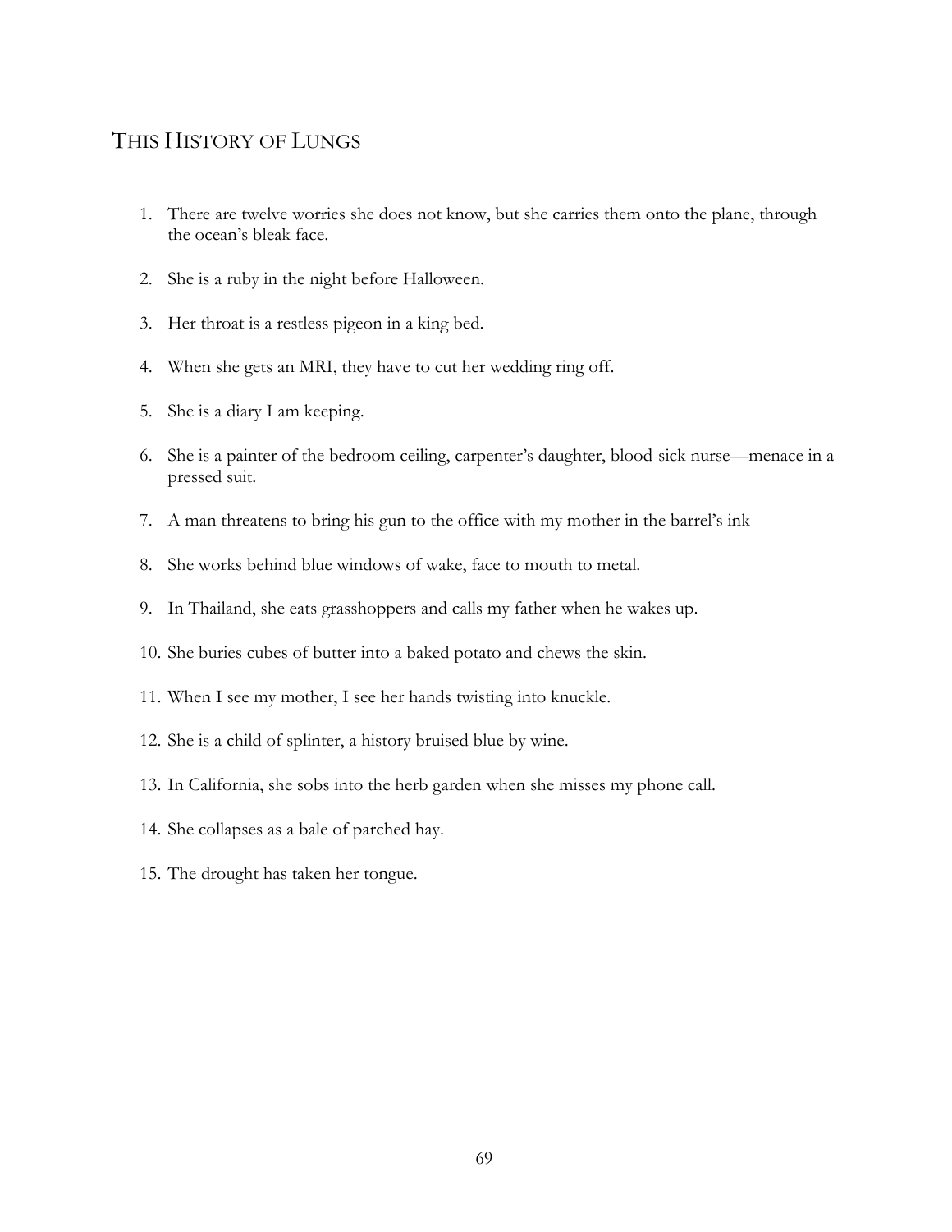## THIS HISTORY OF LUNGS

1. There are twelve worries she does not know, but she carries them onto the plane, through the ocean's bleak face.

2. She is a ruby in the night before Halloween.

3. Her throat is a restless pigeon in a king bed.

4. When she gets an MRI, they have to cut her wedding ring off.

5. She is a diary I am keeping.

6. She is a painter of the bedroom ceiling, carpenter's daughter, blood-sick nurse—menace in a pressed suit.

7. A man threatens to bring his gun to the office with my mother in the barrel's ink

8. She works behind blue windows of wake, face to mouth to metal.

9. In Thailand, she eats grasshoppers and calls my father when he wakes up.

10. She buries cubes of butter into a baked potato and chews the skin.

11. When I see my mother, I see her hands twisting into knuckle.

12. She is a child of splinter, a history bruised blue by wine.

13. In California, she sobs into the herb garden when she misses my phone call.

14. She collapses as a bale of parched hay.

15. The drought has taken her tongue.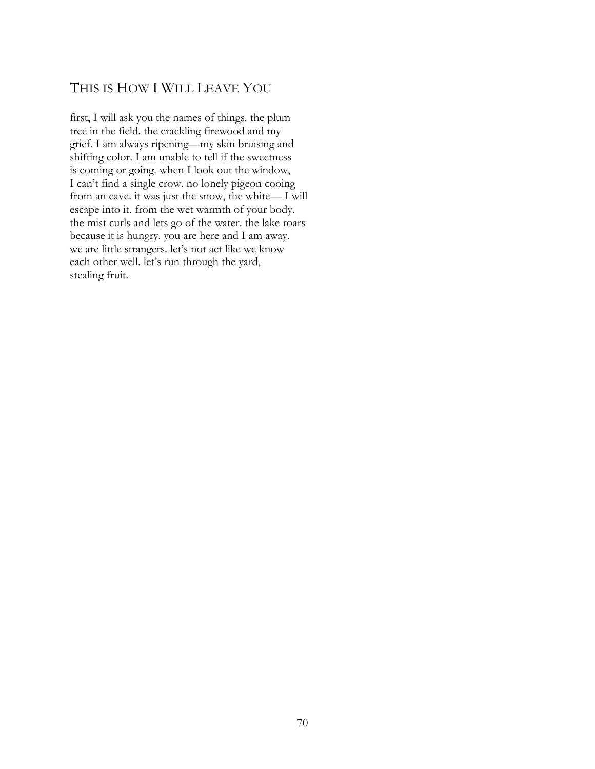## THIS IS HOW I WILL LEAVE YOU

first, I will ask you the names of things. the plum
tree in the field. the crackling firewood and my
grief. I am always ripening—my skin bruising and
shifting color. I am unable to tell if the sweetness
is coming or going. when I look out the window,
I can't find a single crow. no lonely pigeon cooing
from an eave. it was just the snow, the white— I will
escape into it. from the wet warmth of your body.
the mist curls and lets go of the water. the lake roars
because it is hungry. you are here and I am away.
we are little strangers. let's not act like we know
each other well. let's run through the yard,
stealing fruit.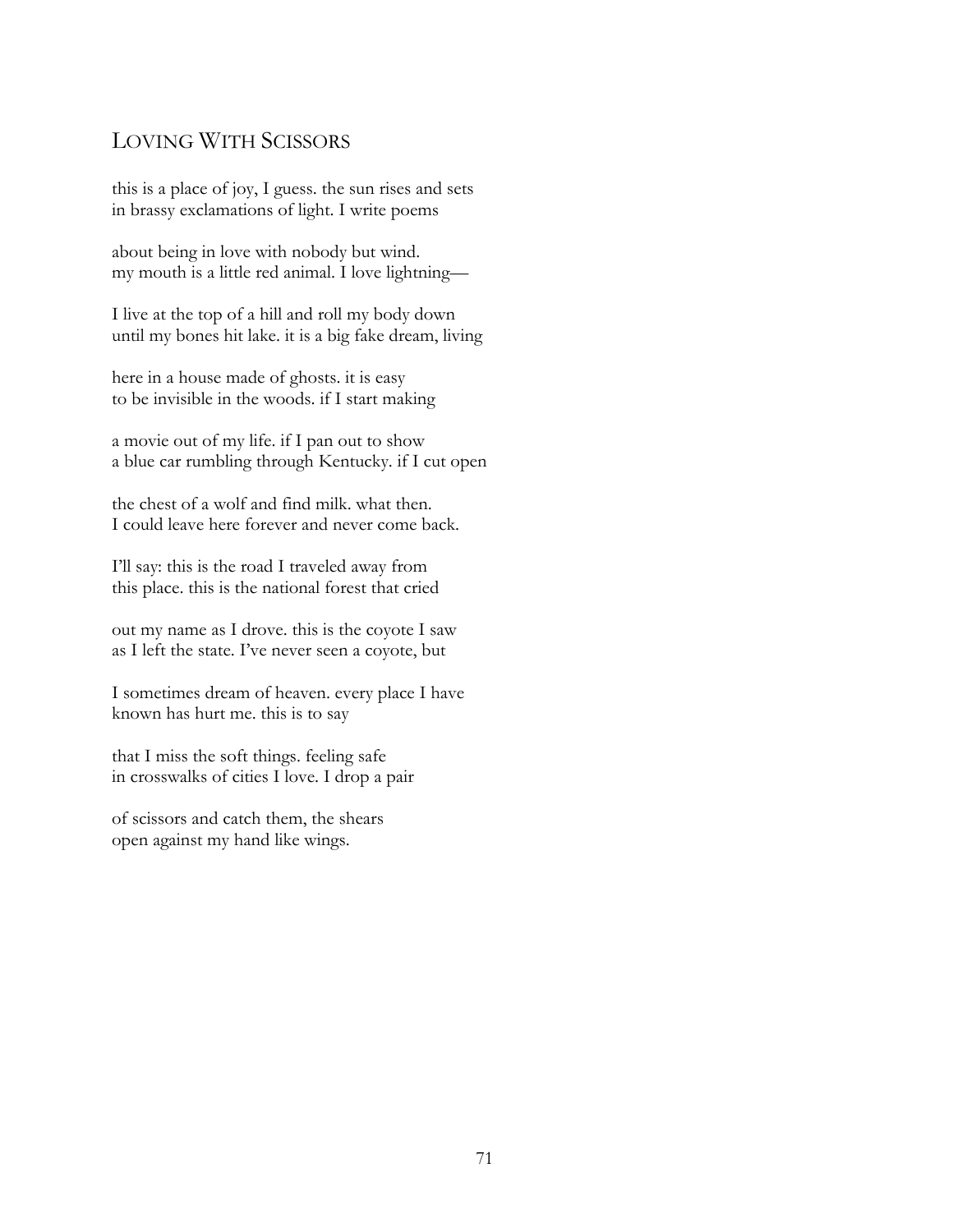## Loving With Scissors

this is a place of joy, I guess. the sun rises and sets
in brassy exclamations of light. I write poems

about being in love with nobody but wind.
my mouth is a little red animal. I love lightning—

I live at the top of a hill and roll my body down
until my bones hit lake. it is a big fake dream, living

here in a house made of ghosts. it is easy
to be invisible in the woods. if I start making

a movie out of my life. if I pan out to show
a blue car rumbling through Kentucky. if I cut open

the chest of a wolf and find milk. what then.
I could leave here forever and never come back.

I'll say: this is the road I traveled away from
this place. this is the national forest that cried

out my name as I drove. this is the coyote I saw
as I left the state. I've never seen a coyote, but

I sometimes dream of heaven. every place I have
known has hurt me. this is to say

that I miss the soft things. feeling safe
in crosswalks of cities I love. I drop a pair

of scissors and catch them, the shears
open against my hand like wings.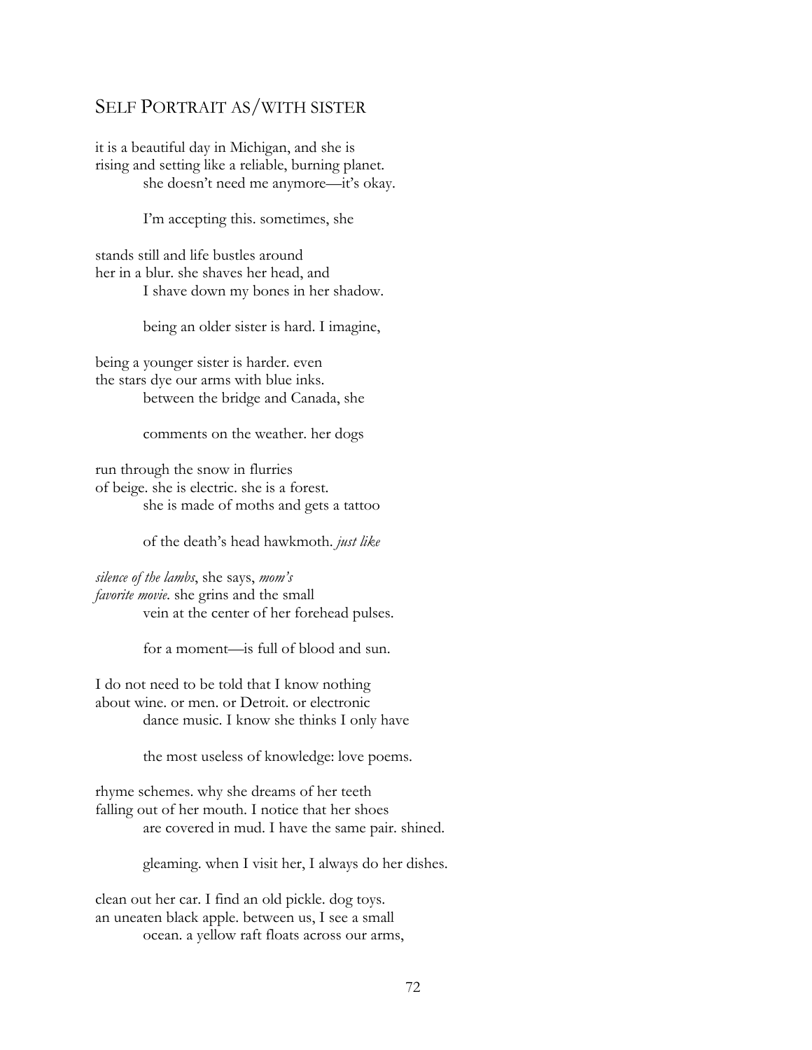## Self Portrait as/with sister

it is a beautiful day in Michigan, and she is
rising and setting like a reliable, burning planet.
          she doesn't need me anymore—it's okay.

          I'm accepting this. sometimes, she

stands still and life bustles around
her in a blur. she shaves her head, and
          I shave down my bones in her shadow.

          being an older sister is hard. I imagine,

being a younger sister is harder. even
the stars dye our arms with blue inks.
          between the bridge and Canada, she

          comments on the weather. her dogs

run through the snow in flurries
of beige. she is electric. she is a forest.
          she is made of moths and gets a tattoo

          of the death's head hawkmoth. *just like*

*silence of the lambs*, she says, *mom's*
*favorite movie*. she grins and the small
          vein at the center of her forehead pulses.

          for a moment—is full of blood and sun.

I do not need to be told that I know nothing
about wine. or men. or Detroit. or electronic
          dance music. I know she thinks I only have

          the most useless of knowledge: love poems.

rhyme schemes. why she dreams of her teeth
falling out of her mouth. I notice that her shoes
          are covered in mud. I have the same pair. shined.

          gleaming. when I visit her, I always do her dishes.

clean out her car. I find an old pickle. dog toys.
an uneaten black apple. between us, I see a small
          ocean. a yellow raft floats across our arms,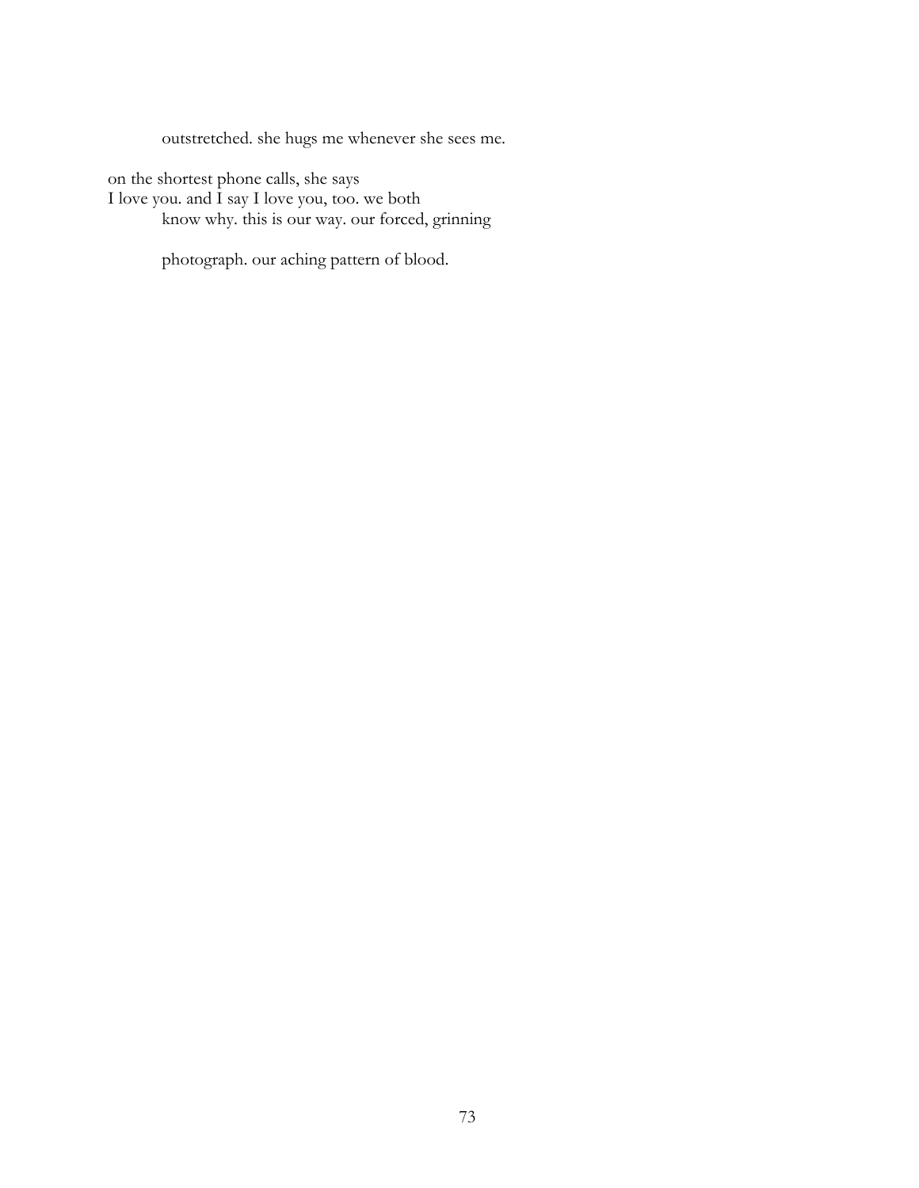outstretched. she hugs me whenever she sees me.

on the shortest phone calls, she says
I love you. and I say I love you, too. we both
know why. this is our way. our forced, grinning

photograph. our aching pattern of blood.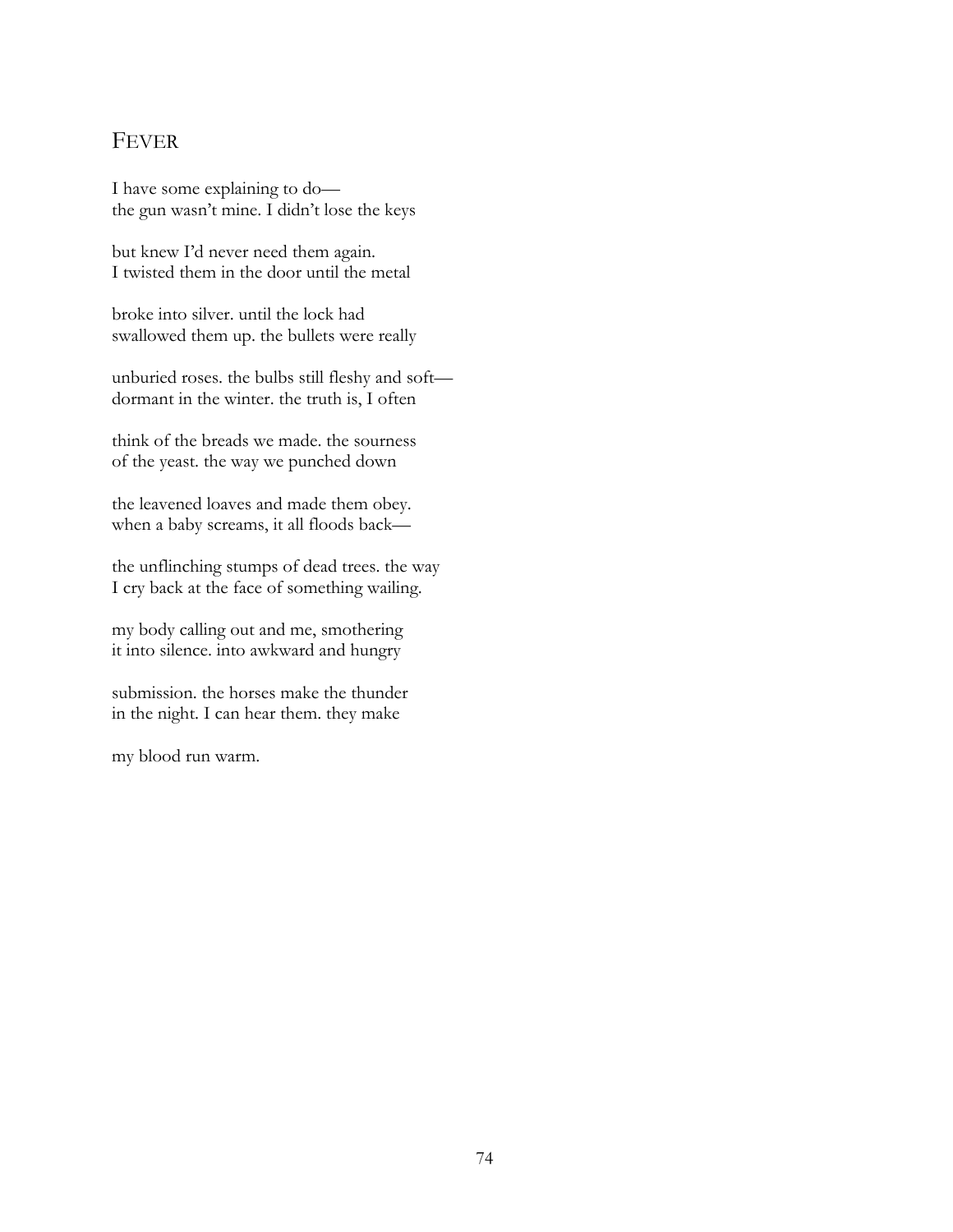## Fever

I have some explaining to do—
the gun wasn't mine. I didn't lose the keys

but knew I'd never need them again.
I twisted them in the door until the metal

broke into silver. until the lock had
swallowed them up. the bullets were really

unburied roses. the bulbs still fleshy and soft—
dormant in the winter. the truth is, I often

think of the breads we made. the sourness
of the yeast. the way we punched down

the leavened loaves and made them obey.
when a baby screams, it all floods back—

the unflinching stumps of dead trees. the way
I cry back at the face of something wailing.

my body calling out and me, smothering
it into silence. into awkward and hungry

submission. the horses make the thunder
in the night. I can hear them. they make

my blood run warm.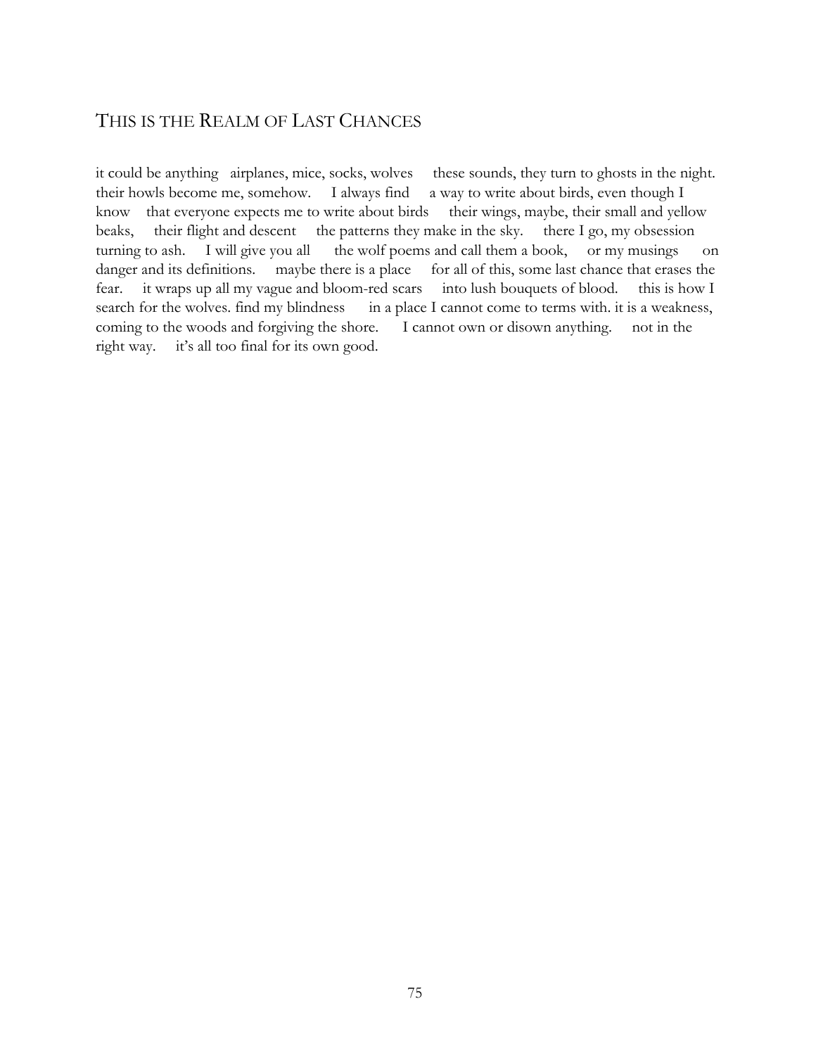## THIS IS THE REALM OF LAST CHANCES

it could be anything   airplanes, mice, socks, wolves     these sounds, they turn to ghosts in the night. their howls become me, somehow.     I always find     a way to write about birds, even though I know    that everyone expects me to write about birds     their wings, maybe, their small and yellow beaks,     their flight and descent     the patterns they make in the sky.     there I go, my obsession turning to ash.     I will give you all      the wolf poems and call them a book,     or my musings      on danger and its definitions.     maybe there is a place     for all of this, some last chance that erases the fear.     it wraps up all my vague and bloom-red scars     into lush bouquets of blood.     this is how I search for the wolves. find my blindness      in a place I cannot come to terms with. it is a weakness, coming to the woods and forgiving the shore.      I cannot own or disown anything.     not in the right way.     it's all too final for its own good.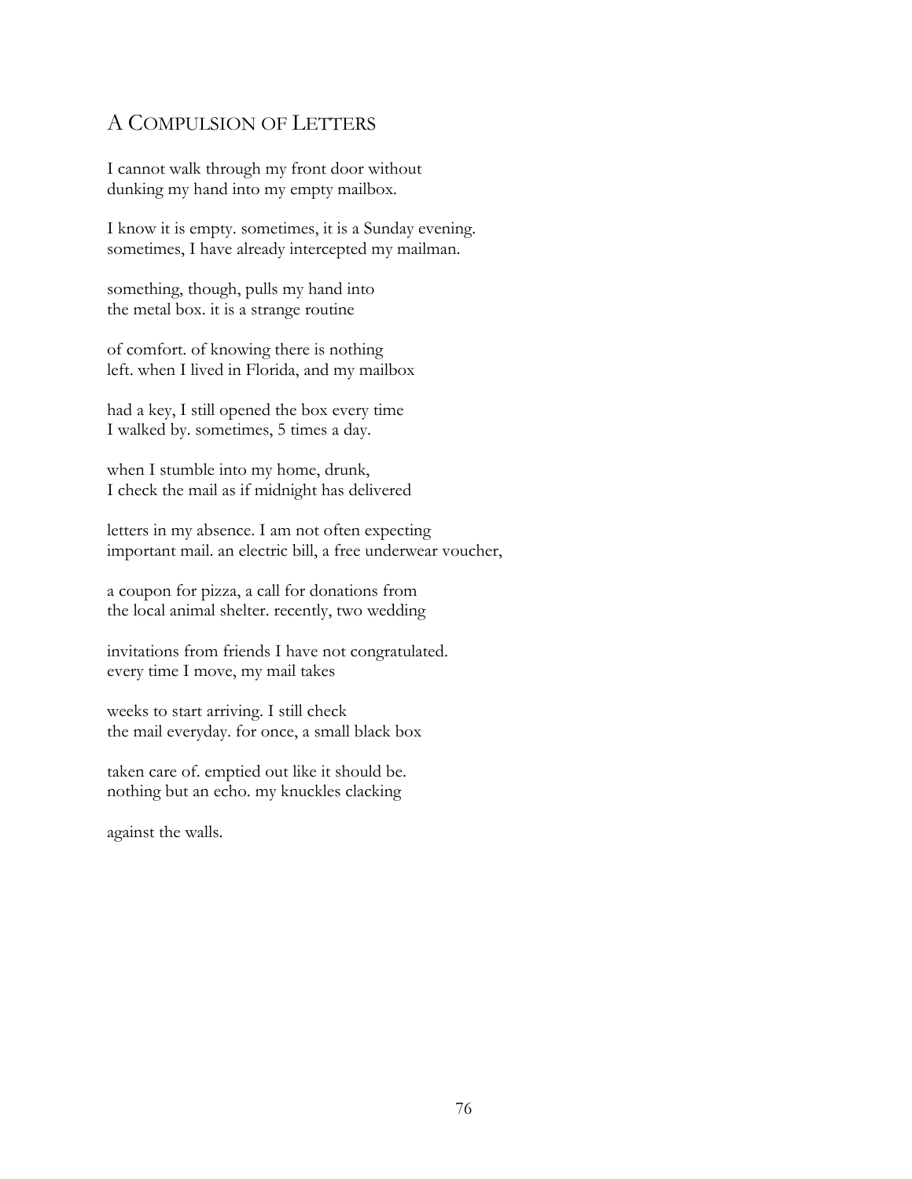## A Compulsion of Letters

I cannot walk through my front door without  
dunking my hand into my empty mailbox.

I know it is empty. sometimes, it is a Sunday evening.  
sometimes, I have already intercepted my mailman.

something, though, pulls my hand into  
the metal box. it is a strange routine

of comfort. of knowing there is nothing  
left. when I lived in Florida, and my mailbox

had a key, I still opened the box every time  
I walked by. sometimes, 5 times a day.

when I stumble into my home, drunk,  
I check the mail as if midnight has delivered

letters in my absence. I am not often expecting  
important mail. an electric bill, a free underwear voucher,

a coupon for pizza, a call for donations from  
the local animal shelter. recently, two wedding

invitations from friends I have not congratulated.  
every time I move, my mail takes

weeks to start arriving. I still check  
the mail everyday. for once, a small black box

taken care of. emptied out like it should be.  
nothing but an echo. my knuckles clacking

against the walls.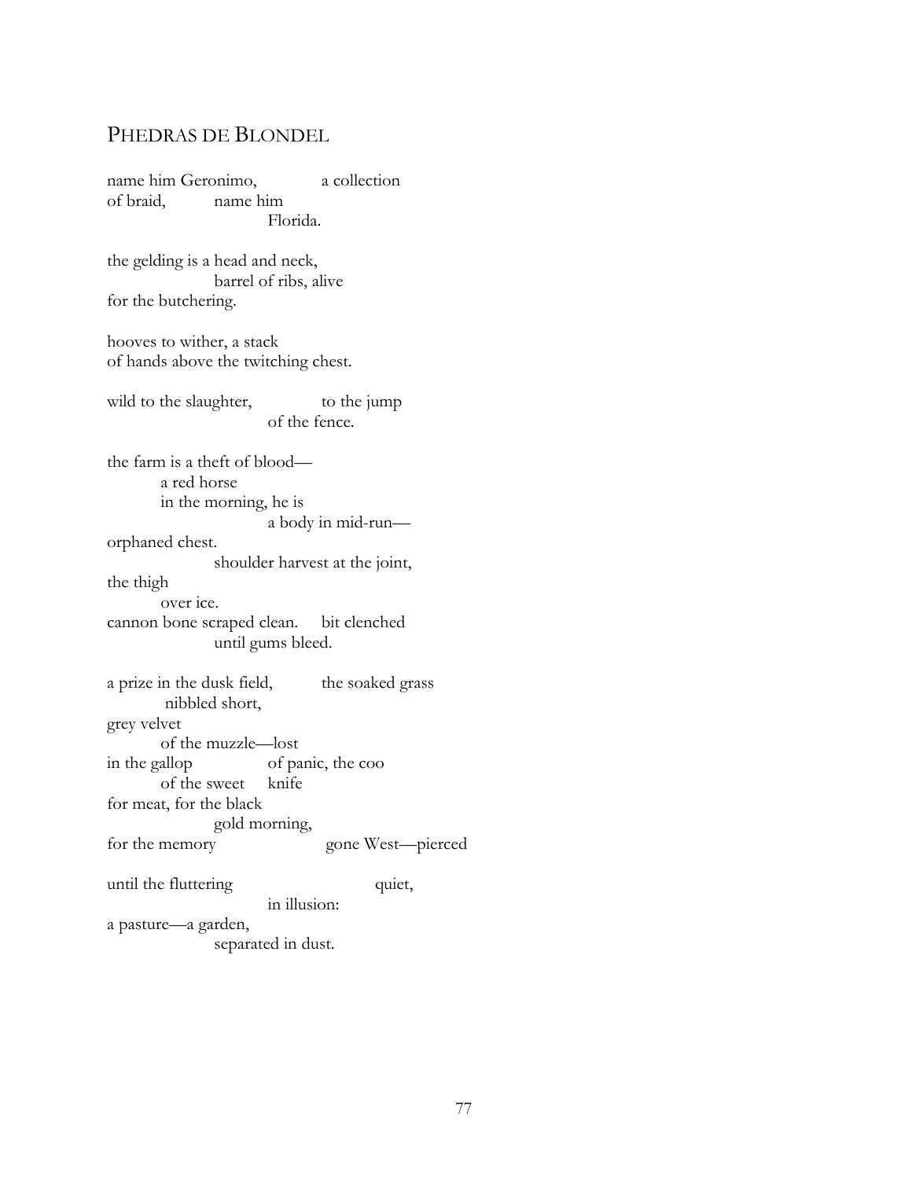## PHEDRAS DE BLONDEL

name him Geronimo,            a collection  
of braid,        name him  
                        Florida.

the gelding is a head and neck,  
                barrel of ribs, alive  
for the butchering.

hooves to wither, a stack  
of hands above the twitching chest.

wild to the slaughter,            to the jump  
                        of the fence.

the farm is a theft of blood—  
        a red horse  
        in the morning, he is  
                        a body in mid-run—  
orphaned chest.  
                shoulder harvest at the joint,  
the thigh  
        over ice.  
cannon bone scraped clean.     bit clenched  
                until gums bleed.

a prize in the dusk field,          the soaked grass  
         nibbled short,  
grey velvet  
        of the muzzle—lost  
in the gallop            of panic, the coo  
        of the sweet     knife  
for meat, for the black  
                gold morning,  
for the memory                    gone West—pierced

until the fluttering                        quiet,  
                        in illusion:  
a pasture—a garden,  
                separated in dust.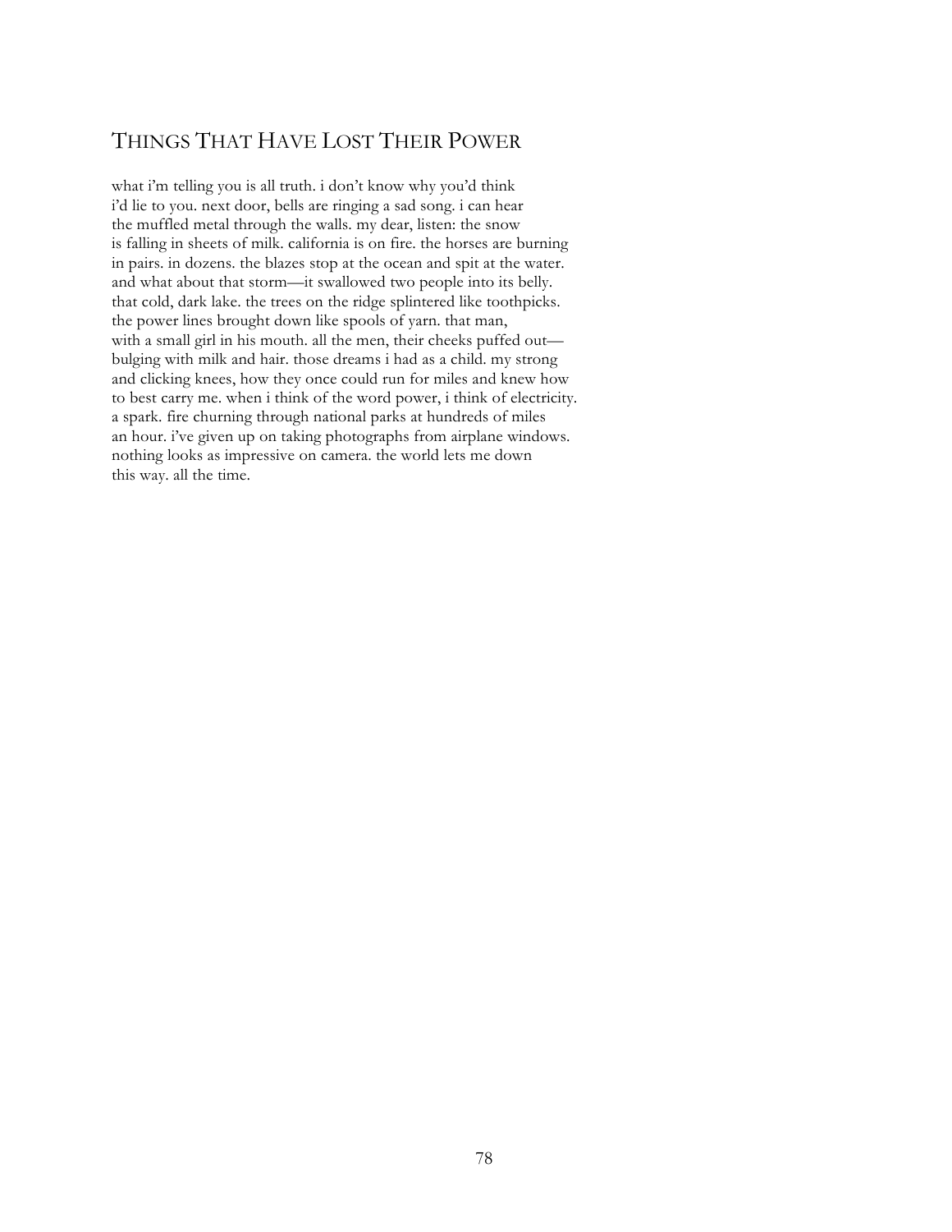# Things That Have Lost Their Power

what i'm telling you is all truth. i don't know why you'd think
i'd lie to you. next door, bells are ringing a sad song. i can hear
the muffled metal through the walls. my dear, listen: the snow
is falling in sheets of milk. california is on fire. the horses are burning
in pairs. in dozens. the blazes stop at the ocean and spit at the water.
and what about that storm—it swallowed two people into its belly.
that cold, dark lake. the trees on the ridge splintered like toothpicks.
the power lines brought down like spools of yarn. that man,
with a small girl in his mouth. all the men, their cheeks puffed out—
bulging with milk and hair. those dreams i had as a child. my strong
and clicking knees, how they once could run for miles and knew how
to best carry me. when i think of the word power, i think of electricity.
a spark. fire churning through national parks at hundreds of miles
an hour. i've given up on taking photographs from airplane windows.
nothing looks as impressive on camera. the world lets me down
this way. all the time.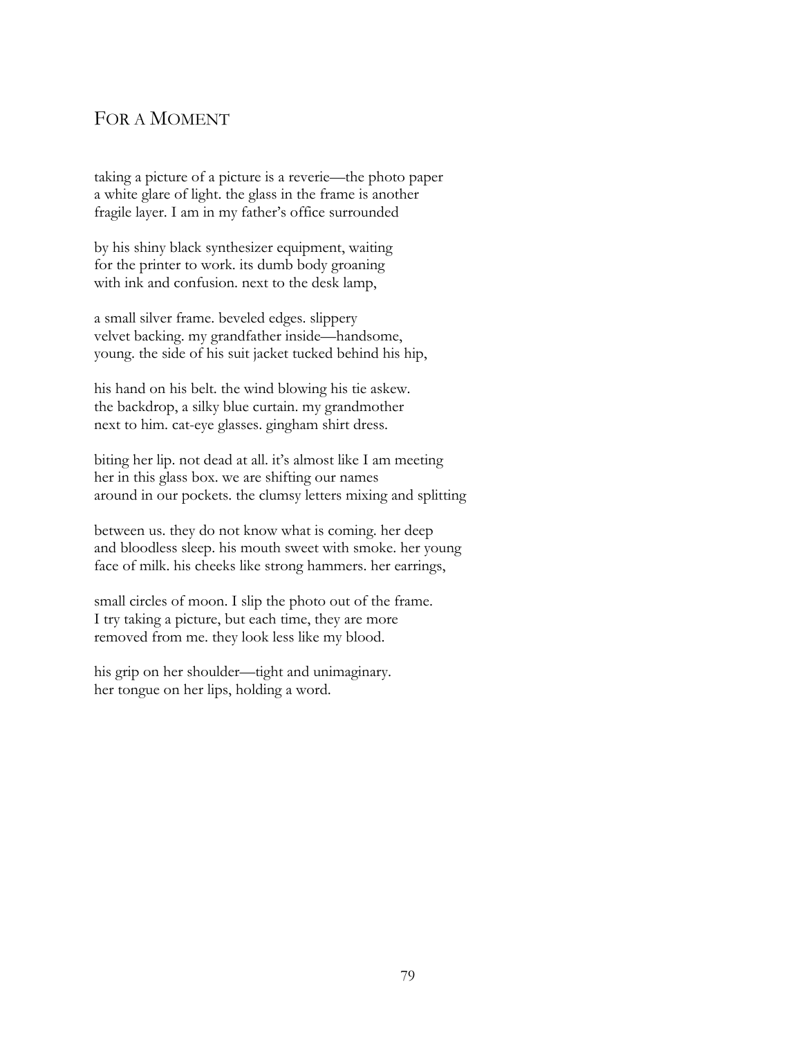# For a Moment

taking a picture of a picture is a reverie—the photo paper
a white glare of light. the glass in the frame is another
fragile layer. I am in my father's office surrounded

by his shiny black synthesizer equipment, waiting
for the printer to work. its dumb body groaning
with ink and confusion. next to the desk lamp,

a small silver frame. beveled edges. slippery
velvet backing. my grandfather inside—handsome,
young. the side of his suit jacket tucked behind his hip,

his hand on his belt. the wind blowing his tie askew.
the backdrop, a silky blue curtain. my grandmother
next to him. cat-eye glasses. gingham shirt dress.

biting her lip. not dead at all. it's almost like I am meeting
her in this glass box. we are shifting our names
around in our pockets. the clumsy letters mixing and splitting

between us. they do not know what is coming. her deep
and bloodless sleep. his mouth sweet with smoke. her young
face of milk. his cheeks like strong hammers. her earrings,

small circles of moon. I slip the photo out of the frame.
I try taking a picture, but each time, they are more
removed from me. they look less like my blood.

his grip on her shoulder—tight and unimaginary.
her tongue on her lips, holding a word.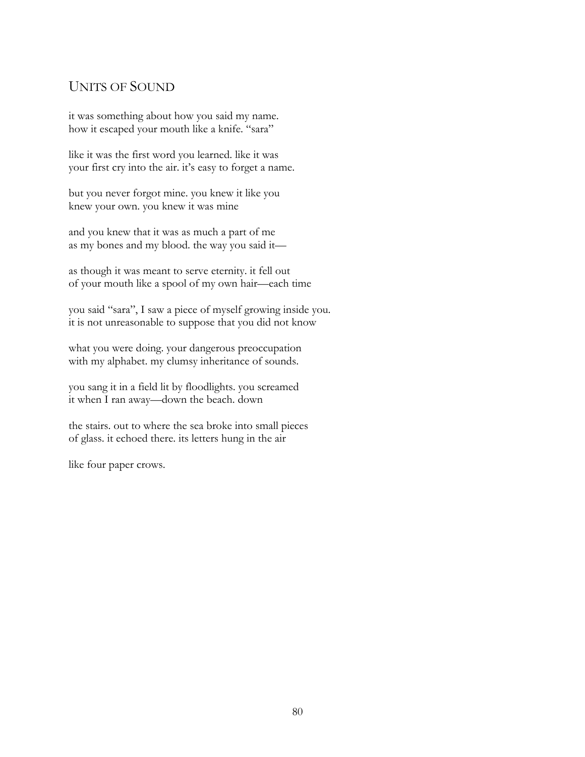## UNITS OF SOUND

it was something about how you said my name.
how it escaped your mouth like a knife. "sara"

like it was the first word you learned. like it was
your first cry into the air. it's easy to forget a name.

but you never forgot mine. you knew it like you
knew your own. you knew it was mine

and you knew that it was as much a part of me
as my bones and my blood. the way you said it—

as though it was meant to serve eternity. it fell out
of your mouth like a spool of my own hair—each time

you said "sara", I saw a piece of myself growing inside you.
it is not unreasonable to suppose that you did not know

what you were doing. your dangerous preoccupation
with my alphabet. my clumsy inheritance of sounds.

you sang it in a field lit by floodlights. you screamed
it when I ran away—down the beach. down

the stairs. out to where the sea broke into small pieces
of glass. it echoed there. its letters hung in the air

like four paper crows.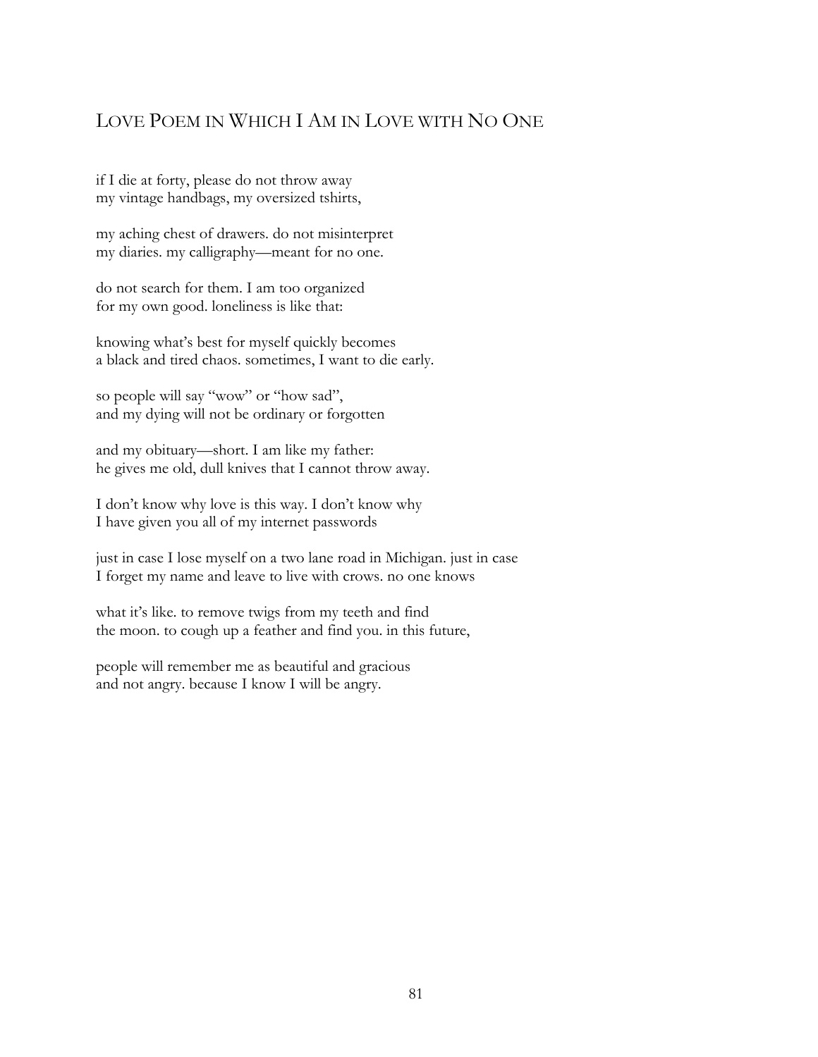## LOVE POEM IN WHICH I AM IN LOVE WITH NO ONE

if I die at forty, please do not throw away
my vintage handbags, my oversized tshirts,

my aching chest of drawers. do not misinterpret
my diaries. my calligraphy—meant for no one.

do not search for them. I am too organized
for my own good. loneliness is like that:

knowing what's best for myself quickly becomes
a black and tired chaos. sometimes, I want to die early.

so people will say "wow" or "how sad",
and my dying will not be ordinary or forgotten

and my obituary—short. I am like my father:
he gives me old, dull knives that I cannot throw away.

I don't know why love is this way. I don't know why
I have given you all of my internet passwords

just in case I lose myself on a two lane road in Michigan. just in case
I forget my name and leave to live with crows. no one knows

what it's like. to remove twigs from my teeth and find
the moon. to cough up a feather and find you. in this future,

people will remember me as beautiful and gracious
and not angry. because I know I will be angry.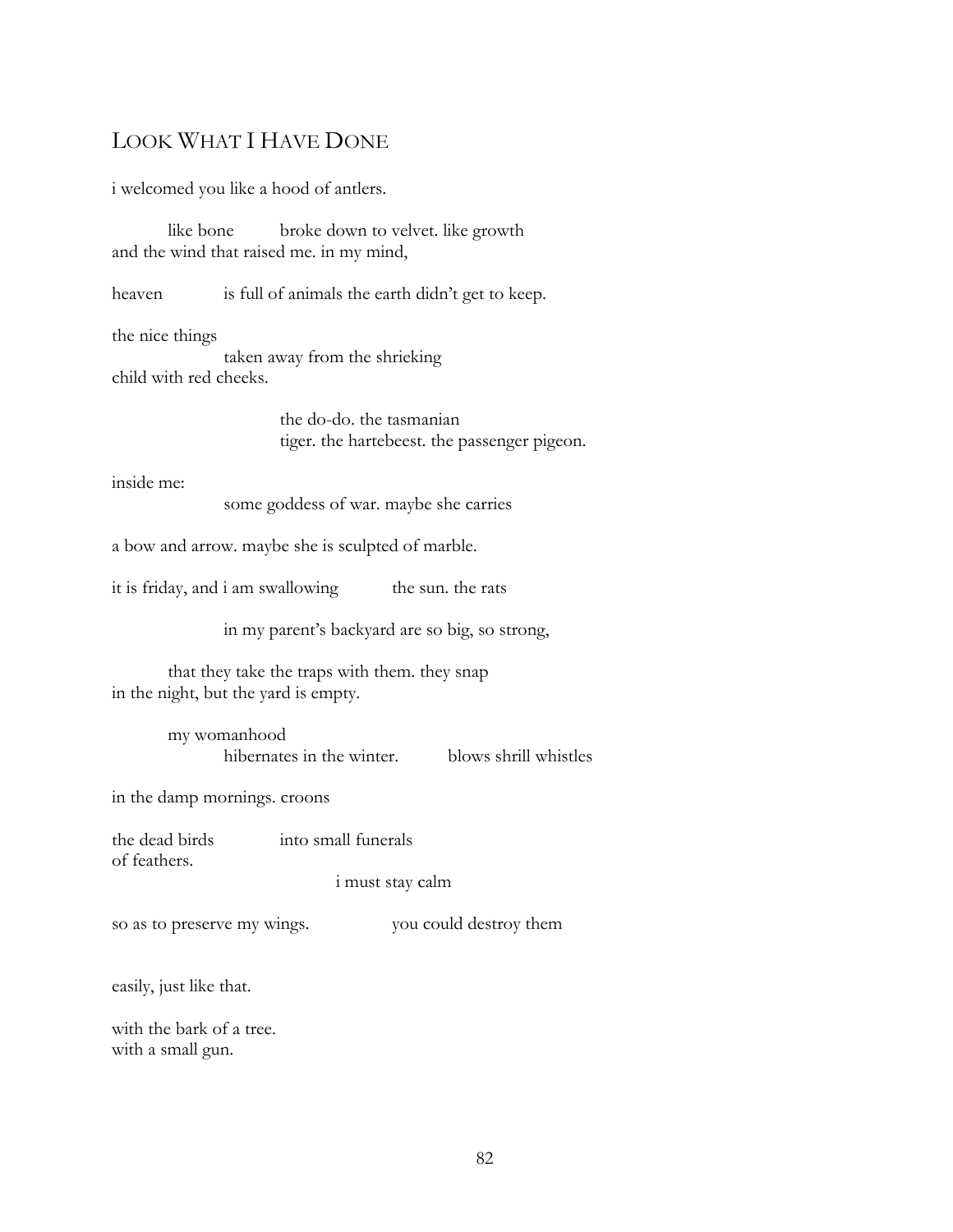## LOOK WHAT I HAVE DONE

i welcomed you like a hood of antlers.

&nbsp;&nbsp;&nbsp;&nbsp;&nbsp;&nbsp;&nbsp;&nbsp;like bone&nbsp;&nbsp;&nbsp;&nbsp;&nbsp;&nbsp;&nbsp;&nbsp;broke down to velvet. like growth
and the wind that raised me. in my mind,

heaven&nbsp;&nbsp;&nbsp;&nbsp;&nbsp;&nbsp;&nbsp;&nbsp;is full of animals the earth didn't get to keep.

the nice things
&nbsp;&nbsp;&nbsp;&nbsp;&nbsp;&nbsp;&nbsp;&nbsp;&nbsp;&nbsp;&nbsp;&nbsp;&nbsp;&nbsp;&nbsp;&nbsp;taken away from the shrieking
child with red cheeks.

&nbsp;&nbsp;&nbsp;&nbsp;&nbsp;&nbsp;&nbsp;&nbsp;&nbsp;&nbsp;&nbsp;&nbsp;&nbsp;&nbsp;&nbsp;&nbsp;&nbsp;&nbsp;&nbsp;&nbsp;&nbsp;&nbsp;&nbsp;&nbsp;the do-do. the tasmanian
&nbsp;&nbsp;&nbsp;&nbsp;&nbsp;&nbsp;&nbsp;&nbsp;&nbsp;&nbsp;&nbsp;&nbsp;&nbsp;&nbsp;&nbsp;&nbsp;&nbsp;&nbsp;&nbsp;&nbsp;&nbsp;&nbsp;&nbsp;&nbsp;tiger. the hartebeest. the passenger pigeon.

inside me:
&nbsp;&nbsp;&nbsp;&nbsp;&nbsp;&nbsp;&nbsp;&nbsp;&nbsp;&nbsp;&nbsp;&nbsp;&nbsp;&nbsp;&nbsp;&nbsp;some goddess of war. maybe she carries

a bow and arrow. maybe she is sculpted of marble.

it is friday, and i am swallowing&nbsp;&nbsp;&nbsp;&nbsp;&nbsp;&nbsp;&nbsp;&nbsp;the sun. the rats

&nbsp;&nbsp;&nbsp;&nbsp;&nbsp;&nbsp;&nbsp;&nbsp;&nbsp;&nbsp;&nbsp;&nbsp;&nbsp;&nbsp;&nbsp;&nbsp;in my parent's backyard are so big, so strong,

&nbsp;&nbsp;&nbsp;&nbsp;&nbsp;&nbsp;&nbsp;&nbsp;that they take the traps with them. they snap
in the night, but the yard is empty.

&nbsp;&nbsp;&nbsp;&nbsp;&nbsp;&nbsp;&nbsp;&nbsp;my womanhood
&nbsp;&nbsp;&nbsp;&nbsp;&nbsp;&nbsp;&nbsp;&nbsp;&nbsp;&nbsp;&nbsp;&nbsp;&nbsp;&nbsp;&nbsp;&nbsp;hibernates in the winter.&nbsp;&nbsp;&nbsp;&nbsp;&nbsp;&nbsp;&nbsp;&nbsp;blows shrill whistles

in the damp mornings. croons

the dead birds&nbsp;&nbsp;&nbsp;&nbsp;&nbsp;&nbsp;&nbsp;&nbsp;into small funerals
of feathers.
&nbsp;&nbsp;&nbsp;&nbsp;&nbsp;&nbsp;&nbsp;&nbsp;&nbsp;&nbsp;&nbsp;&nbsp;&nbsp;&nbsp;&nbsp;&nbsp;&nbsp;&nbsp;&nbsp;&nbsp;&nbsp;&nbsp;&nbsp;&nbsp;&nbsp;&nbsp;&nbsp;&nbsp;&nbsp;&nbsp;&nbsp;&nbsp;i must stay calm

so as to preserve my wings.&nbsp;&nbsp;&nbsp;&nbsp;&nbsp;&nbsp;&nbsp;&nbsp;you could destroy them

easily, just like that.

with the bark of a tree.
with a small gun.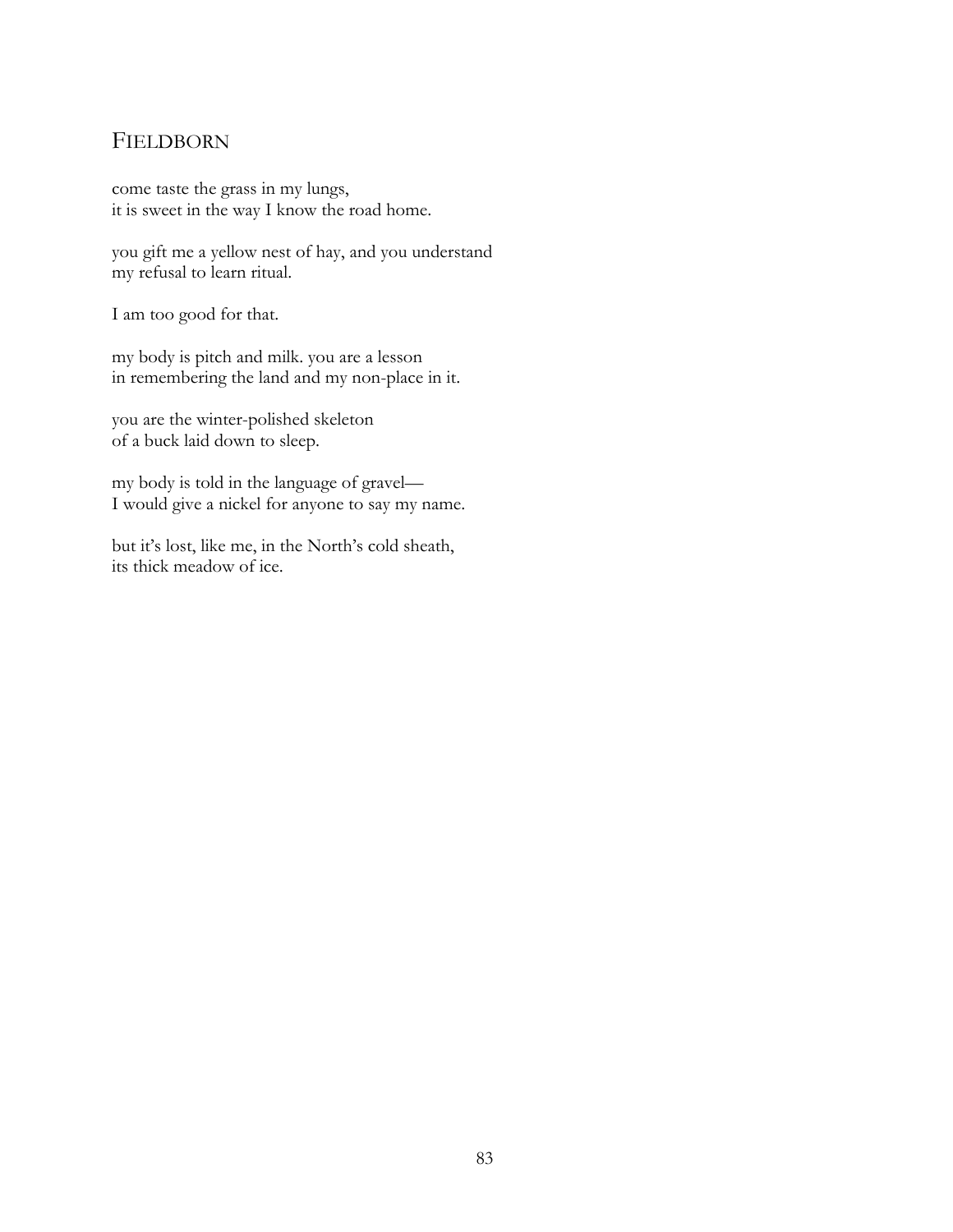## Fieldborn

come taste the grass in my lungs,
it is sweet in the way I know the road home.

you gift me a yellow nest of hay, and you understand
my refusal to learn ritual.

I am too good for that.

my body is pitch and milk. you are a lesson
in remembering the land and my non-place in it.

you are the winter-polished skeleton
of a buck laid down to sleep.

my body is told in the language of gravel—
I would give a nickel for anyone to say my name.

but it's lost, like me, in the North's cold sheath,
its thick meadow of ice.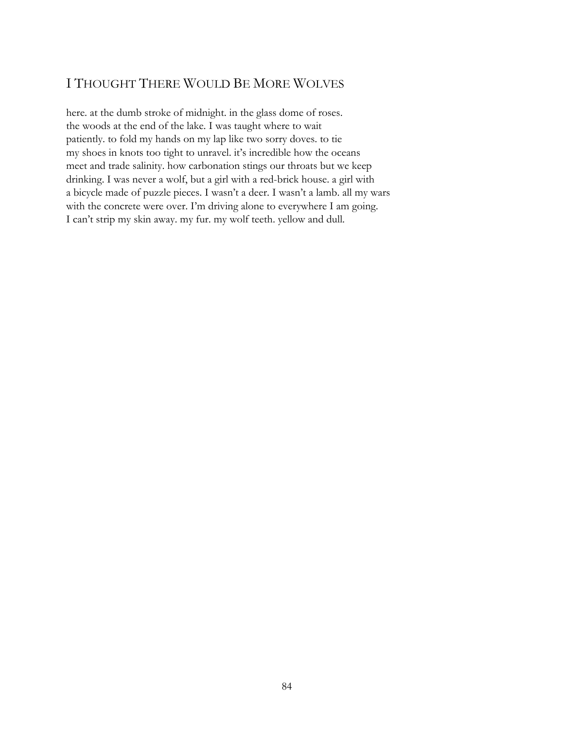## I Thought There Would Be More Wolves

here. at the dumb stroke of midnight. in the glass dome of roses.  
the woods at the end of the lake. I was taught where to wait  
patiently. to fold my hands on my lap like two sorry doves. to tie  
my shoes in knots too tight to unravel. it's incredible how the oceans  
meet and trade salinity. how carbonation stings our throats but we keep  
drinking. I was never a wolf, but a girl with a red-brick house. a girl with  
a bicycle made of puzzle pieces. I wasn't a deer. I wasn't a lamb. all my wars  
with the concrete were over. I'm driving alone to everywhere I am going.  
I can't strip my skin away. my fur. my wolf teeth. yellow and dull.